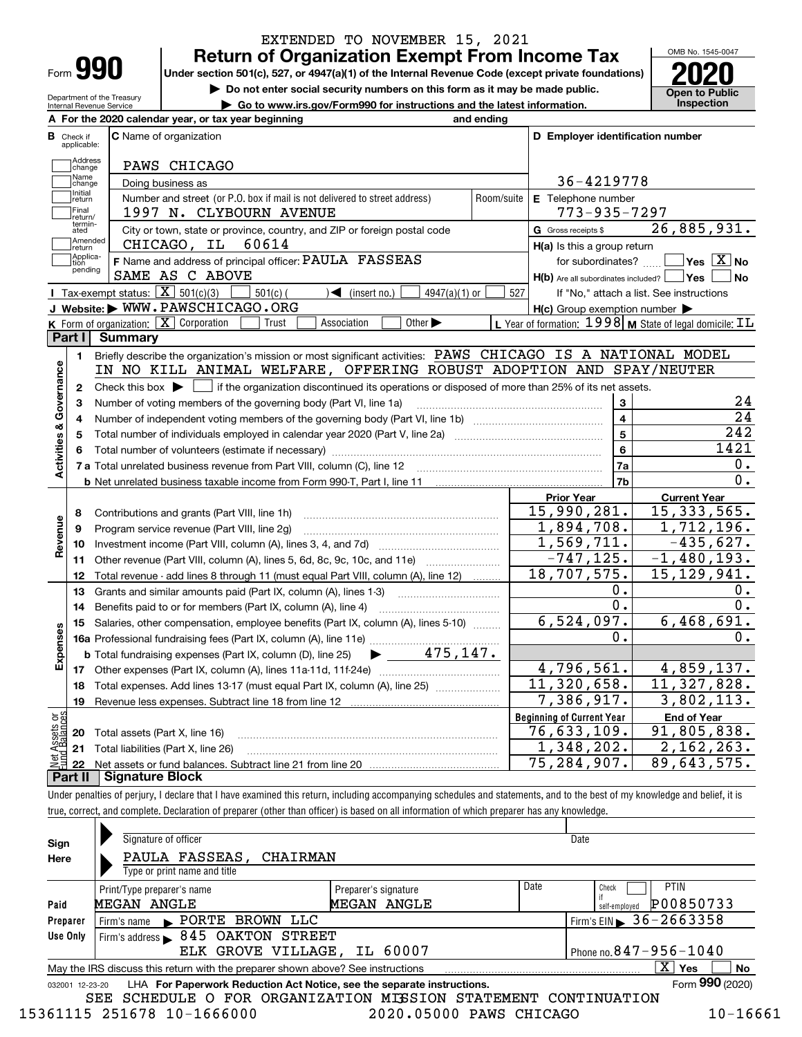EXTENDED TO NOVEMBER 15, 2021

# Form 990 — Return of Organization Exempt From Income Tax

Under section 501(c), 527, or 4947(a)(1) of the Internal Revenue Code (except private foundations)

▶ Do not enter social security numbers on this form as it may be made public.

▶ Go to www.irs.gov/Form990 for instructions and the latest information.

Department of the Treasury Internal Revenue Service

OMB No. 1545-0047

**2020**

**Open to Public Inspection**

**A** For the 2020 calendar year, or tax year beginning and ending

**B** Check if applicable: Address change, Name change, Initial return, Final return/terminated, Amended return, Application pending

**C** Name of organization: PAWS CHICAGO

Doing business as

Number and street (or P.O. box if mail is not delivered to street address): 1997 N. CLYBOURN AVENUE — Room/suite

City or town, state or province, country, and ZIP or foreign postal code: CHICAGO, IL 60614

**D** Employer identification number: 36-4219778

**E** Telephone number: 773-935-7297

**G** Gross receipts $ 26,885,931.

**F** Name and address of principal officer: PAULA FASSEAS, SAME AS C ABOVE

**H(a)** Is this a group return for subordinates? ☐ Yes ☒ No

**H(b)** Are all subordinates included? ☐ Yes ☐ No — If "No," attach a list. See instructions

**H(c)** Group exemption number ▶

**I** Tax-exempt status: ☒ 501(c)(3) ☐ 501(c) ( ) ◀ (insert no.) ☐ 4947(a)(1) or ☐ 527

**J** Website: ▶ WWW.PAWSCHICAGO.ORG

**K** Form of organization: ☒ Corporation ☐ Trust ☐ Association ☐ Other ▶

**L** Year of formation: 1998 **M** State of legal domicile: IL

## Part I Summary

**Activities & Governance**

1. Briefly describe the organization's mission or most significant activities: PAWS CHICAGO IS A NATIONAL MODEL IN NO KILL ANIMAL WELFARE, OFFERING ROBUST ADOPTION AND SPAY/NEUTER
2. Check this box ▶ ☐ if the organization discontinued its operations or disposed of more than 25% of its net assets.

| | | | |
|---|---|---|---|
| 3 | Number of voting members of the governing body (Part VI, line 1a) | 3 | 24 |
| 4 | Number of independent voting members of the governing body (Part VI, line 1b) | 4 | 24 |
| 5 | Total number of individuals employed in calendar year 2020 (Part V, line 2a) | 5 | 242 |
| 6 | Total number of volunteers (estimate if necessary) | 6 | 1421 |
| 7a | Total unrelated business revenue from Part VIII, column (C), line 12 | 7a | 0. |
| b | Net unrelated business taxable income from Form 990-T, Part I, line 11 | 7b | 0. |

| | | Prior Year | Current Year |
|---|---|---|---|
| **Revenue** | | | |
| 8 | Contributions and grants (Part VIII, line 1h) | 15,990,281. | 15,333,565. |
| 9 | Program service revenue (Part VIII, line 2g) | 1,894,708. | 1,712,196. |
| 10 | Investment income (Part VIII, column (A), lines 3, 4, and 7d) | 1,569,711. | -435,627. |
| 11 | Other revenue (Part VIII, column (A), lines 5, 6d, 8c, 9c, 10c, and 11e) | -747,125. | -1,480,193. |
| 12 | Total revenue - add lines 8 through 11 (must equal Part VIII, column (A), line 12) | 18,707,575. | 15,129,941. |
| **Expenses** | | | |
| 13 | Grants and similar amounts paid (Part IX, column (A), lines 1-3) | 0. | 0. |
| 14 | Benefits paid to or for members (Part IX, column (A), line 4) | 0. | 0. |
| 15 | Salaries, other compensation, employee benefits (Part IX, column (A), lines 5-10) | 6,524,097. | 6,468,691. |
| 16a | Professional fundraising fees (Part IX, column (A), line 11e) | 0. | 0. |
| b | Total fundraising expenses (Part IX, column (D), line 25) ▶ 475,147. | | |
| 17 | Other expenses (Part IX, column (A), lines 11a-11d, 11f-24e) | 4,796,561. | 4,859,137. |
| 18 | Total expenses. Add lines 13-17 (must equal Part IX, column (A), line 25) | 11,320,658. | 11,327,828. |
| 19 | Revenue less expenses. Subtract line 18 from line 12 | 7,386,917. | 3,802,113. |

| | | Beginning of Current Year | End of Year |
|---|---|---|---|
| **Net Assets or Fund Balances** | | | |
| 20 | Total assets (Part X, line 16) | 76,633,109. | 91,805,838. |
| 21 | Total liabilities (Part X, line 26) | 1,348,202. | 2,162,263. |
| 22 | Net assets or fund balances. Subtract line 21 from line 20 | 75,284,907. | 89,643,575. |

## Part II Signature Block

Under penalties of perjury, I declare that I have examined this return, including accompanying schedules and statements, and to the best of my knowledge and belief, it is true, correct, and complete. Declaration of preparer (other than officer) is based on all information of which preparer has any knowledge.

**Sign Here**

Signature of officer — Date

PAULA FASSEAS, CHAIRMAN

Type or print name and title

**Paid Preparer Use Only**

| Print/Type preparer's name | Preparer's signature | Date | Check if self-employed | PTIN |
|---|---|---|---|---|
| MEGAN ANGLE | MEGAN ANGLE | | ☐ | P00850733 |

Firm's name ▶ PORTE BROWN LLC — Firm's EIN ▶ 36-2663358

Firm's address ▶ 845 OAKTON STREET, ELK GROVE VILLAGE, IL 60007 — Phone no. 847-956-1040

May the IRS discuss this return with the preparer shown above? See instructions ☒ Yes ☐ No

032001 12-23-20 LHA For Paperwork Reduction Act Notice, see the separate instructions. Form **990** (2020)

SEE SCHEDULE O FOR ORGANIZATION MISSION STATEMENT CONTINUATION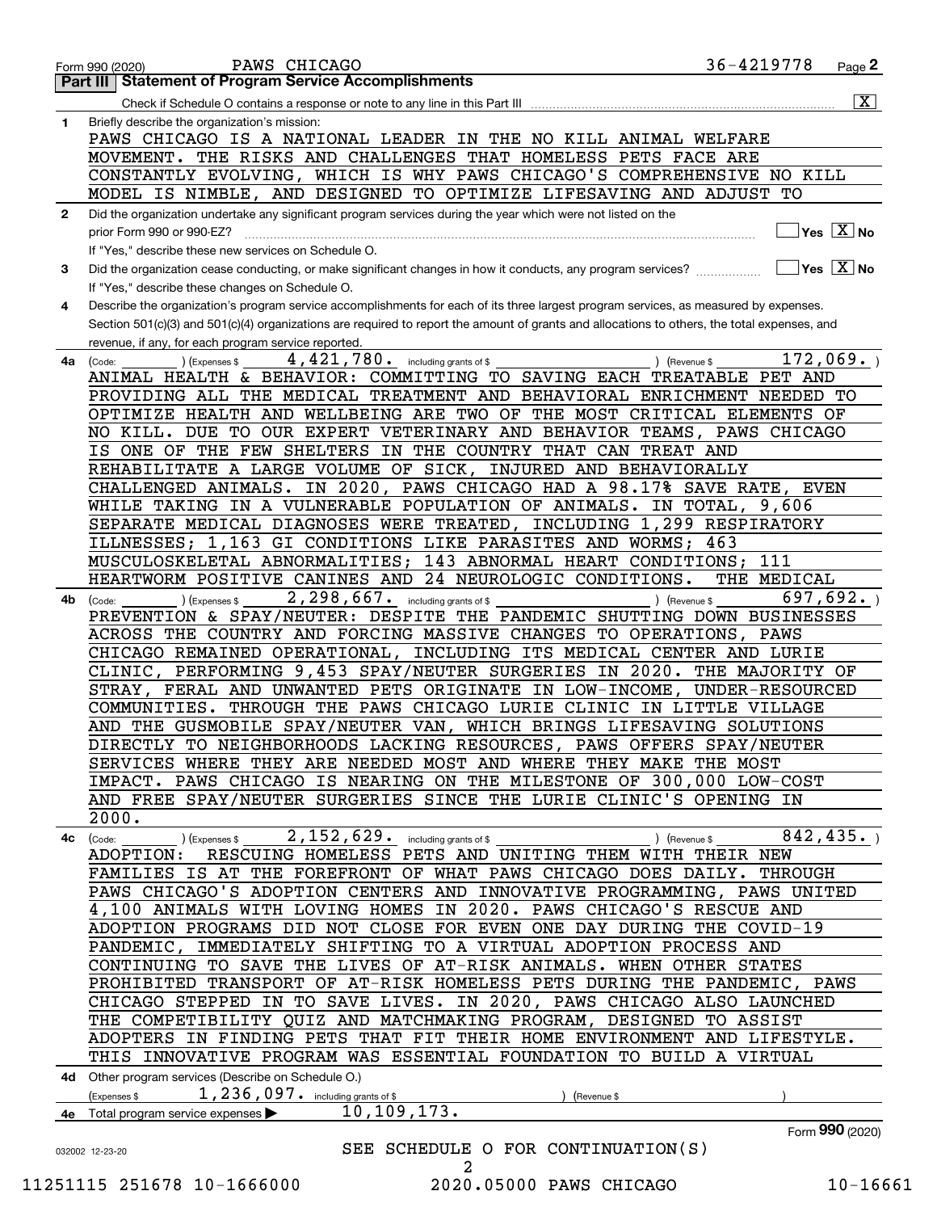Form 990 (2020) PAWS CHICAGO 36-4219778 Page **2**

## Part III Statement of Program Service Accomplishments

Check if Schedule O contains a response or note to any line in this Part III .................... [X]

**1** Briefly describe the organization's mission:

PAWS CHICAGO IS A NATIONAL LEADER IN THE NO KILL ANIMAL WELFARE MOVEMENT. THE RISKS AND CHALLENGES THAT HOMELESS PETS FACE ARE CONSTANTLY EVOLVING, WHICH IS WHY PAWS CHICAGO'S COMPREHENSIVE NO KILL MODEL IS NIMBLE, AND DESIGNED TO OPTIMIZE LIFESAVING AND ADJUST TO

**2** Did the organization undertake any significant program services during the year which were not listed on the prior Form 990 or 990-EZ? .................... [ ] Yes [X] No

If "Yes," describe these new services on Schedule O.

**3** Did the organization cease conducting, or make significant changes in how it conducts, any program services? .................... [ ] Yes [X] No

If "Yes," describe these changes on Schedule O.

**4** Describe the organization's program service accomplishments for each of its three largest program services, as measured by expenses. Section 501(c)(3) and 501(c)(4) organizations are required to report the amount of grants and allocations to others, the total expenses, and revenue, if any, for each program service reported.

**4a** (Code: ) (Expenses $ 4,421,780. including grants of $ ) (Revenue $ 172,069. )

ANIMAL HEALTH & BEHAVIOR: COMMITTING TO SAVING EACH TREATABLE PET AND PROVIDING ALL THE MEDICAL TREATMENT AND BEHAVIORAL ENRICHMENT NEEDED TO OPTIMIZE HEALTH AND WELLBEING ARE TWO OF THE MOST CRITICAL ELEMENTS OF NO KILL. DUE TO OUR EXPERT VETERINARY AND BEHAVIOR TEAMS, PAWS CHICAGO IS ONE OF THE FEW SHELTERS IN THE COUNTRY THAT CAN TREAT AND REHABILITATE A LARGE VOLUME OF SICK, INJURED AND BEHAVIORALLY CHALLENGED ANIMALS. IN 2020, PAWS CHICAGO HAD A 98.17% SAVE RATE, EVEN WHILE TAKING IN A VULNERABLE POPULATION OF ANIMALS. IN TOTAL, 9,606 SEPARATE MEDICAL DIAGNOSES WERE TREATED, INCLUDING 1,299 RESPIRATORY ILLNESSES; 1,163 GI CONDITIONS LIKE PARASITES AND WORMS; 463 MUSCULOSKELETAL ABNORMALITIES; 143 ABNORMAL HEART CONDITIONS; 111 HEARTWORM POSITIVE CANINES AND 24 NEUROLOGIC CONDITIONS. THE MEDICAL

**4b** (Code: ) (Expenses $ 2,298,667. including grants of $ ) (Revenue $ 697,692. )

PREVENTION & SPAY/NEUTER: DESPITE THE PANDEMIC SHUTTING DOWN BUSINESSES ACROSS THE COUNTRY AND FORCING MASSIVE CHANGES TO OPERATIONS, PAWS CHICAGO REMAINED OPERATIONAL, INCLUDING ITS MEDICAL CENTER AND LURIE CLINIC, PERFORMING 9,453 SPAY/NEUTER SURGERIES IN 2020. THE MAJORITY OF STRAY, FERAL AND UNWANTED PETS ORIGINATE IN LOW-INCOME, UNDER-RESOURCED COMMUNITIES. THROUGH THE PAWS CHICAGO LURIE CLINIC IN LITTLE VILLAGE AND THE GUSMOBILE SPAY/NEUTER VAN, WHICH BRINGS LIFESAVING SOLUTIONS DIRECTLY TO NEIGHBORHOODS LACKING RESOURCES, PAWS OFFERS SPAY/NEUTER SERVICES WHERE THEY ARE NEEDED MOST AND WHERE THEY MAKE THE MOST IMPACT. PAWS CHICAGO IS NEARING ON THE MILESTONE OF 300,000 LOW-COST AND FREE SPAY/NEUTER SURGERIES SINCE THE LURIE CLINIC'S OPENING IN 2000.

**4c** (Code: ) (Expenses $ 2,152,629. including grants of $ ) (Revenue $ 842,435. )

ADOPTION: RESCUING HOMELESS PETS AND UNITING THEM WITH THEIR NEW FAMILIES IS AT THE FOREFRONT OF WHAT PAWS CHICAGO DOES DAILY. THROUGH PAWS CHICAGO'S ADOPTION CENTERS AND INNOVATIVE PROGRAMMING, PAWS UNITED 4,100 ANIMALS WITH LOVING HOMES IN 2020. PAWS CHICAGO'S RESCUE AND ADOPTION PROGRAMS DID NOT CLOSE FOR EVEN ONE DAY DURING THE COVID-19 PANDEMIC, IMMEDIATELY SHIFTING TO A VIRTUAL ADOPTION PROCESS AND CONTINUING TO SAVE THE LIVES OF AT-RISK ANIMALS. WHEN OTHER STATES PROHIBITED TRANSPORT OF AT-RISK HOMELESS PETS DURING THE PANDEMIC, PAWS CHICAGO STEPPED IN TO SAVE LIVES. IN 2020, PAWS CHICAGO ALSO LAUNCHED THE COMPETIBILITY QUIZ AND MATCHMAKING PROGRAM, DESIGNED TO ASSIST ADOPTERS IN FINDING PETS THAT FIT THEIR HOME ENVIRONMENT AND LIFESTYLE. THIS INNOVATIVE PROGRAM WAS ESSENTIAL FOUNDATION TO BUILD A VIRTUAL

**4d** Other program services (Describe on Schedule O.)

(Expenses $ 1,236,097. including grants of $ ) (Revenue $ )

**4e** Total program service expenses ▶ 10,109,173.

Form **990** (2020)

SEE SCHEDULE O FOR CONTINUATION(S)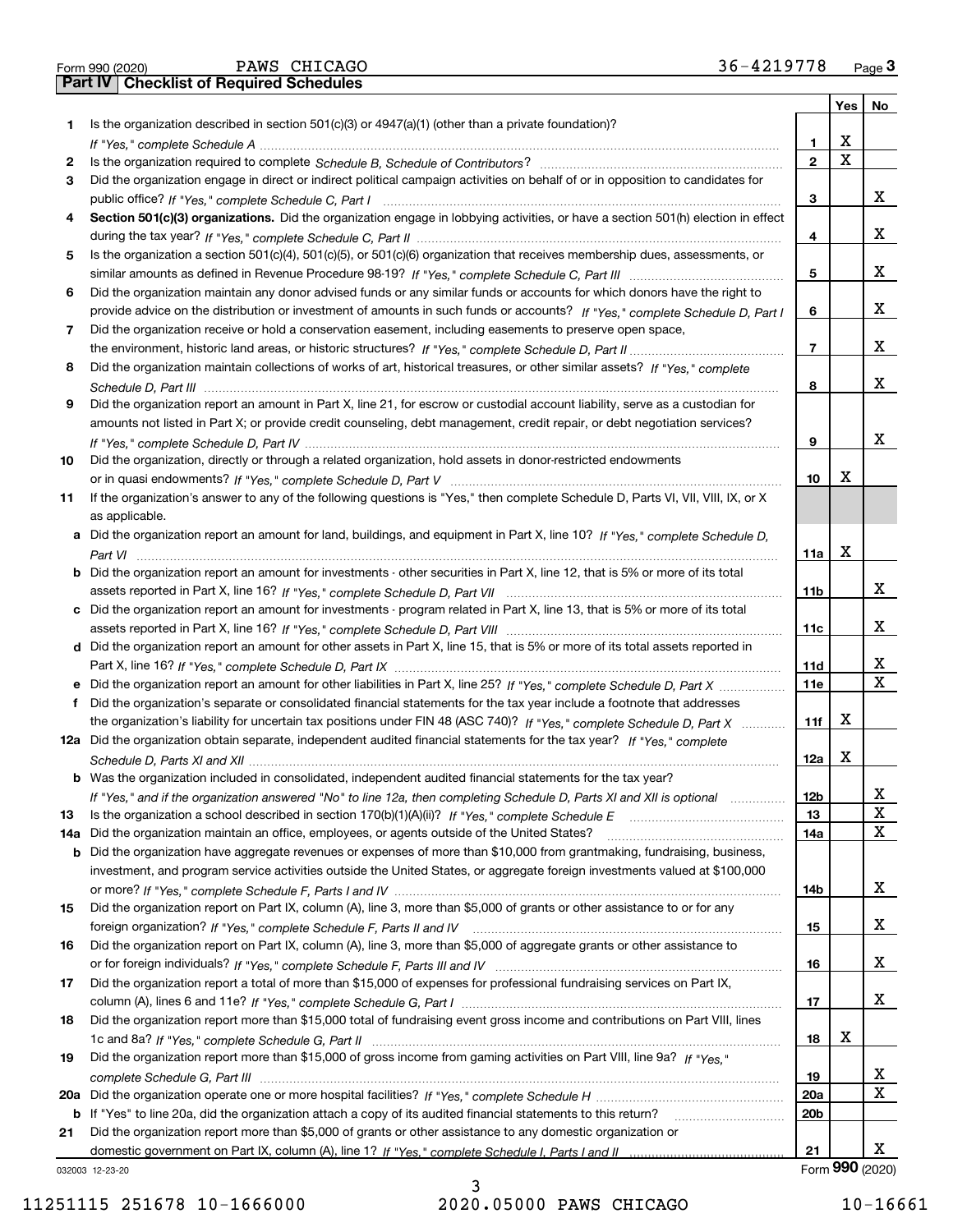Form 990 (2020) PAWS CHICAGO 36-4219778

## Part IV Checklist of Required Schedules

| | | | Yes | No |
|---|---|---|---|---|
| **1** | Is the organization described in section 501(c)(3) or 4947(a)(1) (other than a private foundation)? *If "Yes," complete Schedule A* | **1** | X | |
| **2** | Is the organization required to complete *Schedule B, Schedule of Contributors*? | **2** | X | |
| **3** | Did the organization engage in direct or indirect political campaign activities on behalf of or in opposition to candidates for public office? *If "Yes," complete Schedule C, Part I* | **3** | | X |
| **4** | **Section 501(c)(3) organizations.** Did the organization engage in lobbying activities, or have a section 501(h) election in effect during the tax year? *If "Yes," complete Schedule C, Part II* | **4** | | X |
| **5** | Is the organization a section 501(c)(4), 501(c)(5), or 501(c)(6) organization that receives membership dues, assessments, or similar amounts as defined in Revenue Procedure 98-19? *If "Yes," complete Schedule C, Part III* | **5** | | X |
| **6** | Did the organization maintain any donor advised funds or any similar funds or accounts for which donors have the right to provide advice on the distribution or investment of amounts in such funds or accounts? *If "Yes," complete Schedule D, Part I* | **6** | | X |
| **7** | Did the organization receive or hold a conservation easement, including easements to preserve open space, the environment, historic land areas, or historic structures? *If "Yes," complete Schedule D, Part II* | **7** | | X |
| **8** | Did the organization maintain collections of works of art, historical treasures, or other similar assets? *If "Yes," complete Schedule D, Part III* | **8** | | X |
| **9** | Did the organization report an amount in Part X, line 21, for escrow or custodial account liability, serve as a custodian for amounts not listed in Part X; or provide credit counseling, debt management, credit repair, or debt negotiation services? *If "Yes," complete Schedule D, Part IV* | **9** | | X |
| **10** | Did the organization, directly or through a related organization, hold assets in donor-restricted endowments or in quasi endowments? *If "Yes," complete Schedule D, Part V* | **10** | X | |
| **11** | If the organization's answer to any of the following questions is "Yes," then complete Schedule D, Parts VI, VII, VIII, IX, or X as applicable. | | | |
| **a** | Did the organization report an amount for land, buildings, and equipment in Part X, line 10? *If "Yes," complete Schedule D, Part VI* | **11a** | X | |
| **b** | Did the organization report an amount for investments - other securities in Part X, line 12, that is 5% or more of its total assets reported in Part X, line 16? *If "Yes," complete Schedule D, Part VII* | **11b** | | X |
| **c** | Did the organization report an amount for investments - program related in Part X, line 13, that is 5% or more of its total assets reported in Part X, line 16? *If "Yes," complete Schedule D, Part VIII* | **11c** | | X |
| **d** | Did the organization report an amount for other assets in Part X, line 15, that is 5% or more of its total assets reported in Part X, line 16? *If "Yes," complete Schedule D, Part IX* | **11d** | | X |
| **e** | Did the organization report an amount for other liabilities in Part X, line 25? *If "Yes," complete Schedule D, Part X* | **11e** | | X |
| **f** | Did the organization's separate or consolidated financial statements for the tax year include a footnote that addresses the organization's liability for uncertain tax positions under FIN 48 (ASC 740)? *If "Yes," complete Schedule D, Part X* | **11f** | X | |
| **12a** | Did the organization obtain separate, independent audited financial statements for the tax year? *If "Yes," complete Schedule D, Parts XI and XII* | **12a** | X | |
| **b** | Was the organization included in consolidated, independent audited financial statements for the tax year? *If "Yes," and if the organization answered "No" to line 12a, then completing Schedule D, Parts XI and XII is optional* | **12b** | | X |
| **13** | Is the organization a school described in section 170(b)(1)(A)(ii)? *If "Yes," complete Schedule E* | **13** | | X |
| **14a** | Did the organization maintain an office, employees, or agents outside of the United States? | **14a** | | X |
| **b** | Did the organization have aggregate revenues or expenses of more than $10,000 from grantmaking, fundraising, business, investment, and program service activities outside the United States, or aggregate foreign investments valued at $100,000 or more? *If "Yes," complete Schedule F, Parts I and IV* | **14b** | | X |
| **15** | Did the organization report on Part IX, column (A), line 3, more than $5,000 of grants or other assistance to or for any foreign organization? *If "Yes," complete Schedule F, Parts II and IV* | **15** | | X |
| **16** | Did the organization report on Part IX, column (A), line 3, more than $5,000 of aggregate grants or other assistance to or for foreign individuals? *If "Yes," complete Schedule F, Parts III and IV* | **16** | | X |
| **17** | Did the organization report a total of more than $15,000 of expenses for professional fundraising services on Part IX, column (A), lines 6 and 11e? *If "Yes," complete Schedule G, Part I* | **17** | | X |
| **18** | Did the organization report more than $15,000 total of fundraising event gross income and contributions on Part VIII, lines 1c and 8a? *If "Yes," complete Schedule G, Part II* | **18** | X | |
| **19** | Did the organization report more than $15,000 of gross income from gaming activities on Part VIII, line 9a? *If "Yes," complete Schedule G, Part III* | **19** | | X |
| **20a** | Did the organization operate one or more hospital facilities? *If "Yes," complete Schedule H* | **20a** | | X |
| **b** | If "Yes" to line 20a, did the organization attach a copy of its audited financial statements to this return? | **20b** | | |
| **21** | Did the organization report more than $5,000 of grants or other assistance to any domestic organization or domestic government on Part IX, column (A), line 1? *If "Yes," complete Schedule I, Parts I and II* | **21** | | X |

032003 12-23-20 Form **990** (2020)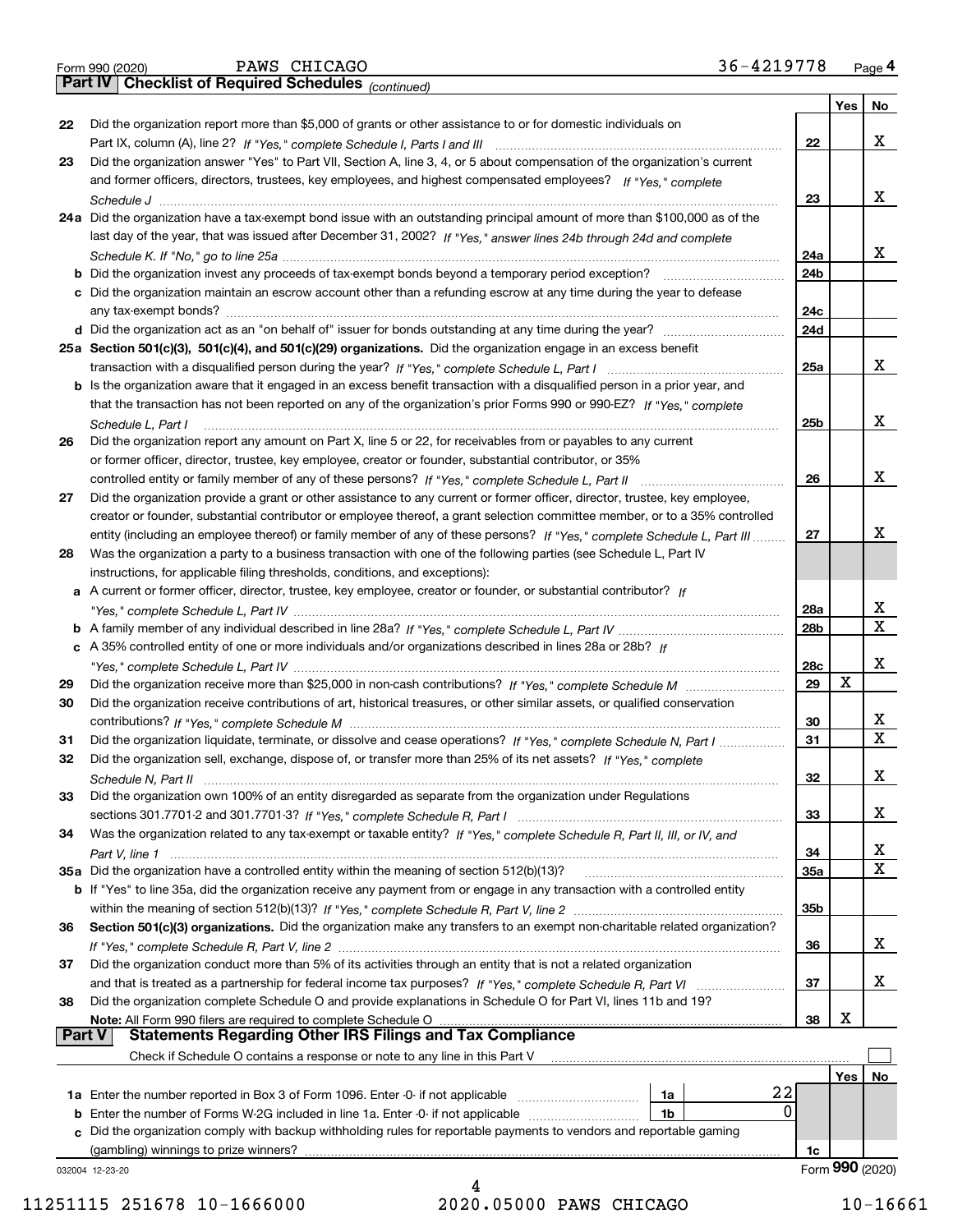Form 990 (2020) PAWS CHICAGO 36-4219778 Page 4

**Part IV | Checklist of Required Schedules** *(continued)*

| | | | Yes | No |
|---|---|---|---|---|
| 22 | Did the organization report more than $5,000 of grants or other assistance to or for domestic individuals on Part IX, column (A), line 2? *If "Yes," complete Schedule I, Parts I and III* | 22 | | X |
| 23 | Did the organization answer "Yes" to Part VII, Section A, line 3, 4, or 5 about compensation of the organization's current and former officers, directors, trustees, key employees, and highest compensated employees? *If "Yes," complete Schedule J* | 23 | | X |
| 24a | Did the organization have a tax-exempt bond issue with an outstanding principal amount of more than $100,000 as of the last day of the year, that was issued after December 31, 2002? *If "Yes," answer lines 24b through 24d and complete Schedule K. If "No," go to line 25a* | 24a | | X |
| b | Did the organization invest any proceeds of tax-exempt bonds beyond a temporary period exception? | 24b | | |
| c | Did the organization maintain an escrow account other than a refunding escrow at any time during the year to defease any tax-exempt bonds? | 24c | | |
| d | Did the organization act as an "on behalf of" issuer for bonds outstanding at any time during the year? | 24d | | |
| 25a | **Section 501(c)(3), 501(c)(4), and 501(c)(29) organizations.** Did the organization engage in an excess benefit transaction with a disqualified person during the year? *If "Yes," complete Schedule L, Part I* | 25a | | X |
| b | Is the organization aware that it engaged in an excess benefit transaction with a disqualified person in a prior year, and that the transaction has not been reported on any of the organization's prior Forms 990 or 990-EZ? *If "Yes," complete Schedule L, Part I* | 25b | | X |
| 26 | Did the organization report any amount on Part X, line 5 or 22, for receivables from or payables to any current or former officer, director, trustee, key employee, creator or founder, substantial contributor, or 35% controlled entity or family member of any of these persons? *If "Yes," complete Schedule L, Part II* | 26 | | X |
| 27 | Did the organization provide a grant or other assistance to any current or former officer, director, trustee, key employee, creator or founder, substantial contributor or employee thereof, a grant selection committee member, or to a 35% controlled entity (including an employee thereof) or family member of any of these persons? *If "Yes," complete Schedule L, Part III* | 27 | | X |
| 28 | Was the organization a party to a business transaction with one of the following parties (see Schedule L, Part IV instructions, for applicable filing thresholds, conditions, and exceptions): | | | |
| a | A current or former officer, director, trustee, key employee, creator or founder, or substantial contributor? *If "Yes," complete Schedule L, Part IV* | 28a | | X |
| b | A family member of any individual described in line 28a? *If "Yes," complete Schedule L, Part IV* | 28b | | X |
| c | A 35% controlled entity of one or more individuals and/or organizations described in lines 28a or 28b? *If "Yes," complete Schedule L, Part IV* | 28c | | X |
| 29 | Did the organization receive more than $25,000 in non-cash contributions? *If "Yes," complete Schedule M* | 29 | X | |
| 30 | Did the organization receive contributions of art, historical treasures, or other similar assets, or qualified conservation contributions? *If "Yes," complete Schedule M* | 30 | | X |
| 31 | Did the organization liquidate, terminate, or dissolve and cease operations? *If "Yes," complete Schedule N, Part I* | 31 | | X |
| 32 | Did the organization sell, exchange, dispose of, or transfer more than 25% of its net assets? *If "Yes," complete Schedule N, Part II* | 32 | | X |
| 33 | Did the organization own 100% of an entity disregarded as separate from the organization under Regulations sections 301.7701-2 and 301.7701-3? *If "Yes," complete Schedule R, Part I* | 33 | | X |
| 34 | Was the organization related to any tax-exempt or taxable entity? *If "Yes," complete Schedule R, Part II, III, or IV, and Part V, line 1* | 34 | | X |
| 35a | Did the organization have a controlled entity within the meaning of section 512(b)(13)? | 35a | | X |
| b | If "Yes" to line 35a, did the organization receive any payment from or engage in any transaction with a controlled entity within the meaning of section 512(b)(13)? *If "Yes," complete Schedule R, Part V, line 2* | 35b | | |
| 36 | **Section 501(c)(3) organizations.** Did the organization make any transfers to an exempt non-charitable related organization? *If "Yes," complete Schedule R, Part V, line 2* | 36 | | X |
| 37 | Did the organization conduct more than 5% of its activities through an entity that is not a related organization and that is treated as a partnership for federal income tax purposes? *If "Yes," complete Schedule R, Part VI* | 37 | | X |
| 38 | Did the organization complete Schedule O and provide explanations in Schedule O for Part VI, lines 11b and 19? **Note:** All Form 990 filers are required to complete Schedule O | 38 | X | |

**Part V | Statements Regarding Other IRS Filings and Tax Compliance**

Check if Schedule O contains a response or note to any line in this Part V ☐

| | | | | | Yes | No |
|---|---|---|---|---|---|---|
| 1a | Enter the number reported in Box 3 of Form 1096. Enter -0- if not applicable | 1a | 22 | | | |
| b | Enter the number of Forms W-2G included in line 1a. Enter -0- if not applicable | 1b | 0 | | | |
| c | Did the organization comply with backup withholding rules for reportable payments to vendors and reportable gaming (gambling) winnings to prize winners? | | | 1c | | |

032004 12-23-20 Form **990** (2020)

11251115 251678 10-1666000 2020.05000 PAWS CHICAGO 10-16661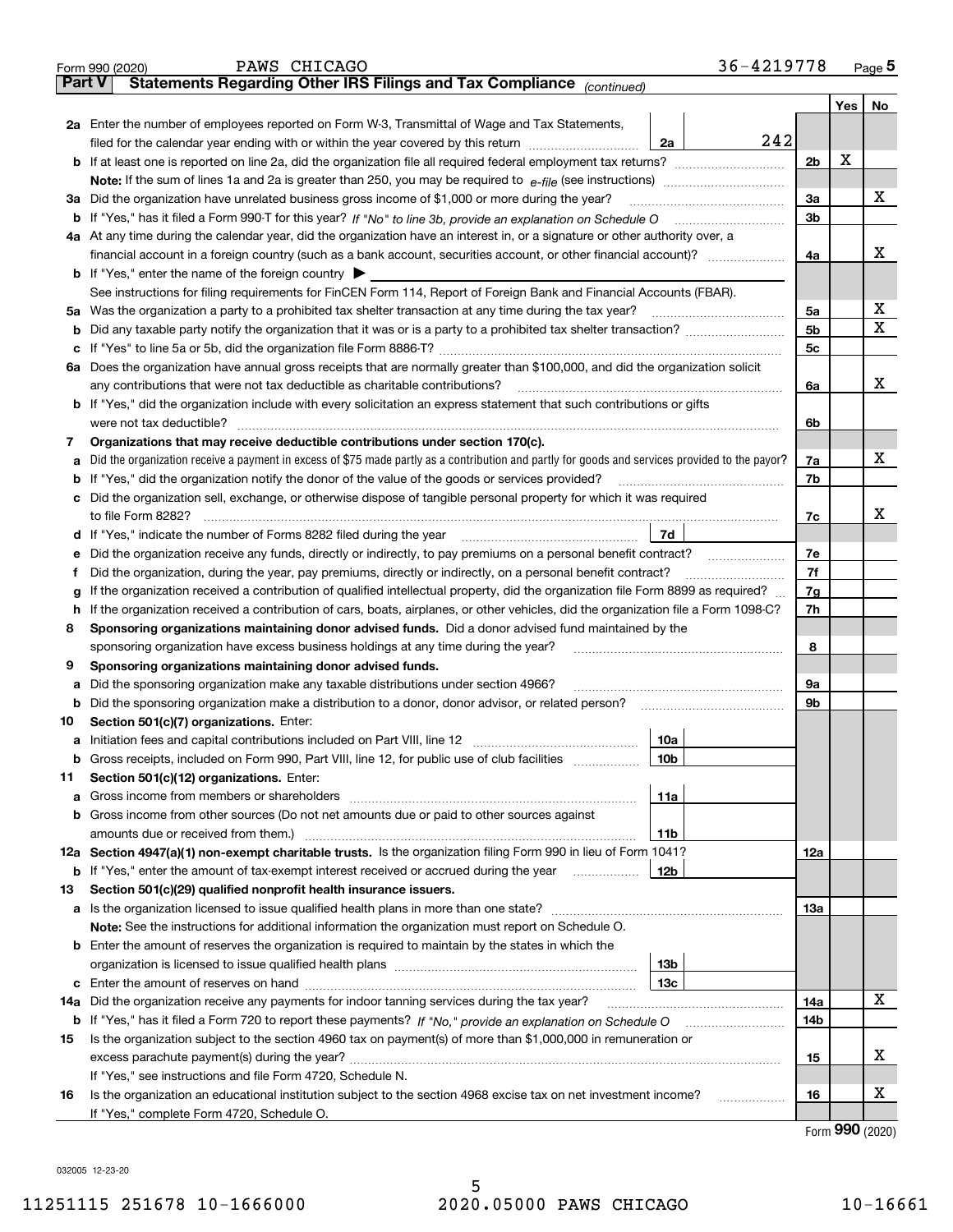Form 990 (2020) PAWS CHICAGO 36-4219778 Page 5

**Part V Statements Regarding Other IRS Filings and Tax Compliance** *(continued)*

| | | | | | Yes | No |
|---|---|---|---|---|---|---|
| **2a** | Enter the number of employees reported on Form W-3, Transmittal of Wage and Tax Statements, filed for the calendar year ending with or within the year covered by this return | 2a | 242 | | | |
| **b** | If at least one is reported on line 2a, did the organization file all required federal employment tax returns? | | | 2b | X | |
| | **Note:** If the sum of lines 1a and 2a is greater than 250, you may be required to *e-file* (see instructions) | | | | | |
| **3a** | Did the organization have unrelated business gross income of $1,000 or more during the year? | | | 3a | | X |
| **b** | If "Yes," has it filed a Form 990-T for this year? *If "No" to line 3b, provide an explanation on Schedule O* | | | 3b | | |
| **4a** | At any time during the calendar year, did the organization have an interest in, or a signature or other authority over, a financial account in a foreign country (such as a bank account, securities account, or other financial account)? | | | 4a | | X |
| **b** | If "Yes," enter the name of the foreign country ▶ | | | | | |
| | See instructions for filing requirements for FinCEN Form 114, Report of Foreign Bank and Financial Accounts (FBAR). | | | | | |
| **5a** | Was the organization a party to a prohibited tax shelter transaction at any time during the tax year? | | | 5a | | X |
| **b** | Did any taxable party notify the organization that it was or is a party to a prohibited tax shelter transaction? | | | 5b | | X |
| **c** | If "Yes" to line 5a or 5b, did the organization file Form 8886-T? | | | 5c | | |
| **6a** | Does the organization have annual gross receipts that are normally greater than $100,000, and did the organization solicit any contributions that were not tax deductible as charitable contributions? | | | 6a | | X |
| **b** | If "Yes," did the organization include with every solicitation an express statement that such contributions or gifts were not tax deductible? | | | 6b | | |
| **7** | **Organizations that may receive deductible contributions under section 170(c).** | | | | | |
| **a** | Did the organization receive a payment in excess of $75 made partly as a contribution and partly for goods and services provided to the payor? | | | 7a | | X |
| **b** | If "Yes," did the organization notify the donor of the value of the goods or services provided? | | | 7b | | |
| **c** | Did the organization sell, exchange, or otherwise dispose of tangible personal property for which it was required to file Form 8282? | | | 7c | | X |
| **d** | If "Yes," indicate the number of Forms 8282 filed during the year | 7d | | | | |
| **e** | Did the organization receive any funds, directly or indirectly, to pay premiums on a personal benefit contract? | | | 7e | | |
| **f** | Did the organization, during the year, pay premiums, directly or indirectly, on a personal benefit contract? | | | 7f | | |
| **g** | If the organization received a contribution of qualified intellectual property, did the organization file Form 8899 as required? | | | 7g | | |
| **h** | If the organization received a contribution of cars, boats, airplanes, or other vehicles, did the organization file a Form 1098-C? | | | 7h | | |
| **8** | **Sponsoring organizations maintaining donor advised funds.** Did a donor advised fund maintained by the sponsoring organization have excess business holdings at any time during the year? | | | 8 | | |
| **9** | **Sponsoring organizations maintaining donor advised funds.** | | | | | |
| **a** | Did the sponsoring organization make any taxable distributions under section 4966? | | | 9a | | |
| **b** | Did the sponsoring organization make a distribution to a donor, donor advisor, or related person? | | | 9b | | |
| **10** | **Section 501(c)(7) organizations.** Enter: | | | | | |
| **a** | Initiation fees and capital contributions included on Part VIII, line 12 | 10a | | | | |
| **b** | Gross receipts, included on Form 990, Part VIII, line 12, for public use of club facilities | 10b | | | | |
| **11** | **Section 501(c)(12) organizations.** Enter: | | | | | |
| **a** | Gross income from members or shareholders | 11a | | | | |
| **b** | Gross income from other sources (Do not net amounts due or paid to other sources against amounts due or received from them.) | 11b | | | | |
| **12a** | **Section 4947(a)(1) non-exempt charitable trusts.** Is the organization filing Form 990 in lieu of Form 1041? | | | 12a | | |
| **b** | If "Yes," enter the amount of tax-exempt interest received or accrued during the year | 12b | | | | |
| **13** | **Section 501(c)(29) qualified nonprofit health insurance issuers.** | | | | | |
| **a** | Is the organization licensed to issue qualified health plans in more than one state? | | | 13a | | |
| | **Note:** See the instructions for additional information the organization must report on Schedule O. | | | | | |
| **b** | Enter the amount of reserves the organization is required to maintain by the states in which the organization is licensed to issue qualified health plans | 13b | | | | |
| **c** | Enter the amount of reserves on hand | 13c | | | | |
| **14a** | Did the organization receive any payments for indoor tanning services during the tax year? | | | 14a | | X |
| **b** | If "Yes," has it filed a Form 720 to report these payments? *If "No," provide an explanation on Schedule O* | | | 14b | | |
| **15** | Is the organization subject to the section 4960 tax on payment(s) of more than $1,000,000 in remuneration or excess parachute payment(s) during the year? | | | 15 | | X |
| | If "Yes," see instructions and file Form 4720, Schedule N. | | | | | |
| **16** | Is the organization an educational institution subject to the section 4968 excise tax on net investment income? | | | 16 | | X |
| | If "Yes," complete Form 4720, Schedule O. | | | | | |

Form **990** (2020)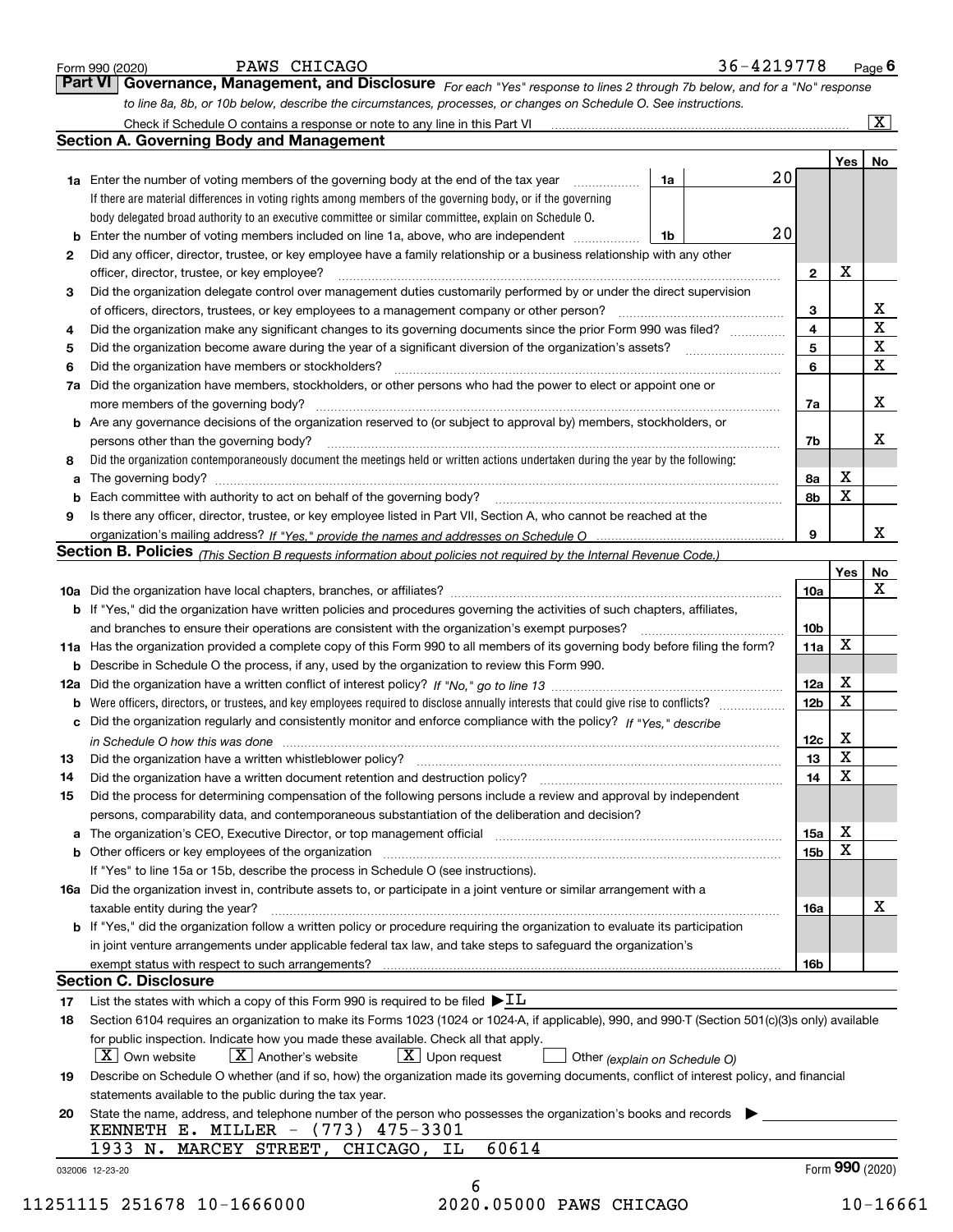Form 990 (2020) PAWS CHICAGO 36-4219778 Page **6**

## Part VI Governance, Management, and Disclosure

*For each "Yes" response to lines 2 through 7b below, and for a "No" response to line 8a, 8b, or 10b below, describe the circumstances, processes, or changes on Schedule O. See instructions.*

Check if Schedule O contains a response or note to any line in this Part VI ..... [X]

### Section A. Governing Body and Management

| | | | | Yes | No |
|---|---|---|---|---|---|
| **1a** | Enter the number of voting members of the governing body at the end of the tax year ..... If there are material differences in voting rights among members of the governing body, or if the governing body delegated broad authority to an executive committee or similar committee, explain on Schedule O. | **1a** 20 | | | |
| **b** | Enter the number of voting members included on line 1a, above, who are independent ..... | **1b** 20 | | | |
| **2** | Did any officer, director, trustee, or key employee have a family relationship or a business relationship with any other officer, director, trustee, or key employee? ..... | | **2** | X | |
| **3** | Did the organization delegate control over management duties customarily performed by or under the direct supervision of officers, directors, trustees, or key employees to a management company or other person? ..... | | **3** | | X |
| **4** | Did the organization make any significant changes to its governing documents since the prior Form 990 was filed? ..... | | **4** | | X |
| **5** | Did the organization become aware during the year of a significant diversion of the organization's assets? ..... | | **5** | | X |
| **6** | Did the organization have members or stockholders? ..... | | **6** | | X |
| **7a** | Did the organization have members, stockholders, or other persons who had the power to elect or appoint one or more members of the governing body? ..... | | **7a** | | X |
| **b** | Are any governance decisions of the organization reserved to (or subject to approval by) members, stockholders, or persons other than the governing body? ..... | | **7b** | | X |
| **8** | Did the organization contemporaneously document the meetings held or written actions undertaken during the year by the following: | | | | |
| **a** | The governing body? ..... | | **8a** | X | |
| **b** | Each committee with authority to act on behalf of the governing body? ..... | | **8b** | X | |
| **9** | Is there any officer, director, trustee, or key employee listed in Part VII, Section A, who cannot be reached at the organization's mailing address? *If "Yes," provide the names and addresses on Schedule O* ..... | | **9** | | X |

### Section B. Policies *(This Section B requests information about policies not required by the Internal Revenue Code.)*

| | | | Yes | No |
|---|---|---|---|---|
| **10a** | Did the organization have local chapters, branches, or affiliates? ..... | **10a** | | X |
| **b** | If "Yes," did the organization have written policies and procedures governing the activities of such chapters, affiliates, and branches to ensure their operations are consistent with the organization's exempt purposes? ..... | **10b** | | |
| **11a** | Has the organization provided a complete copy of this Form 990 to all members of its governing body before filing the form? | **11a** | X | |
| **b** | Describe in Schedule O the process, if any, used by the organization to review this Form 990. | | | |
| **12a** | Did the organization have a written conflict of interest policy? *If "No," go to line 13* ..... | **12a** | X | |
| **b** | Were officers, directors, or trustees, and key employees required to disclose annually interests that could give rise to conflicts? ..... | **12b** | X | |
| **c** | Did the organization regularly and consistently monitor and enforce compliance with the policy? *If "Yes," describe in Schedule O how this was done* ..... | **12c** | X | |
| **13** | Did the organization have a written whistleblower policy? ..... | **13** | X | |
| **14** | Did the organization have a written document retention and destruction policy? ..... | **14** | X | |
| **15** | Did the process for determining compensation of the following persons include a review and approval by independent persons, comparability data, and contemporaneous substantiation of the deliberation and decision? | | | |
| **a** | The organization's CEO, Executive Director, or top management official ..... | **15a** | X | |
| **b** | Other officers or key employees of the organization ..... If "Yes" to line 15a or 15b, describe the process in Schedule O (see instructions). | **15b** | X | |
| **16a** | Did the organization invest in, contribute assets to, or participate in a joint venture or similar arrangement with a taxable entity during the year? ..... | **16a** | | X |
| **b** | If "Yes," did the organization follow a written policy or procedure requiring the organization to evaluate its participation in joint venture arrangements under applicable federal tax law, and take steps to safeguard the organization's exempt status with respect to such arrangements? ..... | **16b** | | |

### Section C. Disclosure

**17** List the states with which a copy of this Form 990 is required to be filed ▶ IL

**18** Section 6104 requires an organization to make its Forms 1023 (1024 or 1024-A, if applicable), 990, and 990-T (Section 501(c)(3)s only) available for public inspection. Indicate how you made these available. Check all that apply.

[X] Own website [X] Another's website [X] Upon request [ ] Other *(explain on Schedule O)*

**19** Describe on Schedule O whether (and if so, how) the organization made its governing documents, conflict of interest policy, and financial statements available to the public during the tax year.

**20** State the name, address, and telephone number of the person who possesses the organization's books and records ▶

KENNETH E. MILLER - (773) 475-3301
1933 N. MARCEY STREET, CHICAGO, IL 60614

032006 12-23-20 Form **990** (2020)

11251115 251678 10-1666000 2020.05000 PAWS CHICAGO 10-16661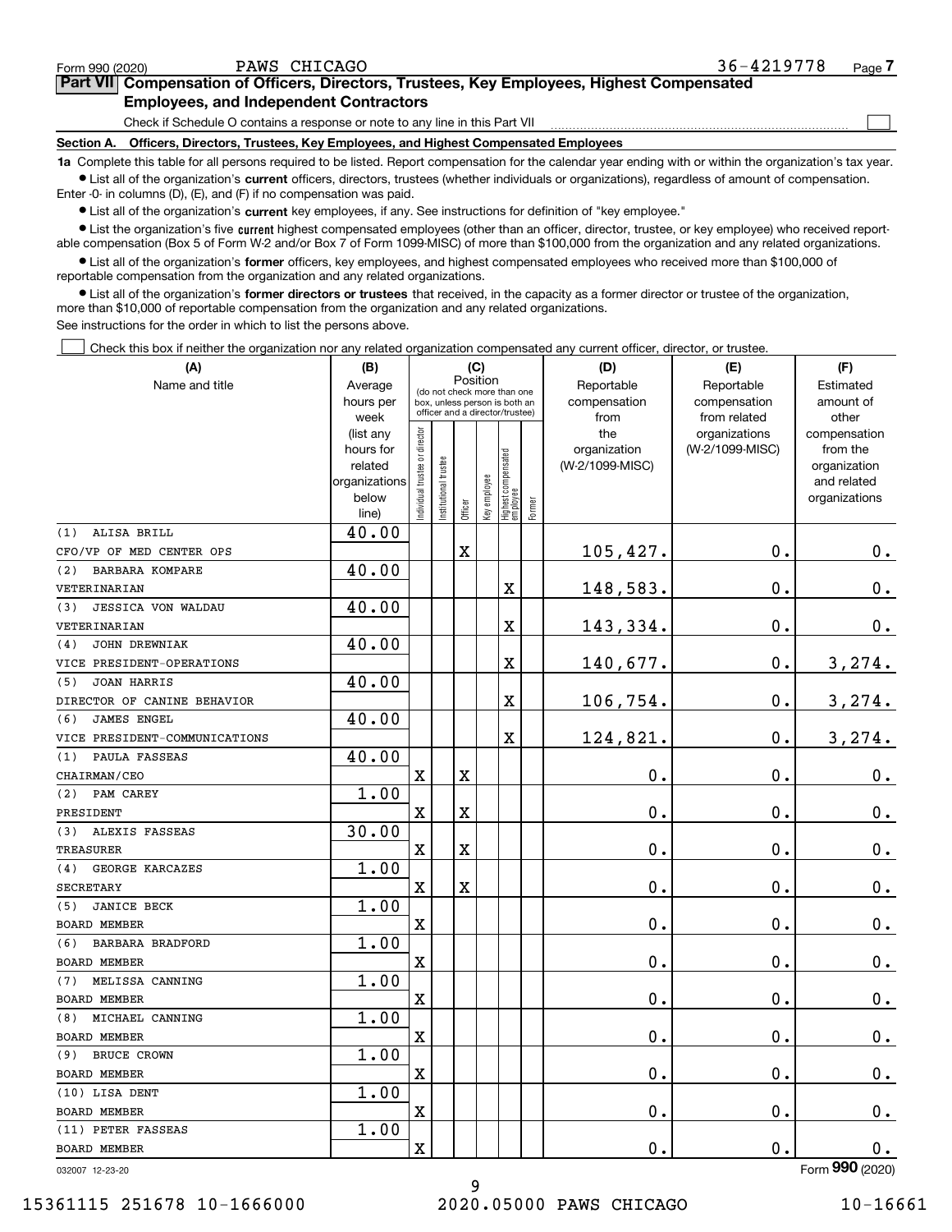Form 990 (2020) PAWS CHICAGO 36-4219778

## Part VII Compensation of Officers, Directors, Trustees, Key Employees, Highest Compensated Employees, and Independent Contractors

Check if Schedule O contains a response or note to any line in this Part VII ☐

### Section A. Officers, Directors, Trustees, Key Employees, and Highest Compensated Employees

**1a** Complete this table for all persons required to be listed. Report compensation for the calendar year ending with or within the organization's tax year.

- List all of the organization's **current** officers, directors, trustees (whether individuals or organizations), regardless of amount of compensation. Enter -0- in columns (D), (E), and (F) if no compensation was paid.
- List all of the organization's **current** key employees, if any. See instructions for definition of "key employee."
- List the organization's five **current** highest compensated employees (other than an officer, director, trustee, or key employee) who received reportable compensation (Box 5 of Form W-2 and/or Box 7 of Form 1099-MISC) of more than $100,000 from the organization and any related organizations.
- List all of the organization's **former** officers, key employees, and highest compensated employees who received more than $100,000 of reportable compensation from the organization and any related organizations.
- List all of the organization's **former directors or trustees** that received, in the capacity as a former director or trustee of the organization, more than $10,000 of reportable compensation from the organization and any related organizations.

See instructions for the order in which to list the persons above.

☐ Check this box if neither the organization nor any related organization compensated any current officer, director, or trustee.

| (A) Name and title | (B) Average hours per week (list any hours for related organizations below line) | (C) Position: Individual trustee or director | Institutional trustee | Officer | Key employee | Highest compensated employee | Former | (D) Reportable compensation from the organization (W-2/1099-MISC) | (E) Reportable compensation from related organizations (W-2/1099-MISC) | (F) Estimated amount of other compensation from the organization and related organizations |
|---|---|---|---|---|---|---|---|---|---|---|
| (1) ALISA BRILL<br>CFO/VP OF MED CENTER OPS | 40.00 | | | X | | | | 105,427. | 0. | 0. |
| (2) BARBARA KOMPARE<br>VETERINARIAN | 40.00 | | | | | X | | 148,583. | 0. | 0. |
| (3) JESSICA VON WALDAU<br>VETERINARIAN | 40.00 | | | | | X | | 143,334. | 0. | 0. |
| (4) JOHN DREWNIAK<br>VICE PRESIDENT-OPERATIONS | 40.00 | | | | | X | | 140,677. | 0. | 3,274. |
| (5) JOAN HARRIS<br>DIRECTOR OF CANINE BEHAVIOR | 40.00 | | | | | X | | 106,754. | 0. | 3,274. |
| (6) JAMES ENGEL<br>VICE PRESIDENT-COMMUNICATIONS | 40.00 | | | | | X | | 124,821. | 0. | 3,274. |
| (1) PAULA FASSEAS<br>CHAIRMAN/CEO | 40.00 | X | | X | | | | 0. | 0. | 0. |
| (2) PAM CAREY<br>PRESIDENT | 1.00 | X | | X | | | | 0. | 0. | 0. |
| (3) ALEXIS FASSEAS<br>TREASURER | 30.00 | X | | X | | | | 0. | 0. | 0. |
| (4) GEORGE KARCAZES<br>SECRETARY | 1.00 | X | | X | | | | 0. | 0. | 0. |
| (5) JANICE BECK<br>BOARD MEMBER | 1.00 | X | | | | | | 0. | 0. | 0. |
| (6) BARBARA BRADFORD<br>BOARD MEMBER | 1.00 | X | | | | | | 0. | 0. | 0. |
| (7) MELISSA CANNING<br>BOARD MEMBER | 1.00 | X | | | | | | 0. | 0. | 0. |
| (8) MICHAEL CANNING<br>BOARD MEMBER | 1.00 | X | | | | | | 0. | 0. | 0. |
| (9) BRUCE CROWN<br>BOARD MEMBER | 1.00 | X | | | | | | 0. | 0. | 0. |
| (10) LISA DENT<br>BOARD MEMBER | 1.00 | X | | | | | | 0. | 0. | 0. |
| (11) PETER FASSEAS<br>BOARD MEMBER | 1.00 | X | | | | | | 0. | 0. | 0. |

032007 12-23-20 Form **990** (2020)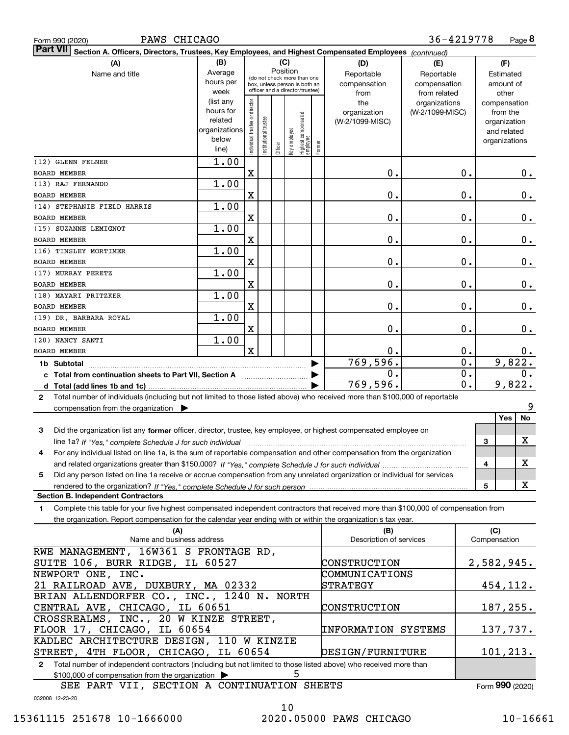Form 990 (2020) PAWS CHICAGO 36-4219778 Page **8**

**Part VII** **Section A. Officers, Directors, Trustees, Key Employees, and Highest Compensated Employees** *(continued)*

| (A) Name and title | (B) Average hours per week (list any hours for related organizations below line) | Individual trustee or director | Institutional trustee | Officer | Key employee | Highest compensated employee | Former | (D) Reportable compensation from the organization (W-2/1099-MISC) | (E) Reportable compensation from related organizations (W-2/1099-MISC) | (F) Estimated amount of other compensation from the organization and related organizations |
|---|---|---|---|---|---|---|---|---|---|---|
| | | (C) Position (do not check more than one box, unless person is both an officer and a director/trustee) | | | | | | | | |
| (12) GLENN FELNER<br>BOARD MEMBER | 1.00 | X | | | | | | 0. | 0. | 0. |
| (13) RAJ FERNANDO<br>BOARD MEMBER | 1.00 | X | | | | | | 0. | 0. | 0. |
| (14) STEPHANIE FIELD HARRIS<br>BOARD MEMBER | 1.00 | X | | | | | | 0. | 0. | 0. |
| (15) SUZANNE LEMIGNOT<br>BOARD MEMBER | 1.00 | X | | | | | | 0. | 0. | 0. |
| (16) TINSLEY MORTIMER<br>BOARD MEMBER | 1.00 | X | | | | | | 0. | 0. | 0. |
| (17) MURRAY PERETZ<br>BOARD MEMBER | 1.00 | X | | | | | | 0. | 0. | 0. |
| (18) MAYARI PRITZKER<br>BOARD MEMBER | 1.00 | X | | | | | | 0. | 0. | 0. |
| (19) DR. BARBARA ROYAL<br>BOARD MEMBER | 1.00 | X | | | | | | 0. | 0. | 0. |
| (20) NANCY SANTI<br>BOARD MEMBER | 1.00 | X | | | | | | 0. | 0. | 0. |
| **1b Subtotal** | | | | | | | | 769,596. | 0. | 9,822. |
| **c Total from continuation sheets to Part VII, Section A** | | | | | | | | 0. | 0. | 0. |
| **d Total (add lines 1b and 1c)** | | | | | | | | 769,596. | 0. | 9,822. |

**2** Total number of individuals (including but not limited to those listed above) who received more than $100,000 of reportable compensation from the organization ▶ 9

| | | Yes | No |
|---|---|---|---|
| **3** Did the organization list any **former** officer, director, trustee, key employee, or highest compensated employee on line 1a? *If "Yes," complete Schedule J for such individual* | 3 | | X |
| **4** For any individual listed on line 1a, is the sum of reportable compensation and other compensation from the organization and related organizations greater than $150,000? *If "Yes," complete Schedule J for such individual* | 4 | | X |
| **5** Did any person listed on line 1a receive or accrue compensation from any unrelated organization or individual for services rendered to the organization? *If "Yes," complete Schedule J for such person* | 5 | | X |

**Section B. Independent Contractors**

**1** Complete this table for your five highest compensated independent contractors that received more than $100,000 of compensation from the organization. Report compensation for the calendar year ending with or within the organization's tax year.

| (A) Name and business address | (B) Description of services | (C) Compensation |
|---|---|---|
| RWE MANAGEMENT, 16W361 S FRONTAGE RD, SUITE 106, BURR RIDGE, IL 60527 | CONSTRUCTION | 2,582,945. |
| NEWPORT ONE, INC. 21 RAILROAD AVE, DUXBURY, MA 02332 | COMMUNICATIONS STRATEGY | 454,112. |
| BRIAN ALLENDORFER CO., INC., 1240 N. NORTH CENTRAL AVE, CHICAGO, IL 60651 | CONSTRUCTION | 187,255. |
| CROSSREALMS, INC., 20 W KINZE STREET, FLOOR 17, CHICAGO, IL 60654 | INFORMATION SYSTEMS | 137,737. |
| KADLEC ARCHITECTURE DESIGN, 110 W KINZIE STREET, 4TH FLOOR, CHICAGO, IL 60654 | DESIGN/FURNITURE | 101,213. |

**2** Total number of independent contractors (including but not limited to those listed above) who received more than $100,000 of compensation from the organization ▶ 5

SEE PART VII, SECTION A CONTINUATION SHEETS

Form **990** (2020)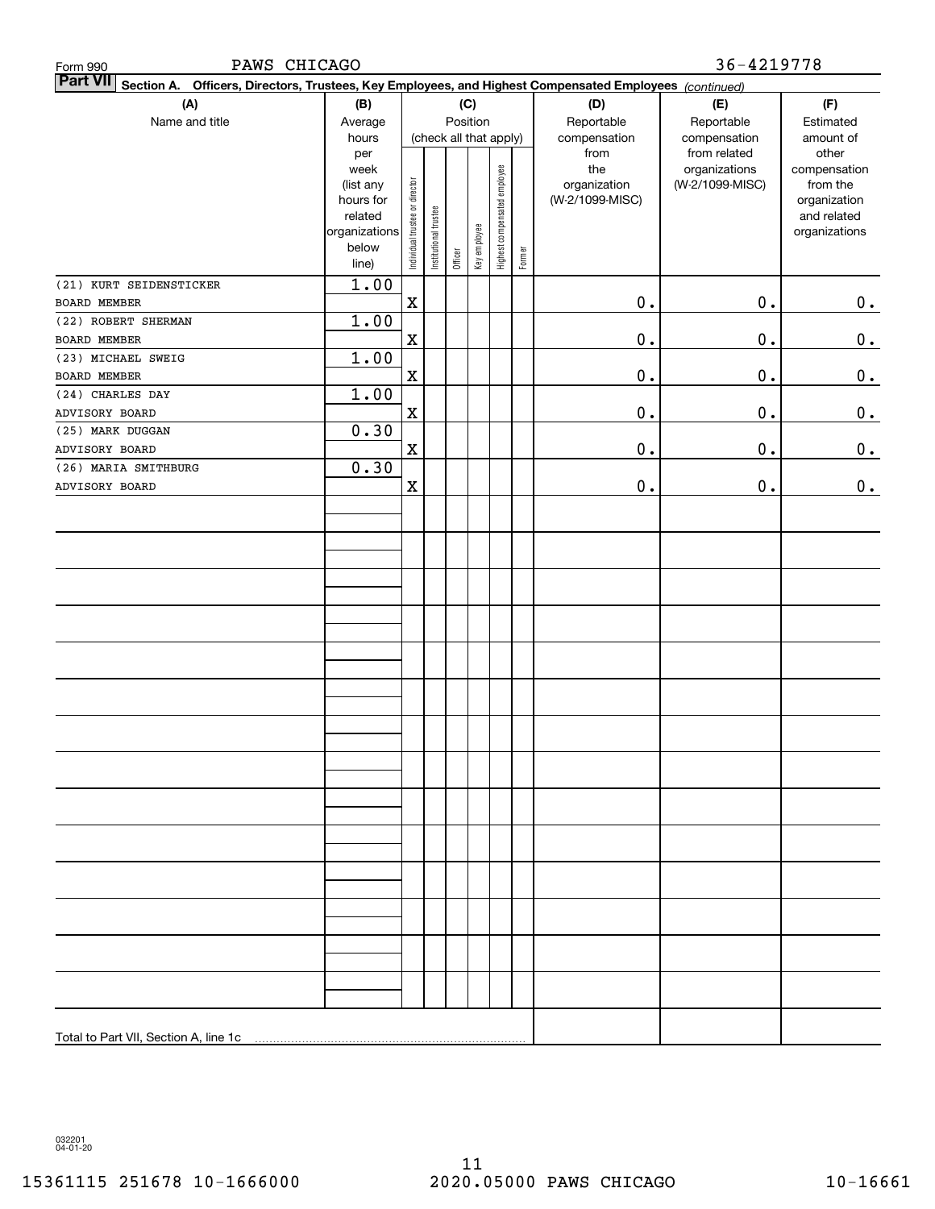Form 990 PAWS CHICAGO 36-4219778

**Part VII Section A. Officers, Directors, Trustees, Key Employees, and Highest Compensated Employees** *(continued)*

| (A) Name and title | (B) Average hours per week (list any hours for related organizations below line) | (C) Position (check all that apply): Individual trustee or director | Institutional trustee | Officer | Key employee | Highest compensated employee | Former | (D) Reportable compensation from the organization (W-2/1099-MISC) | (E) Reportable compensation from related organizations (W-2/1099-MISC) | (F) Estimated amount of other compensation from the organization and related organizations |
|---|---|---|---|---|---|---|---|---|---|---|
| (21) KURT SEIDENSTICKER<br>BOARD MEMBER | 1.00 | X | | | | | | 0. | 0. | 0. |
| (22) ROBERT SHERMAN<br>BOARD MEMBER | 1.00 | X | | | | | | 0. | 0. | 0. |
| (23) MICHAEL SWEIG<br>BOARD MEMBER | 1.00 | X | | | | | | 0. | 0. | 0. |
| (24) CHARLES DAY<br>ADVISORY BOARD | 1.00 | X | | | | | | 0. | 0. | 0. |
| (25) MARK DUGGAN<br>ADVISORY BOARD | 0.30 | X | | | | | | 0. | 0. | 0. |
| (26) MARIA SMITHBURG<br>ADVISORY BOARD | 0.30 | X | | | | | | 0. | 0. | 0. |
| Total to Part VII, Section A, line 1c | | | | | | | | | | |

032201 04-01-20

15361115 251678 10-1666000 2020.05000 PAWS CHICAGO 10-16661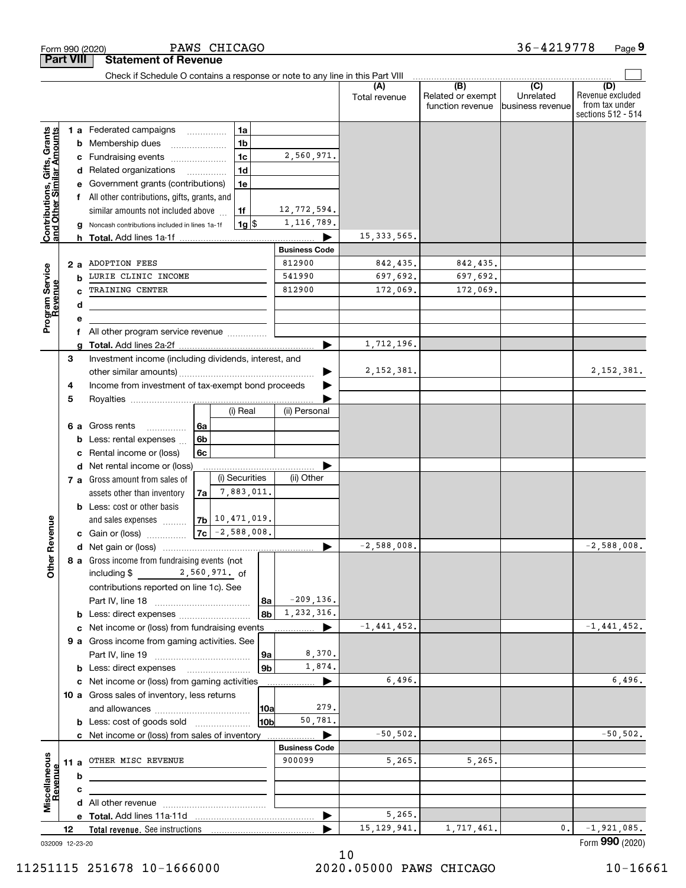Form 990 (2020) PAWS CHICAGO 36-4219778 Page **9**

## Part VIII Statement of Revenue

Check if Schedule O contains a response or note to any line in this Part VIII

| | | | | (A) Total revenue | (B) Related or exempt function revenue | (C) Unrelated business revenue | (D) Revenue excluded from tax under sections 512 - 514 |
|---|---|---|---|---|---|---|---|
| **Contributions, Gifts, Grants and Other Similar Amounts** | 1a Federated campaigns | 1a | | | | | |
| | b Membership dues | 1b | | | | | |
| | c Fundraising events | 1c | 2,560,971. | | | | |
| | d Related organizations | 1d | | | | | |
| | e Government grants (contributions) | 1e | | | | | |
| | f All other contributions, gifts, grants, and similar amounts not included above | 1f | 12,772,594. | | | | |
| | g Noncash contributions included in lines 1a-1f | 1g $ | 1,116,789. | | | | |
| | h **Total.** Add lines 1a-1f | | ▶ | 15,333,565. | | | |
| **Program Service Revenue** | | | **Business Code** | | | | |
| | 2a ADOPTION FEES | | 812900 | 842,435. | 842,435. | | |
| | b LURIE CLINIC INCOME | | 541990 | 697,692. | 697,692. | | |
| | c TRAINING CENTER | | 812900 | 172,069. | 172,069. | | |
| | d | | | | | | |
| | e | | | | | | |
| | f All other program service revenue | | | | | | |
| | g **Total.** Add lines 2a-2f | | ▶ | 1,712,196. | | | |
| **Other Revenue** | 3 Investment income (including dividends, interest, and other similar amounts) | | ▶ | 2,152,381. | | | 2,152,381. |
| | 4 Income from investment of tax-exempt bond proceeds | | ▶ | | | | |
| | 5 Royalties | | ▶ | | | | |
| | | (i) Real | (ii) Personal | | | | |
| | 6a Gross rents 6a | | | | | | |
| | b Less: rental expenses 6b | | | | | | |
| | c Rental income or (loss) 6c | | | | | | |
| | d Net rental income or (loss) | | ▶ | | | | |
| | | (i) Securities | (ii) Other | | | | |
| | 7a Gross amount from sales of assets other than inventory 7a | 7,883,011. | | | | | |
| | b Less: cost or other basis and sales expenses 7b | 10,471,019. | | | | | |
| | c Gain or (loss) 7c | -2,588,008. | | | | | |
| | d Net gain or (loss) | | ▶ | -2,588,008. | | | -2,588,008. |
| | 8a Gross income from fundraising events (not including $ 2,560,971. of contributions reported on line 1c). See Part IV, line 18 | 8a | -209,136. | | | | |
| | b Less: direct expenses | 8b | 1,232,316. | | | | |
| | c Net income or (loss) from fundraising events | | ▶ | -1,441,452. | | | -1,441,452. |
| | 9a Gross income from gaming activities. See Part IV, line 19 | 9a | 8,370. | | | | |
| | b Less: direct expenses | 9b | 1,874. | | | | |
| | c Net income or (loss) from gaming activities | | ▶ | 6,496. | | | 6,496. |
| | 10a Gross sales of inventory, less returns and allowances | 10a | 279. | | | | |
| | b Less: cost of goods sold | 10b | 50,781. | | | | |
| | c Net income or (loss) from sales of inventory | | ▶ | -50,502. | | | -50,502. |
| **Miscellaneous Revenue** | | | **Business Code** | | | | |
| | 11a OTHER MISC REVENUE | | 900099 | 5,265. | 5,265. | | |
| | b | | | | | | |
| | c | | | | | | |
| | d All other revenue | | | | | | |
| | e **Total.** Add lines 11a-11d | | ▶ | 5,265. | | | |
| | 12 **Total revenue.** See instructions | | ▶ | 15,129,941. | 1,717,461. | 0. | -1,921,085. |

032009 12-23-20

Form **990** (2020)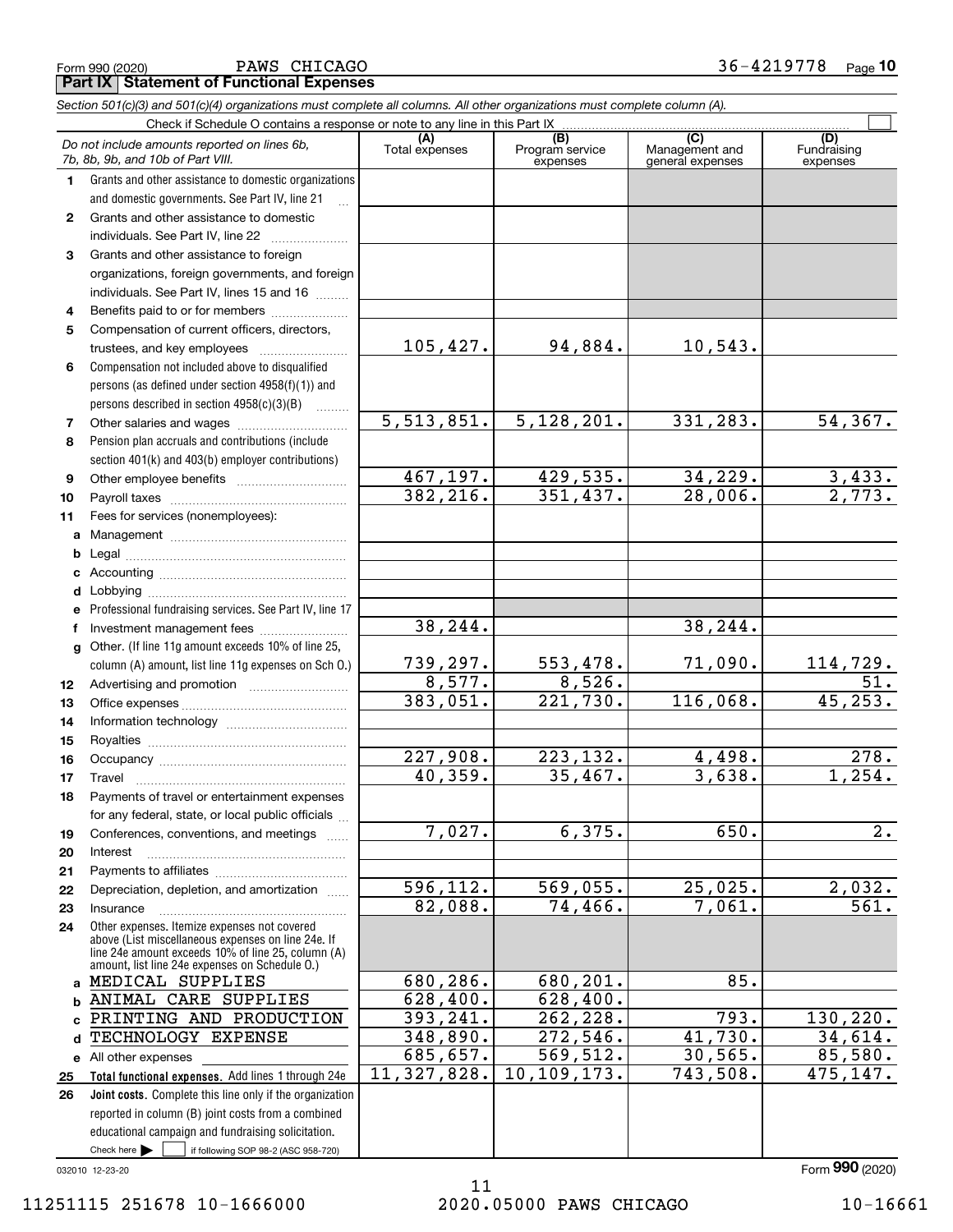Form 990 (2020) PAWS CHICAGO 36-4219778 Page 10

## Part IX Statement of Functional Expenses

*Section 501(c)(3) and 501(c)(4) organizations must complete all columns. All other organizations must complete column (A).*

Check if Schedule O contains a response or note to any line in this Part IX

| *Do not include amounts reported on lines 6b, 7b, 8b, 9b, and 10b of Part VIII.* | (A) Total expenses | (B) Program service expenses | (C) Management and general expenses | (D) Fundraising expenses |
|---|---|---|---|---|
| **1** Grants and other assistance to domestic organizations and domestic governments. See Part IV, line 21 | | | | |
| **2** Grants and other assistance to domestic individuals. See Part IV, line 22 | | | | |
| **3** Grants and other assistance to foreign organizations, foreign governments, and foreign individuals. See Part IV, lines 15 and 16 | | | | |
| **4** Benefits paid to or for members | | | | |
| **5** Compensation of current officers, directors, trustees, and key employees | 105,427. | 94,884. | 10,543. | |
| **6** Compensation not included above to disqualified persons (as defined under section 4958(f)(1)) and persons described in section 4958(c)(3)(B) | | | | |
| **7** Other salaries and wages | 5,513,851. | 5,128,201. | 331,283. | 54,367. |
| **8** Pension plan accruals and contributions (include section 401(k) and 403(b) employer contributions) | | | | |
| **9** Other employee benefits | 467,197. | 429,535. | 34,229. | 3,433. |
| **10** Payroll taxes | 382,216. | 351,437. | 28,006. | 2,773. |
| **11** Fees for services (nonemployees): | | | | |
| **a** Management | | | | |
| **b** Legal | | | | |
| **c** Accounting | | | | |
| **d** Lobbying | | | | |
| **e** Professional fundraising services. See Part IV, line 17 | | | | |
| **f** Investment management fees | 38,244. | | 38,244. | |
| **g** Other. (If line 11g amount exceeds 10% of line 25, column (A) amount, list line 11g expenses on Sch O.) | 739,297. | 553,478. | 71,090. | 114,729. |
| **12** Advertising and promotion | 8,577. | 8,526. | | 51. |
| **13** Office expenses | 383,051. | 221,730. | 116,068. | 45,253. |
| **14** Information technology | | | | |
| **15** Royalties | | | | |
| **16** Occupancy | 227,908. | 223,132. | 4,498. | 278. |
| **17** Travel | 40,359. | 35,467. | 3,638. | 1,254. |
| **18** Payments of travel or entertainment expenses for any federal, state, or local public officials | | | | |
| **19** Conferences, conventions, and meetings | 7,027. | 6,375. | 650. | 2. |
| **20** Interest | | | | |
| **21** Payments to affiliates | | | | |
| **22** Depreciation, depletion, and amortization | 596,112. | 569,055. | 25,025. | 2,032. |
| **23** Insurance | 82,088. | 74,466. | 7,061. | 561. |
| **24** Other expenses. Itemize expenses not covered above (List miscellaneous expenses on line 24e. If line 24e amount exceeds 10% of line 25, column (A) amount, list line 24e expenses on Schedule O.) | | | | |
| **a** MEDICAL SUPPLIES | 680,286. | 680,201. | 85. | |
| **b** ANIMAL CARE SUPPLIES | 628,400. | 628,400. | | |
| **c** PRINTING AND PRODUCTION | 393,241. | 262,228. | 793. | 130,220. |
| **d** TECHNOLOGY EXPENSE | 348,890. | 272,546. | 41,730. | 34,614. |
| **e** All other expenses | 685,657. | 569,512. | 30,565. | 85,580. |
| **25** **Total functional expenses.** Add lines 1 through 24e | 11,327,828. | 10,109,173. | 743,508. | 475,147. |
| **26** **Joint costs.** Complete this line only if the organization reported in column (B) joint costs from a combined educational campaign and fundraising solicitation. Check here ☐ if following SOP 98-2 (ASC 958-720) | | | | |

032010 12-23-20

Form **990** (2020)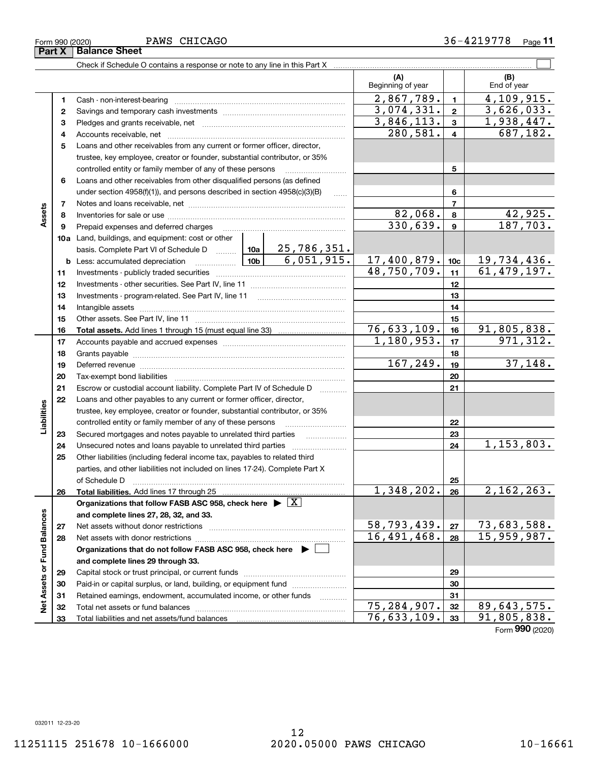Form 990 (2020) PAWS CHICAGO 36-4219778

## Part X Balance Sheet

Check if Schedule O contains a response or note to any line in this Part X

| | | | | (A) Beginning of year | | (B) End of year |
|---|---|---|---|---|---|---|
| **Assets** | 1 | Cash - non-interest-bearing | | 2,867,789. | 1 | 4,109,915. |
| | 2 | Savings and temporary cash investments | | 3,074,331. | 2 | 3,626,033. |
| | 3 | Pledges and grants receivable, net | | 3,846,113. | 3 | 1,938,447. |
| | 4 | Accounts receivable, net | | 280,581. | 4 | 687,182. |
| | 5 | Loans and other receivables from any current or former officer, director, trustee, key employee, creator or founder, substantial contributor, or 35% controlled entity or family member of any of these persons | | | 5 | |
| | 6 | Loans and other receivables from other disqualified persons (as defined under section 4958(f)(1)), and persons described in section 4958(c)(3)(B) | | | 6 | |
| | 7 | Notes and loans receivable, net | | | 7 | |
| | 8 | Inventories for sale or use | | 82,068. | 8 | 42,925. |
| | 9 | Prepaid expenses and deferred charges | | 330,639. | 9 | 187,703. |
| | 10a | Land, buildings, and equipment: cost or other basis. Complete Part VI of Schedule D | 10a 25,786,351. | | | |
| | b | Less: accumulated depreciation | 10b 6,051,915. | 17,400,879. | 10c | 19,734,436. |
| | 11 | Investments - publicly traded securities | | 48,750,709. | 11 | 61,479,197. |
| | 12 | Investments - other securities. See Part IV, line 11 | | | 12 | |
| | 13 | Investments - program-related. See Part IV, line 11 | | | 13 | |
| | 14 | Intangible assets | | | 14 | |
| | 15 | Other assets. See Part IV, line 11 | | | 15 | |
| | 16 | **Total assets.** Add lines 1 through 15 (must equal line 33) | | 76,633,109. | 16 | 91,805,838. |
| **Liabilities** | 17 | Accounts payable and accrued expenses | | 1,180,953. | 17 | 971,312. |
| | 18 | Grants payable | | | 18 | |
| | 19 | Deferred revenue | | 167,249. | 19 | 37,148. |
| | 20 | Tax-exempt bond liabilities | | | 20 | |
| | 21 | Escrow or custodial account liability. Complete Part IV of Schedule D | | | 21 | |
| | 22 | Loans and other payables to any current or former officer, director, trustee, key employee, creator or founder, substantial contributor, or 35% controlled entity or family member of any of these persons | | | 22 | |
| | 23 | Secured mortgages and notes payable to unrelated third parties | | | 23 | |
| | 24 | Unsecured notes and loans payable to unrelated third parties | | | 24 | 1,153,803. |
| | 25 | Other liabilities (including federal income tax, payables to related third parties, and other liabilities not included on lines 17-24). Complete Part X of Schedule D | | | 25 | |
| | 26 | **Total liabilities.** Add lines 17 through 25 | | 1,348,202. | 26 | 2,162,263. |
| **Net Assets or Fund Balances** | | **Organizations that follow FASB ASC 958, check here** ▶ [X] **and complete lines 27, 28, 32, and 33.** | | | | |
| | 27 | Net assets without donor restrictions | | 58,793,439. | 27 | 73,683,588. |
| | 28 | Net assets with donor restrictions | | 16,491,468. | 28 | 15,959,987. |
| | | **Organizations that do not follow FASB ASC 958, check here** ▶ [ ] **and complete lines 29 through 33.** | | | | |
| | 29 | Capital stock or trust principal, or current funds | | | 29 | |
| | 30 | Paid-in or capital surplus, or land, building, or equipment fund | | | 30 | |
| | 31 | Retained earnings, endowment, accumulated income, or other funds | | | 31 | |
| | 32 | Total net assets or fund balances | | 75,284,907. | 32 | 89,643,575. |
| | 33 | Total liabilities and net assets/fund balances | | 76,633,109. | 33 | 91,805,838. |

Form **990** (2020)

032011 12-23-20

11251115 251678 10-1666000 2020.05000 PAWS CHICAGO 10-16661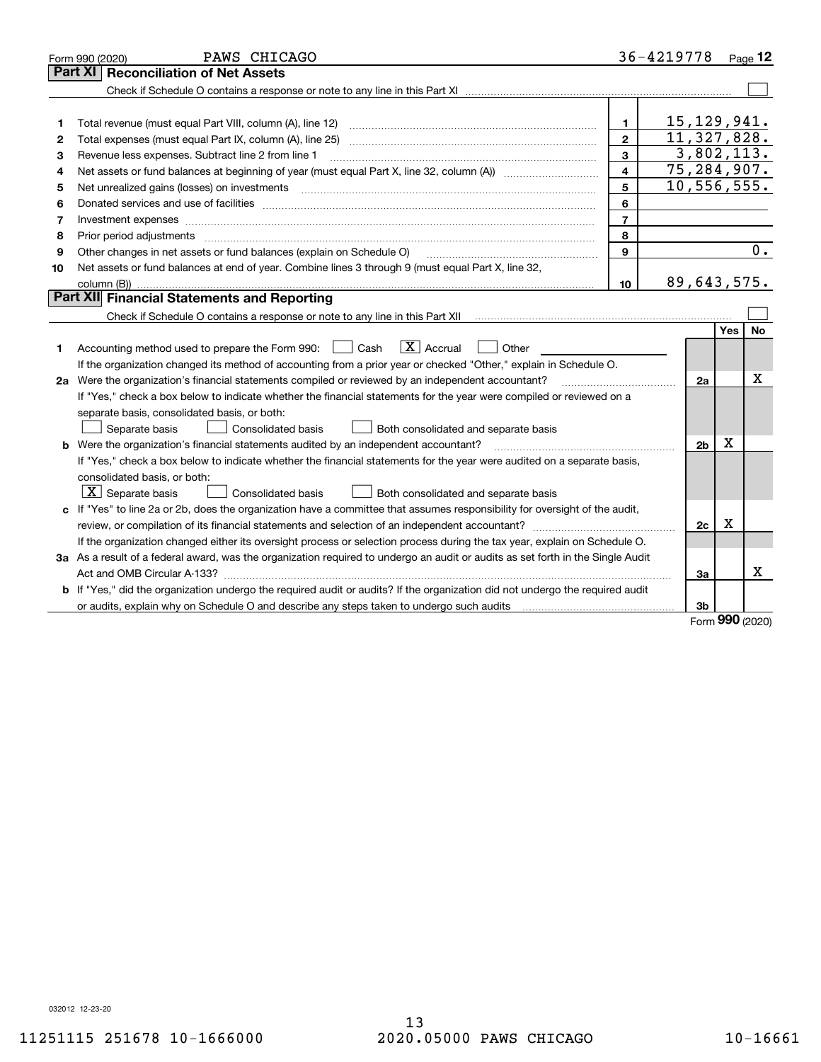Form 990 (2020) PAWS CHICAGO 36-4219778 Page **12**

## Part XI Reconciliation of Net Assets

Check if Schedule O contains a response or note to any line in this Part XI ☐

| | | | |
|---|---|---|---|
| 1 | Total revenue (must equal Part VIII, column (A), line 12) | 1 | 15,129,941. |
| 2 | Total expenses (must equal Part IX, column (A), line 25) | 2 | 11,327,828. |
| 3 | Revenue less expenses. Subtract line 2 from line 1 | 3 | 3,802,113. |
| 4 | Net assets or fund balances at beginning of year (must equal Part X, line 32, column (A)) | 4 | 75,284,907. |
| 5 | Net unrealized gains (losses) on investments | 5 | 10,556,555. |
| 6 | Donated services and use of facilities | 6 | |
| 7 | Investment expenses | 7 | |
| 8 | Prior period adjustments | 8 | |
| 9 | Other changes in net assets or fund balances (explain on Schedule O) | 9 | 0. |
| 10 | Net assets or fund balances at end of year. Combine lines 3 through 9 (must equal Part X, line 32, column (B)) | 10 | 89,643,575. |

## Part XII Financial Statements and Reporting

Check if Schedule O contains a response or note to any line in this Part XII ☐

| | | | Yes | No |
|---|---|---|---|---|
| 1 | Accounting method used to prepare the Form 990: ☐ Cash ☒ Accrual ☐ Other<br>If the organization changed its method of accounting from a prior year or checked "Other," explain in Schedule O. | | | |
| 2a | Were the organization's financial statements compiled or reviewed by an independent accountant?<br>If "Yes," check a box below to indicate whether the financial statements for the year were compiled or reviewed on a separate basis, consolidated basis, or both:<br>☐ Separate basis ☐ Consolidated basis ☐ Both consolidated and separate basis | 2a | | X |
| b | Were the organization's financial statements audited by an independent accountant?<br>If "Yes," check a box below to indicate whether the financial statements for the year were audited on a separate basis, consolidated basis, or both:<br>☒ Separate basis ☐ Consolidated basis ☐ Both consolidated and separate basis | 2b | X | |
| c | If "Yes" to line 2a or 2b, does the organization have a committee that assumes responsibility for oversight of the audit, review, or compilation of its financial statements and selection of an independent accountant?<br>If the organization changed either its oversight process or selection process during the tax year, explain on Schedule O. | 2c | X | |
| 3a | As a result of a federal award, was the organization required to undergo an audit or audits as set forth in the Single Audit Act and OMB Circular A-133? | 3a | | X |
| b | If "Yes," did the organization undergo the required audit or audits? If the organization did not undergo the required audit or audits, explain why on Schedule O and describe any steps taken to undergo such audits | 3b | | |

Form **990** (2020)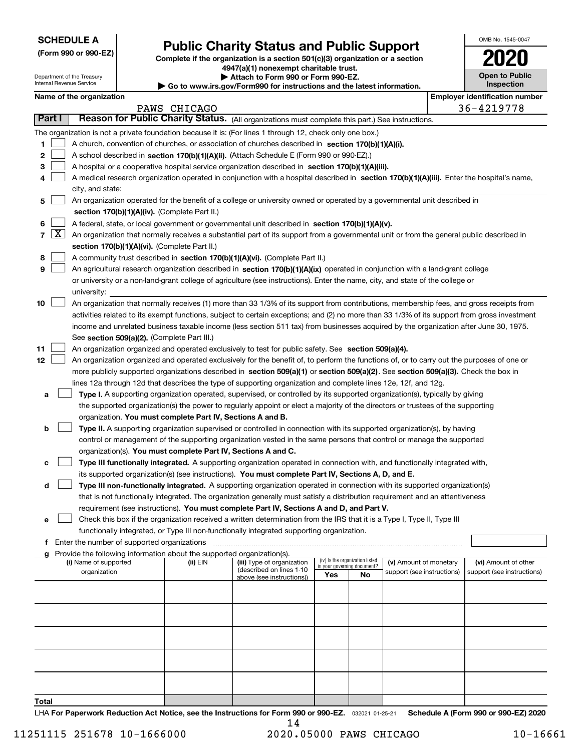**SCHEDULE A**
**(Form 990 or 990-EZ)**

Department of the Treasury
Internal Revenue Service

# Public Charity Status and Public Support

**Complete if the organization is a section 501(c)(3) organization or a section 4947(a)(1) nonexempt charitable trust.**
**▶ Attach to Form 990 or Form 990-EZ.**
**▶ Go to www.irs.gov/Form990 for instructions and the latest information.**

OMB No. 1545-0047
**2020**
**Open to Public Inspection**

**Name of the organization**: PAWS CHICAGO
**Employer identification number**: 36-4219778

**Part I** **Reason for Public Charity Status.** (All organizations must complete this part.) See instructions.

The organization is not a private foundation because it is: (For lines 1 through 12, check only one box.)

1 ☐ A church, convention of churches, or association of churches described in **section 170(b)(1)(A)(i).**

2 ☐ A school described in **section 170(b)(1)(A)(ii).** (Attach Schedule E (Form 990 or 990-EZ).)

3 ☐ A hospital or a cooperative hospital service organization described in **section 170(b)(1)(A)(iii).**

4 ☐ A medical research organization operated in conjunction with a hospital described in **section 170(b)(1)(A)(iii).** Enter the hospital's name, city, and state:

5 ☐ An organization operated for the benefit of a college or university owned or operated by a governmental unit described in **section 170(b)(1)(A)(iv).** (Complete Part II.)

6 ☐ A federal, state, or local government or governmental unit described in **section 170(b)(1)(A)(v).**

7 ☒ An organization that normally receives a substantial part of its support from a governmental unit or from the general public described in **section 170(b)(1)(A)(vi).** (Complete Part II.)

8 ☐ A community trust described in **section 170(b)(1)(A)(vi).** (Complete Part II.)

9 ☐ An agricultural research organization described in **section 170(b)(1)(A)(ix)** operated in conjunction with a land-grant college or university or a non-land-grant college of agriculture (see instructions). Enter the name, city, and state of the college or university:

10 ☐ An organization that normally receives (1) more than 33 1/3% of its support from contributions, membership fees, and gross receipts from activities related to its exempt functions, subject to certain exceptions; and (2) no more than 33 1/3% of its support from gross investment income and unrelated business taxable income (less section 511 tax) from businesses acquired by the organization after June 30, 1975. See **section 509(a)(2).** (Complete Part III.)

11 ☐ An organization organized and operated exclusively to test for public safety. See **section 509(a)(4).**

12 ☐ An organization organized and operated exclusively for the benefit of, to perform the functions of, or to carry out the purposes of one or more publicly supported organizations described in **section 509(a)(1)** or **section 509(a)(2)**. See **section 509(a)(3).** Check the box in lines 12a through 12d that describes the type of supporting organization and complete lines 12e, 12f, and 12g.

a ☐ **Type I.** A supporting organization operated, supervised, or controlled by its supported organization(s), typically by giving the supported organization(s) the power to regularly appoint or elect a majority of the directors or trustees of the supporting organization. **You must complete Part IV, Sections A and B.**

b ☐ **Type II.** A supporting organization supervised or controlled in connection with its supported organization(s), by having control or management of the supporting organization vested in the same persons that control or manage the supported organization(s). **You must complete Part IV, Sections A and C.**

c ☐ **Type III functionally integrated.** A supporting organization operated in connection with, and functionally integrated with, its supported organization(s) (see instructions). **You must complete Part IV, Sections A, D, and E.**

d ☐ **Type III non-functionally integrated.** A supporting organization operated in connection with its supported organization(s) that is not functionally integrated. The organization generally must satisfy a distribution requirement and an attentiveness requirement (see instructions). **You must complete Part IV, Sections A and D, and Part V.**

e ☐ Check this box if the organization received a written determination from the IRS that it is a Type I, Type II, Type III functionally integrated, or Type III non-functionally integrated supporting organization.

f Enter the number of supported organizations

g Provide the following information about the supported organization(s).

| (i) Name of supported organization | (ii) EIN | (iii) Type of organization (described on lines 1-10 above (see instructions)) | (iv) Is the organization listed in your governing document? Yes | No | (v) Amount of monetary support (see instructions) | (vi) Amount of other support (see instructions) |
|---|---|---|---|---|---|---|
| | | | | | | |
| | | | | | | |
| | | | | | | |
| | | | | | | |
| | | | | | | |
| **Total** | | | | | | |

LHA **For Paperwork Reduction Act Notice, see the Instructions for Form 990 or 990-EZ.** 032021 01-25-21 **Schedule A (Form 990 or 990-EZ) 2020**

11251115 251678 10-1666000 2020.05000 PAWS CHICAGO 10-16661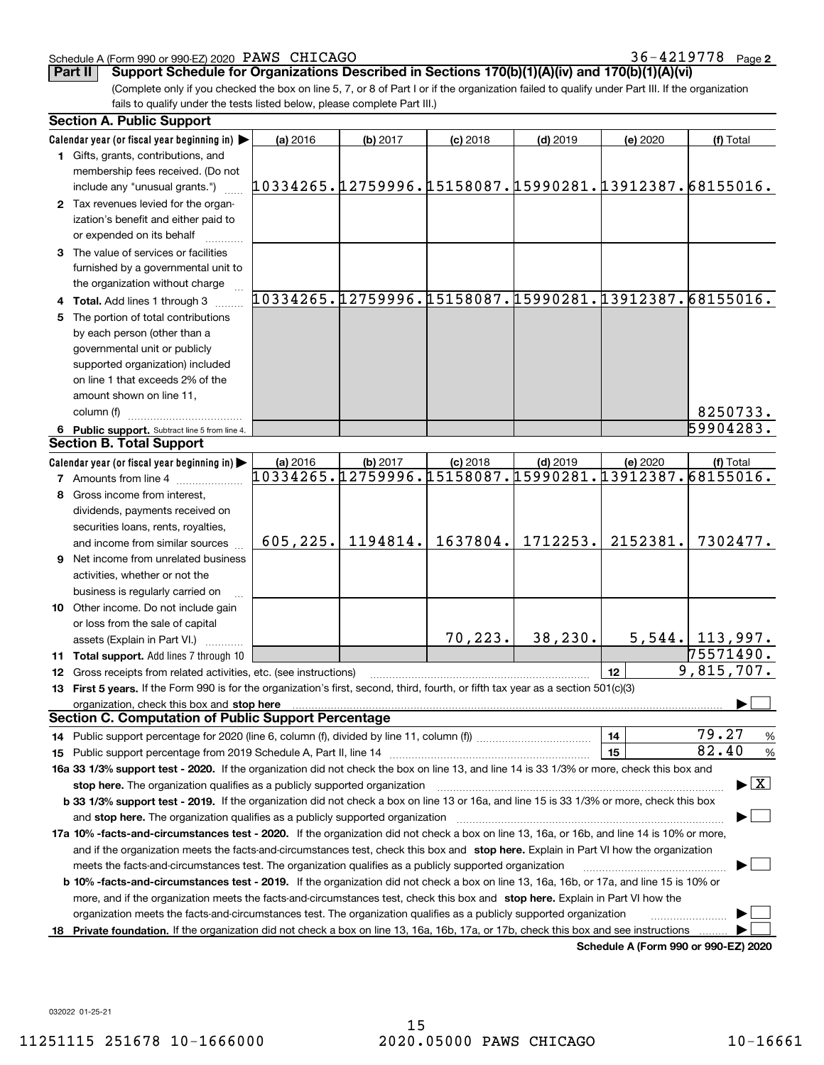Schedule A (Form 990 or 990-EZ) 2020 PAWS CHICAGO 36-4219778 Page 2

**Part II — Support Schedule for Organizations Described in Sections 170(b)(1)(A)(iv) and 170(b)(1)(A)(vi)**

(Complete only if you checked the box on line 5, 7, or 8 of Part I or if the organization failed to qualify under Part III. If the organization fails to qualify under the tests listed below, please complete Part III.)

## Section A. Public Support

| Calendar year (or fiscal year beginning in) ▶ | (a) 2016 | (b) 2017 | (c) 2018 | (d) 2019 | (e) 2020 | (f) Total |
|---|---|---|---|---|---|---|
| 1 Gifts, grants, contributions, and membership fees received. (Do not include any "unusual grants.") | 10334265. | 12759996. | 15158087. | 15990281. | 13912387. | 68155016. |
| 2 Tax revenues levied for the organization's benefit and either paid to or expended on its behalf | | | | | | |
| 3 The value of services or facilities furnished by a governmental unit to the organization without charge | | | | | | |
| 4 Total. Add lines 1 through 3 | 10334265. | 12759996. | 15158087. | 15990281. | 13912387. | 68155016. |
| 5 The portion of total contributions by each person (other than a governmental unit or publicly supported organization) included on line 1 that exceeds 2% of the amount shown on line 11, column (f) | | | | | | 8250733. |
| 6 Public support. Subtract line 5 from line 4. | | | | | | 59904283. |

## Section B. Total Support

| Calendar year (or fiscal year beginning in) ▶ | (a) 2016 | (b) 2017 | (c) 2018 | (d) 2019 | (e) 2020 | (f) Total |
|---|---|---|---|---|---|---|
| 7 Amounts from line 4 | 10334265. | 12759996. | 15158087. | 15990281. | 13912387. | 68155016. |
| 8 Gross income from interest, dividends, payments received on securities loans, rents, royalties, and income from similar sources | 605,225. | 1194814. | 1637804. | 1712253. | 2152381. | 7302477. |
| 9 Net income from unrelated business activities, whether or not the business is regularly carried on | | | | | | |
| 10 Other income. Do not include gain or loss from the sale of capital assets (Explain in Part VI.) | | | 70,223. | 38,230. | 5,544. | 113,997. |
| 11 Total support. Add lines 7 through 10 | | | | | | 75571490. |

12 Gross receipts from related activities, etc. (see instructions) — 12 — 9,815,707.

13 **First 5 years.** If the Form 990 is for the organization's first, second, third, fourth, or fifth tax year as a section 501(c)(3) organization, check this box and **stop here** ▶ ☐

## Section C. Computation of Public Support Percentage

14 Public support percentage for 2020 (line 6, column (f), divided by line 11, column (f)) — 14 — 79.27 %

15 Public support percentage from 2019 Schedule A, Part II, line 14 — 15 — 82.40 %

**16a 33 1/3% support test - 2020.** If the organization did not check the box on line 13, and line 14 is 33 1/3% or more, check this box and **stop here.** The organization qualifies as a publicly supported organization ▶ ☒

**b 33 1/3% support test - 2019.** If the organization did not check a box on line 13 or 16a, and line 15 is 33 1/3% or more, check this box and **stop here.** The organization qualifies as a publicly supported organization ▶ ☐

**17a 10% -facts-and-circumstances test - 2020.** If the organization did not check a box on line 13, 16a, or 16b, and line 14 is 10% or more, and if the organization meets the facts-and-circumstances test, check this box and **stop here.** Explain in Part VI how the organization meets the facts-and-circumstances test. The organization qualifies as a publicly supported organization ▶ ☐

**b 10% -facts-and-circumstances test - 2019.** If the organization did not check a box on line 13, 16a, 16b, or 17a, and line 15 is 10% or more, and if the organization meets the facts-and-circumstances test, check this box and **stop here.** Explain in Part VI how the organization meets the facts-and-circumstances test. The organization qualifies as a publicly supported organization ▶ ☐

**18 Private foundation.** If the organization did not check a box on line 13, 16a, 16b, 17a, or 17b, check this box and see instructions ▶ ☐

**Schedule A (Form 990 or 990-EZ) 2020**

032022 01-25-21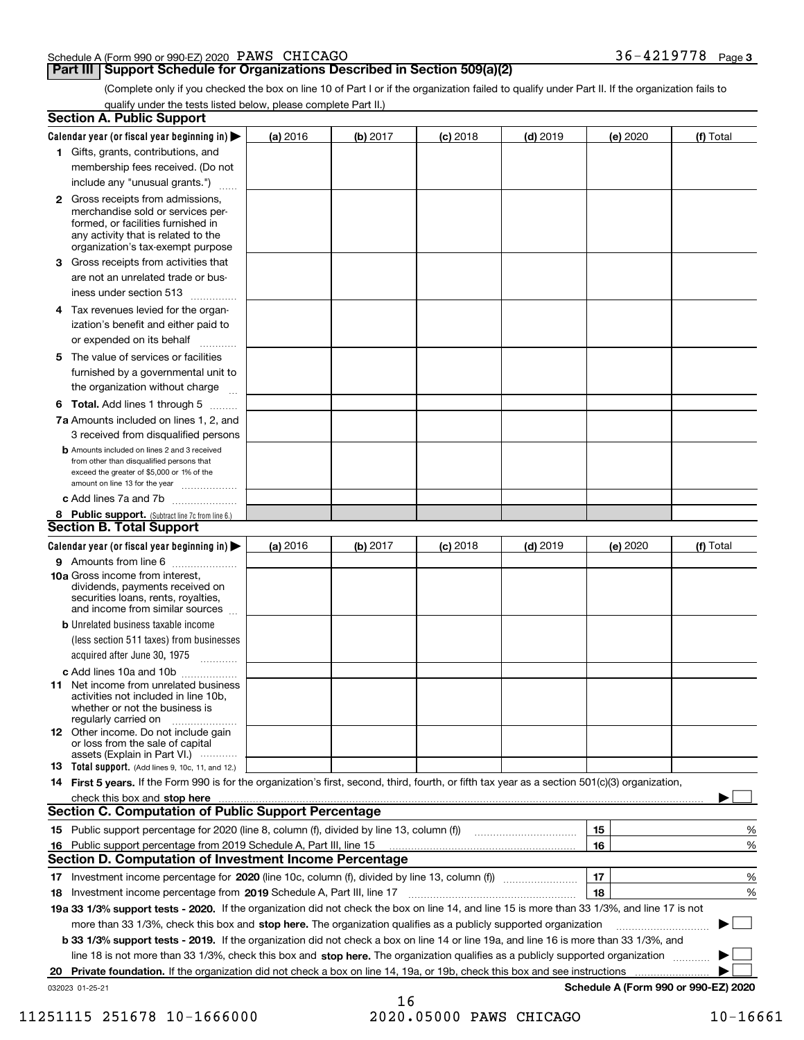Schedule A (Form 990 or 990-EZ) 2020 PAWS CHICAGO 36-4219778 Page 3

## Part III Support Schedule for Organizations Described in Section 509(a)(2)

(Complete only if you checked the box on line 10 of Part I or if the organization failed to qualify under Part II. If the organization fails to qualify under the tests listed below, please complete Part II.)

### Section A. Public Support

| Calendar year (or fiscal year beginning in) ▶ | (a) 2016 | (b) 2017 | (c) 2018 | (d) 2019 | (e) 2020 | (f) Total |
|---|---|---|---|---|---|---|
| 1 Gifts, grants, contributions, and membership fees received. (Do not include any "unusual grants.") | | | | | | |
| 2 Gross receipts from admissions, merchandise sold or services performed, or facilities furnished in any activity that is related to the organization's tax-exempt purpose | | | | | | |
| 3 Gross receipts from activities that are not an unrelated trade or business under section 513 | | | | | | |
| 4 Tax revenues levied for the organization's benefit and either paid to or expended on its behalf | | | | | | |
| 5 The value of services or facilities furnished by a governmental unit to the organization without charge | | | | | | |
| 6 Total. Add lines 1 through 5 | | | | | | |
| 7a Amounts included on lines 1, 2, and 3 received from disqualified persons | | | | | | |
| b Amounts included on lines 2 and 3 received from other than disqualified persons that exceed the greater of $5,000 or 1% of the amount on line 13 for the year | | | | | | |
| c Add lines 7a and 7b | | | | | | |
| 8 Public support. (Subtract line 7c from line 6.) | | | | | | |

### Section B. Total Support

| Calendar year (or fiscal year beginning in) ▶ | (a) 2016 | (b) 2017 | (c) 2018 | (d) 2019 | (e) 2020 | (f) Total |
|---|---|---|---|---|---|---|
| 9 Amounts from line 6 | | | | | | |
| 10a Gross income from interest, dividends, payments received on securities loans, rents, royalties, and income from similar sources | | | | | | |
| b Unrelated business taxable income (less section 511 taxes) from businesses acquired after June 30, 1975 | | | | | | |
| c Add lines 10a and 10b | | | | | | |
| 11 Net income from unrelated business activities not included in line 10b, whether or not the business is regularly carried on | | | | | | |
| 12 Other income. Do not include gain or loss from the sale of capital assets (Explain in Part VI.) | | | | | | |
| 13 Total support. (Add lines 9, 10c, 11, and 12.) | | | | | | |

14 **First 5 years.** If the Form 990 is for the organization's first, second, third, fourth, or fifth tax year as a section 501(c)(3) organization, check this box and **stop here** ▶ ☐

### Section C. Computation of Public Support Percentage

| | | | |
|---|---|---|---|
| 15 | Public support percentage for 2020 (line 8, column (f), divided by line 13, column (f)) | 15 | % |
| 16 | Public support percentage from 2019 Schedule A, Part III, line 15 | 16 | % |

### Section D. Computation of Investment Income Percentage

| | | | |
|---|---|---|---|
| 17 | Investment income percentage for **2020** (line 10c, column (f), divided by line 13, column (f)) | 17 | % |
| 18 | Investment income percentage from **2019** Schedule A, Part III, line 17 | 18 | % |

**19a 33 1/3% support tests - 2020.** If the organization did not check the box on line 14, and line 15 is more than 33 1/3%, and line 17 is not more than 33 1/3%, check this box and **stop here.** The organization qualifies as a publicly supported organization ▶ ☐

**b 33 1/3% support tests - 2019.** If the organization did not check a box on line 14 or line 19a, and line 16 is more than 33 1/3%, and line 18 is not more than 33 1/3%, check this box and **stop here.** The organization qualifies as a publicly supported organization ▶ ☐

**20 Private foundation.** If the organization did not check a box on line 14, 19a, or 19b, check this box and see instructions ▶ ☐

032023 01-25-21 **Schedule A (Form 990 or 990-EZ) 2020**

11251115 251678 10-1666000 2020.05000 PAWS CHICAGO 10-16661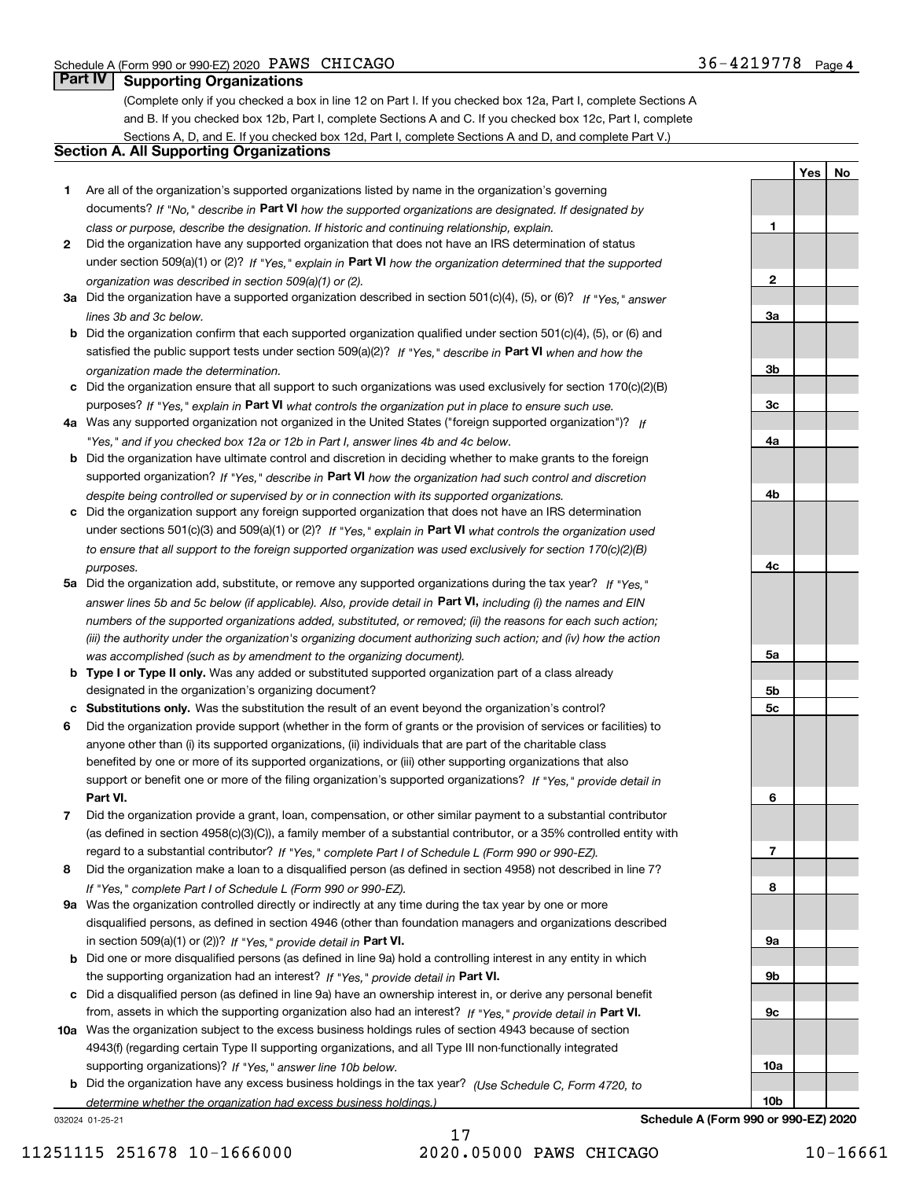Schedule A (Form 990 or 990-EZ) 2020 PAWS CHICAGO 36-4219778 Page 4

## Part IV Supporting Organizations

(Complete only if you checked a box in line 12 on Part I. If you checked box 12a, Part I, complete Sections A and B. If you checked box 12b, Part I, complete Sections A and C. If you checked box 12c, Part I, complete Sections A, D, and E. If you checked box 12d, Part I, complete Sections A and D, and complete Part V.)

### Section A. All Supporting Organizations

| | | | Yes | No |
|---|---|---|---|---|
| **1** | Are all of the organization's supported organizations listed by name in the organization's governing documents? *If "No," describe in* **Part VI** *how the supported organizations are designated. If designated by class or purpose, describe the designation. If historic and continuing relationship, explain.* | **1** | | |
| **2** | Did the organization have any supported organization that does not have an IRS determination of status under section 509(a)(1) or (2)? *If "Yes," explain in* **Part VI** *how the organization determined that the supported organization was described in section 509(a)(1) or (2).* | **2** | | |
| **3a** | Did the organization have a supported organization described in section 501(c)(4), (5), or (6)? *If "Yes," answer lines 3b and 3c below.* | **3a** | | |
| **b** | Did the organization confirm that each supported organization qualified under section 501(c)(4), (5), or (6) and satisfied the public support tests under section 509(a)(2)? *If "Yes," describe in* **Part VI** *when and how the organization made the determination.* | **3b** | | |
| **c** | Did the organization ensure that all support to such organizations was used exclusively for section 170(c)(2)(B) purposes? *If "Yes," explain in* **Part VI** *what controls the organization put in place to ensure such use.* | **3c** | | |
| **4a** | Was any supported organization not organized in the United States ("foreign supported organization")? *If "Yes," and if you checked box 12a or 12b in Part I, answer lines 4b and 4c below.* | **4a** | | |
| **b** | Did the organization have ultimate control and discretion in deciding whether to make grants to the foreign supported organization? *If "Yes," describe in* **Part VI** *how the organization had such control and discretion despite being controlled or supervised by or in connection with its supported organizations.* | **4b** | | |
| **c** | Did the organization support any foreign supported organization that does not have an IRS determination under sections 501(c)(3) and 509(a)(1) or (2)? *If "Yes," explain in* **Part VI** *what controls the organization used to ensure that all support to the foreign supported organization was used exclusively for section 170(c)(2)(B) purposes.* | **4c** | | |
| **5a** | Did the organization add, substitute, or remove any supported organizations during the tax year? *If "Yes," answer lines 5b and 5c below (if applicable). Also, provide detail in* **Part VI,** *including (i) the names and EIN numbers of the supported organizations added, substituted, or removed; (ii) the reasons for each such action; (iii) the authority under the organization's organizing document authorizing such action; and (iv) how the action was accomplished (such as by amendment to the organizing document).* | **5a** | | |
| **b** | **Type I or Type II only.** Was any added or substituted supported organization part of a class already designated in the organization's organizing document? | **5b** | | |
| **c** | **Substitutions only.** Was the substitution the result of an event beyond the organization's control? | **5c** | | |
| **6** | Did the organization provide support (whether in the form of grants or the provision of services or facilities) to anyone other than (i) its supported organizations, (ii) individuals that are part of the charitable class benefited by one or more of its supported organizations, or (iii) other supporting organizations that also support or benefit one or more of the filing organization's supported organizations? *If "Yes," provide detail in* **Part VI.** | **6** | | |
| **7** | Did the organization provide a grant, loan, compensation, or other similar payment to a substantial contributor (as defined in section 4958(c)(3)(C)), a family member of a substantial contributor, or a 35% controlled entity with regard to a substantial contributor? *If "Yes," complete Part I of Schedule L (Form 990 or 990-EZ).* | **7** | | |
| **8** | Did the organization make a loan to a disqualified person (as defined in section 4958) not described in line 7? *If "Yes," complete Part I of Schedule L (Form 990 or 990-EZ).* | **8** | | |
| **9a** | Was the organization controlled directly or indirectly at any time during the tax year by one or more disqualified persons, as defined in section 4946 (other than foundation managers and organizations described in section 509(a)(1) or (2))? *If "Yes," provide detail in* **Part VI.** | **9a** | | |
| **b** | Did one or more disqualified persons (as defined in line 9a) hold a controlling interest in any entity in which the supporting organization had an interest? *If "Yes," provide detail in* **Part VI.** | **9b** | | |
| **c** | Did a disqualified person (as defined in line 9a) have an ownership interest in, or derive any personal benefit from, assets in which the supporting organization also had an interest? *If "Yes," provide detail in* **Part VI.** | **9c** | | |
| **10a** | Was the organization subject to the excess business holdings rules of section 4943 because of section 4943(f) (regarding certain Type II supporting organizations, and all Type III non-functionally integrated supporting organizations)? *If "Yes," answer line 10b below.* | **10a** | | |
| **b** | Did the organization have any excess business holdings in the tax year? *(Use Schedule C, Form 4720, to determine whether the organization had excess business holdings.)* | **10b** | | |

032024 01-25-21 **Schedule A (Form 990 or 990-EZ) 2020**

11251115 251678 10-1666000 2020.05000 PAWS CHICAGO 10-16661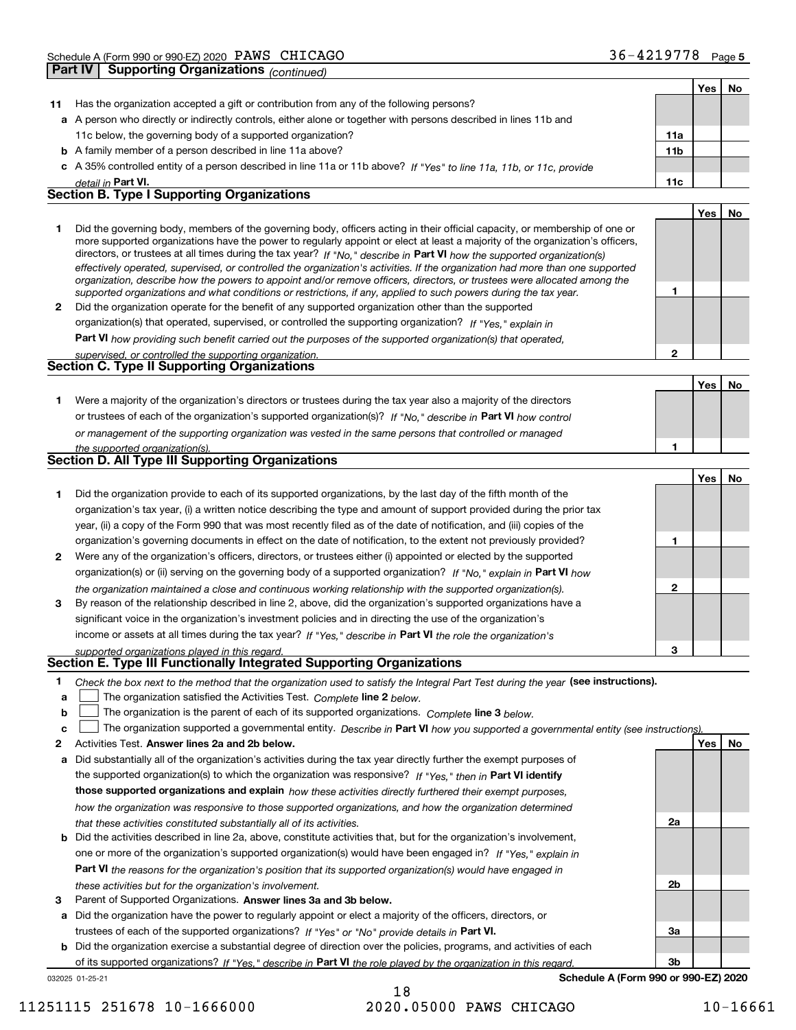Schedule A (Form 990 or 990-EZ) 2020 PAWS CHICAGO 36-4219778 Page 5

## Part IV Supporting Organizations *(continued)*

| | | | Yes | No |
|---|---|---|---|---|
| **11** | Has the organization accepted a gift or contribution from any of the following persons? | | | |
| **a** | A person who directly or indirectly controls, either alone or together with persons described in lines 11b and 11c below, the governing body of a supported organization? | **11a** | | |
| **b** | A family member of a person described in line 11a above? | **11b** | | |
| **c** | A 35% controlled entity of a person described in line 11a or 11b above? *If "Yes" to line 11a, 11b, or 11c, provide detail in* **Part VI.** | **11c** | | |

### Section B. Type I Supporting Organizations

| | | | Yes | No |
|---|---|---|---|---|
| **1** | Did the governing body, members of the governing body, officers acting in their official capacity, or membership of one or more supported organizations have the power to regularly appoint or elect at least a majority of the organization's officers, directors, or trustees at all times during the tax year? *If "No," describe in* **Part VI** *how the supported organization(s) effectively operated, supervised, or controlled the organization's activities. If the organization had more than one supported organization, describe how the powers to appoint and/or remove officers, directors, or trustees were allocated among the supported organizations and what conditions or restrictions, if any, applied to such powers during the tax year.* | **1** | | |
| **2** | Did the organization operate for the benefit of any supported organization other than the supported organization(s) that operated, supervised, or controlled the supporting organization? *If "Yes," explain in* **Part VI** *how providing such benefit carried out the purposes of the supported organization(s) that operated, supervised, or controlled the supporting organization.* | **2** | | |

### Section C. Type II Supporting Organizations

| | | | Yes | No |
|---|---|---|---|---|
| **1** | Were a majority of the organization's directors or trustees during the tax year also a majority of the directors or trustees of each of the organization's supported organization(s)? *If "No," describe in* **Part VI** *how control or management of the supporting organization was vested in the same persons that controlled or managed the supported organization(s).* | **1** | | |

### Section D. All Type III Supporting Organizations

| | | | Yes | No |
|---|---|---|---|---|
| **1** | Did the organization provide to each of its supported organizations, by the last day of the fifth month of the organization's tax year, (i) a written notice describing the type and amount of support provided during the prior tax year, (ii) a copy of the Form 990 that was most recently filed as of the date of notification, and (iii) copies of the organization's governing documents in effect on the date of notification, to the extent not previously provided? | **1** | | |
| **2** | Were any of the organization's officers, directors, or trustees either (i) appointed or elected by the supported organization(s) or (ii) serving on the governing body of a supported organization? *If "No," explain in* **Part VI** *how the organization maintained a close and continuous working relationship with the supported organization(s).* | **2** | | |
| **3** | By reason of the relationship described in line 2, above, did the organization's supported organizations have a significant voice in the organization's investment policies and in directing the use of the organization's income or assets at all times during the tax year? *If "Yes," describe in* **Part VI** *the role the organization's supported organizations played in this regard.* | **3** | | |

### Section E. Type III Functionally Integrated Supporting Organizations

**1** *Check the box next to the method that the organization used to satisfy the Integral Part Test during the year* **(see instructions).**

**a** ☐ The organization satisfied the Activities Test. *Complete* **line 2** *below.*

**b** ☐ The organization is the parent of each of its supported organizations. *Complete* **line 3** *below.*

**c** ☐ The organization supported a governmental entity. *Describe in* **Part VI** *how you supported a governmental entity (see instructions).*

| | | | Yes | No |
|---|---|---|---|---|
| **2** | Activities Test. **Answer lines 2a and 2b below.** | | | |
| **a** | Did substantially all of the organization's activities during the tax year directly further the exempt purposes of the supported organization(s) to which the organization was responsive? *If "Yes," then in* **Part VI identify those supported organizations and explain** *how these activities directly furthered their exempt purposes, how the organization was responsive to those supported organizations, and how the organization determined that these activities constituted substantially all of its activities.* | **2a** | | |
| **b** | Did the activities described in line 2a, above, constitute activities that, but for the organization's involvement, one or more of the organization's supported organization(s) would have been engaged in? *If "Yes," explain in* **Part VI** *the reasons for the organization's position that its supported organization(s) would have engaged in these activities but for the organization's involvement.* | **2b** | | |
| **3** | Parent of Supported Organizations. **Answer lines 3a and 3b below.** | | | |
| **a** | Did the organization have the power to regularly appoint or elect a majority of the officers, directors, or trustees of each of the supported organizations? *If "Yes" or "No" provide details in* **Part VI.** | **3a** | | |
| **b** | Did the organization exercise a substantial degree of direction over the policies, programs, and activities of each of its supported organizations? *If "Yes," describe in* **Part VI** *the role played by the organization in this regard.* | **3b** | | |

032025 01-25-21 **Schedule A (Form 990 or 990-EZ) 2020**

11251115 251678 10-1666000 2020.05000 PAWS CHICAGO 10-16661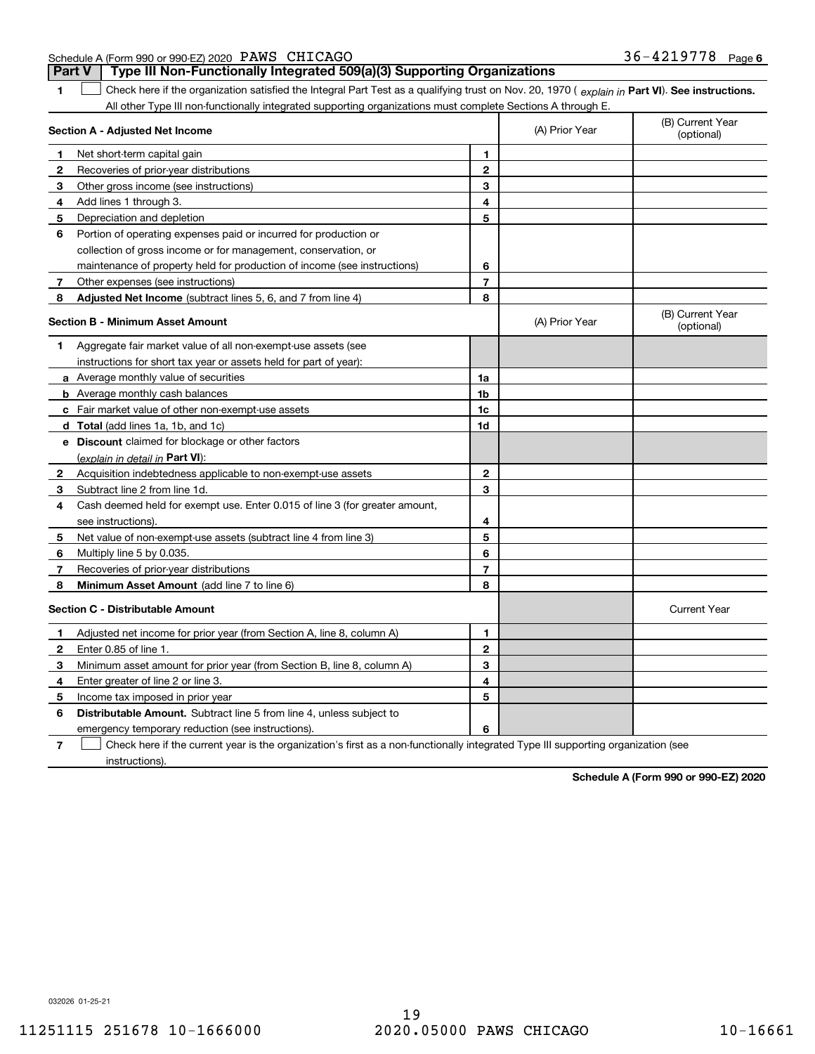Schedule A (Form 990 or 990-EZ) 2020 PAWS CHICAGO 36-4219778 Page 6

## Part V | Type III Non-Functionally Integrated 509(a)(3) Supporting Organizations

**1** ☐ Check here if the organization satisfied the Integral Part Test as a qualifying trust on Nov. 20, 1970 ( *explain in* **Part VI**). **See instructions.** All other Type III non-functionally integrated supporting organizations must complete Sections A through E.

| **Section A - Adjusted Net Income** | | (A) Prior Year | (B) Current Year (optional) |
|---|---|---|---|
| **1** Net short-term capital gain | 1 | | |
| **2** Recoveries of prior-year distributions | 2 | | |
| **3** Other gross income (see instructions) | 3 | | |
| **4** Add lines 1 through 3. | 4 | | |
| **5** Depreciation and depletion | 5 | | |
| **6** Portion of operating expenses paid or incurred for production or collection of gross income or for management, conservation, or maintenance of property held for production of income (see instructions) | 6 | | |
| **7** Other expenses (see instructions) | 7 | | |
| **8** **Adjusted Net Income** (subtract lines 5, 6, and 7 from line 4) | 8 | | |

| **Section B - Minimum Asset Amount** | | (A) Prior Year | (B) Current Year (optional) |
|---|---|---|---|
| **1** Aggregate fair market value of all non-exempt-use assets (see instructions for short tax year or assets held for part of year): | | | |
| **a** Average monthly value of securities | 1a | | |
| **b** Average monthly cash balances | 1b | | |
| **c** Fair market value of other non-exempt-use assets | 1c | | |
| **d** **Total** (add lines 1a, 1b, and 1c) | 1d | | |
| **e** **Discount** claimed for blockage or other factors (*explain in detail in* **Part VI**): | | | |
| **2** Acquisition indebtedness applicable to non-exempt-use assets | 2 | | |
| **3** Subtract line 2 from line 1d. | 3 | | |
| **4** Cash deemed held for exempt use. Enter 0.015 of line 3 (for greater amount, see instructions). | 4 | | |
| **5** Net value of non-exempt-use assets (subtract line 4 from line 3) | 5 | | |
| **6** Multiply line 5 by 0.035. | 6 | | |
| **7** Recoveries of prior-year distributions | 7 | | |
| **8** **Minimum Asset Amount** (add line 7 to line 6) | 8 | | |

| **Section C - Distributable Amount** | | | Current Year |
|---|---|---|---|
| **1** Adjusted net income for prior year (from Section A, line 8, column A) | 1 | | |
| **2** Enter 0.85 of line 1. | 2 | | |
| **3** Minimum asset amount for prior year (from Section B, line 8, column A) | 3 | | |
| **4** Enter greater of line 2 or line 3. | 4 | | |
| **5** Income tax imposed in prior year | 5 | | |
| **6** **Distributable Amount.** Subtract line 5 from line 4, unless subject to emergency temporary reduction (see instructions). | 6 | | |

**7** ☐ Check here if the current year is the organization's first as a non-functionally integrated Type III supporting organization (see instructions).

**Schedule A (Form 990 or 990-EZ) 2020**

032026 01-25-21

11251115 251678 10-1666000 2020.05000 PAWS CHICAGO 10-16661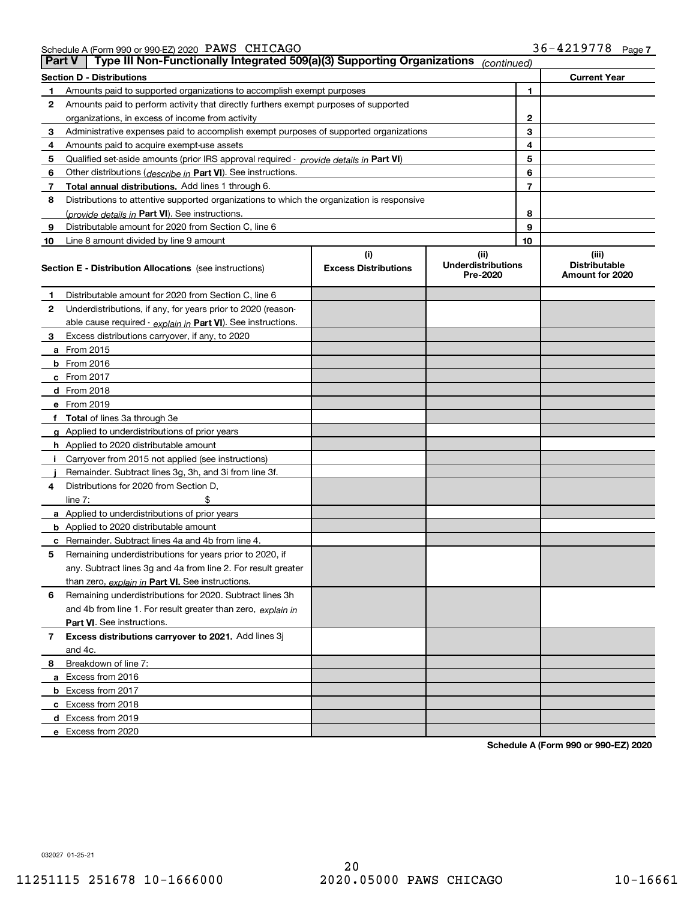Schedule A (Form 990 or 990-EZ) 2020 PAWS CHICAGO 36-4219778 Page 7

## Part V | Type III Non-Functionally Integrated 509(a)(3) Supporting Organizations *(continued)*

| Section D - Distributions | | | Current Year |
|---|---|---|---|
| 1 | Amounts paid to supported organizations to accomplish exempt purposes | 1 | |
| 2 | Amounts paid to perform activity that directly furthers exempt purposes of supported organizations, in excess of income from activity | 2 | |
| 3 | Administrative expenses paid to accomplish exempt purposes of supported organizations | 3 | |
| 4 | Amounts paid to acquire exempt-use assets | 4 | |
| 5 | Qualified set-aside amounts (prior IRS approval required - *provide details in* **Part VI**) | 5 | |
| 6 | Other distributions (*describe in* **Part VI**). See instructions. | 6 | |
| 7 | **Total annual distributions.** Add lines 1 through 6. | 7 | |
| 8 | Distributions to attentive supported organizations to which the organization is responsive (*provide details in* **Part VI**). See instructions. | 8 | |
| 9 | Distributable amount for 2020 from Section C, line 6 | 9 | |
| 10 | Line 8 amount divided by line 9 amount | 10 | |

| Section E - Distribution Allocations (see instructions) | (i) Excess Distributions | (ii) Underdistributions Pre-2020 | (iii) Distributable Amount for 2020 |
|---|---|---|---|
| **1** Distributable amount for 2020 from Section C, line 6 | | | |
| **2** Underdistributions, if any, for years prior to 2020 (reasonable cause required - *explain in* **Part VI**). See instructions. | | | |
| **3** Excess distributions carryover, if any, to 2020 | | | |
| **a** From 2015 | | | |
| **b** From 2016 | | | |
| **c** From 2017 | | | |
| **d** From 2018 | | | |
| **e** From 2019 | | | |
| **f Total** of lines 3a through 3e | | | |
| **g** Applied to underdistributions of prior years | | | |
| **h** Applied to 2020 distributable amount | | | |
| **i** Carryover from 2015 not applied (see instructions) | | | |
| **j** Remainder. Subtract lines 3g, 3h, and 3i from line 3f. | | | |
| **4** Distributions for 2020 from Section D, line 7: $ | | | |
| **a** Applied to underdistributions of prior years | | | |
| **b** Applied to 2020 distributable amount | | | |
| **c** Remainder. Subtract lines 4a and 4b from line 4. | | | |
| **5** Remaining underdistributions for years prior to 2020, if any. Subtract lines 3g and 4a from line 2. For result greater than zero, *explain in* **Part VI.** See instructions. | | | |
| **6** Remaining underdistributions for 2020. Subtract lines 3h and 4b from line 1. For result greater than zero, *explain in* **Part VI**. See instructions. | | | |
| **7 Excess distributions carryover to 2021.** Add lines 3j and 4c. | | | |
| **8** Breakdown of line 7: | | | |
| **a** Excess from 2016 | | | |
| **b** Excess from 2017 | | | |
| **c** Excess from 2018 | | | |
| **d** Excess from 2019 | | | |
| **e** Excess from 2020 | | | |

**Schedule A (Form 990 or 990-EZ) 2020**

032027 01-25-21

11251115 251678 10-1666000 2020.05000 PAWS CHICAGO 10-16661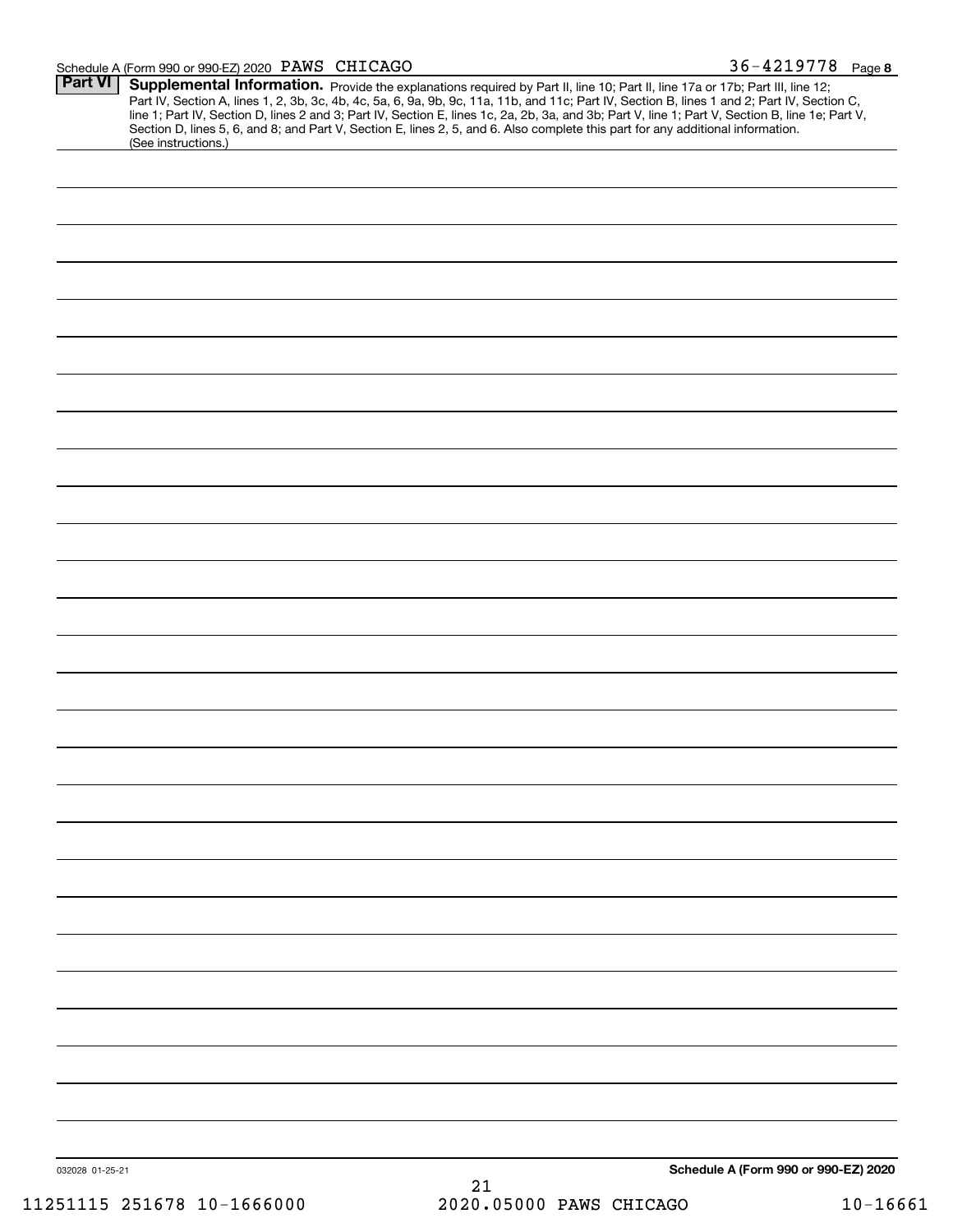Schedule A (Form 990 or 990-EZ) 2020 PAWS CHICAGO 36-4219778 Page **8**

**Part VI** **Supplemental Information.** Provide the explanations required by Part II, line 10; Part II, line 17a or 17b; Part III, line 12; Part IV, Section A, lines 1, 2, 3b, 3c, 4b, 4c, 5a, 6, 9a, 9b, 9c, 11a, 11b, and 11c; Part IV, Section B, lines 1 and 2; Part IV, Section C, line 1; Part IV, Section D, lines 2 and 3; Part IV, Section E, lines 1c, 2a, 2b, 3a, and 3b; Part V, line 1; Part V, Section B, line 1e; Part V, Section D, lines 5, 6, and 8; and Part V, Section E, lines 2, 5, and 6. Also complete this part for any additional information. (See instructions.)

032028 01-25-21 **Schedule A (Form 990 or 990-EZ) 2020**

11251115 251678 10-1666000 2020.05000 PAWS CHICAGO 10-16661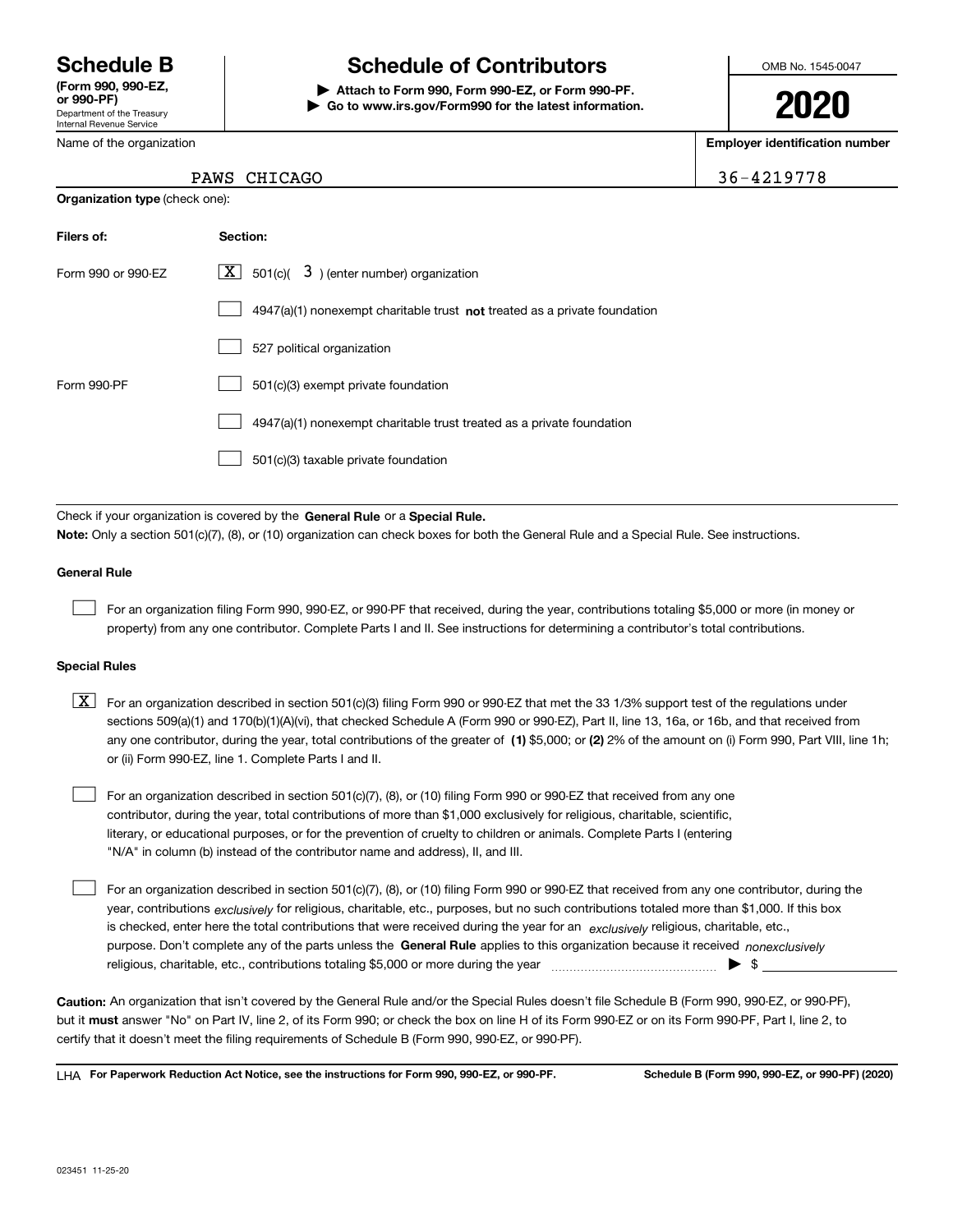# Schedule B

**(Form 990, 990-EZ, or 990-PF)**

Department of the Treasury
Internal Revenue Service

# Schedule of Contributors

**▶ Attach to Form 990, Form 990-EZ, or Form 990-PF.**
**▶ Go to www.irs.gov/Form990 for the latest information.**

OMB No. 1545-0047

**2020**

Name of the organization: PAWS CHICAGO

**Employer identification number:** 36-4219778

**Organization type** (check one):

| **Filers of:** | **Section:** |
|---|---|
| Form 990 or 990-EZ | [X] 501(c)( 3 ) (enter number) organization |
| | [ ] 4947(a)(1) nonexempt charitable trust **not** treated as a private foundation |
| | [ ] 527 political organization |
| Form 990-PF | [ ] 501(c)(3) exempt private foundation |
| | [ ] 4947(a)(1) nonexempt charitable trust treated as a private foundation |
| | [ ] 501(c)(3) taxable private foundation |

Check if your organization is covered by the **General Rule** or a **Special Rule.**

**Note:** Only a section 501(c)(7), (8), or (10) organization can check boxes for both the General Rule and a Special Rule. See instructions.

### General Rule

[ ] For an organization filing Form 990, 990-EZ, or 990-PF that received, during the year, contributions totaling $5,000 or more (in money or property) from any one contributor. Complete Parts I and II. See instructions for determining a contributor's total contributions.

### Special Rules

[X] For an organization described in section 501(c)(3) filing Form 990 or 990-EZ that met the 33 1/3% support test of the regulations under sections 509(a)(1) and 170(b)(1)(A)(vi), that checked Schedule A (Form 990 or 990-EZ), Part II, line 13, 16a, or 16b, and that received from any one contributor, during the year, total contributions of the greater of **(1)** $5,000; or **(2)** 2% of the amount on (i) Form 990, Part VIII, line 1h; or (ii) Form 990-EZ, line 1. Complete Parts I and II.

[ ] For an organization described in section 501(c)(7), (8), or (10) filing Form 990 or 990-EZ that received from any one contributor, during the year, total contributions of more than $1,000 exclusively for religious, charitable, scientific, literary, or educational purposes, or for the prevention of cruelty to children or animals. Complete Parts I (entering "N/A" in column (b) instead of the contributor name and address), II, and III.

[ ] For an organization described in section 501(c)(7), (8), or (10) filing Form 990 or 990-EZ that received from any one contributor, during the year, contributions *exclusively* for religious, charitable, etc., purposes, but no such contributions totaled more than $1,000. If this box is checked, enter here the total contributions that were received during the year for an *exclusively* religious, charitable, etc., purpose. Don't complete any of the parts unless the **General Rule** applies to this organization because it received *nonexclusively* religious, charitable, etc., contributions totaling $5,000 or more during the year ▶ $

**Caution:** An organization that isn't covered by the General Rule and/or the Special Rules doesn't file Schedule B (Form 990, 990-EZ, or 990-PF), but it **must** answer "No" on Part IV, line 2, of its Form 990; or check the box on line H of its Form 990-EZ or on its Form 990-PF, Part I, line 2, to certify that it doesn't meet the filing requirements of Schedule B (Form 990, 990-EZ, or 990-PF).

LHA **For Paperwork Reduction Act Notice, see the instructions for Form 990, 990-EZ, or 990-PF.** **Schedule B (Form 990, 990-EZ, or 990-PF) (2020)**

023451 11-25-20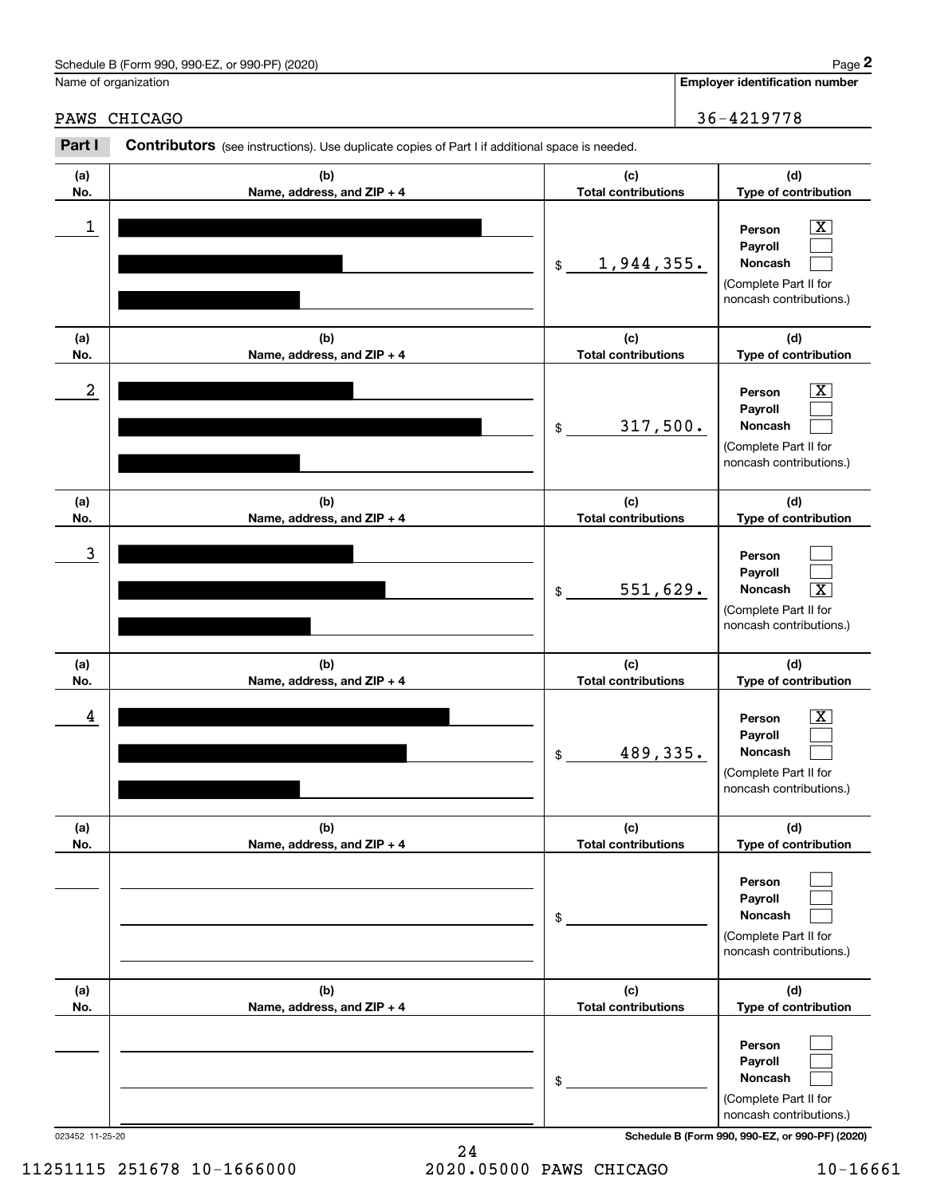Schedule B (Form 990, 990-EZ, or 990-PF) (2020)

Name of organization: PAWS CHICAGO

Employer identification number: 36-4219778

**Part I** **Contributors** (see instructions). Use duplicate copies of Part I if additional space is needed.

| (a) No. | (b) Name, address, and ZIP + 4 | (c) Total contributions | (d) Type of contribution |
|---|---|---|---|
| 1 | | $ 1,944,355. | Person [X] Payroll [ ] Noncash [ ] (Complete Part II for noncash contributions.) |
| 2 | | $ 317,500. | Person [X] Payroll [ ] Noncash [ ] (Complete Part II for noncash contributions.) |
| 3 | | $ 551,629. | Person [ ] Payroll [ ] Noncash [X] (Complete Part II for noncash contributions.) |
| 4 | | $ 489,335. | Person [X] Payroll [ ] Noncash [ ] (Complete Part II for noncash contributions.) |
| | | $ | Person [ ] Payroll [ ] Noncash [ ] (Complete Part II for noncash contributions.) |
| | | $ | Person [ ] Payroll [ ] Noncash [ ] (Complete Part II for noncash contributions.) |

023452 11-25-20

Schedule B (Form 990, 990-EZ, or 990-PF) (2020)

11251115 251678 10-1666000 2020.05000 PAWS CHICAGO 10-16661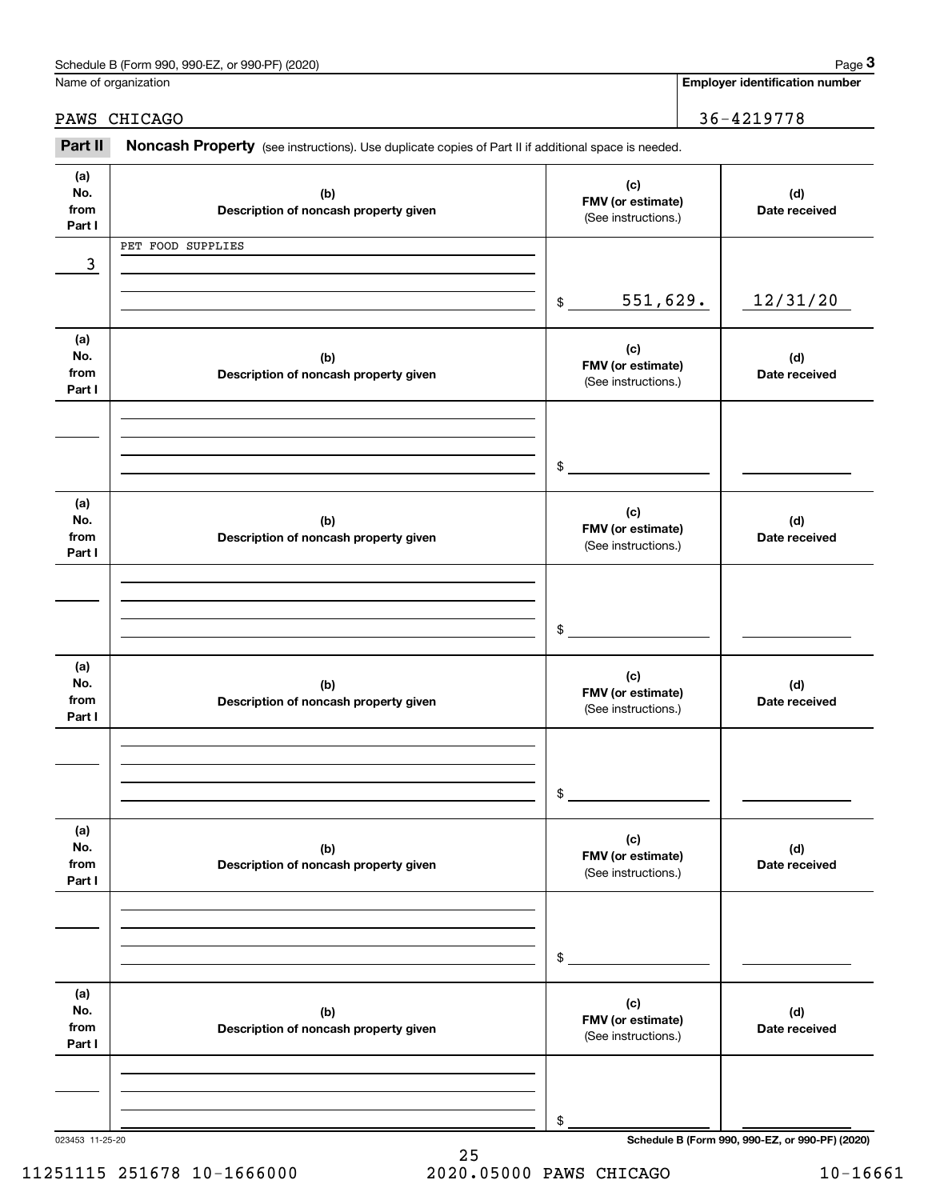Schedule B (Form 990, 990-EZ, or 990-PF) (2020)

Name of organization: PAWS CHICAGO

Employer identification number: 36-4219778

**Part II Noncash Property** (see instructions). Use duplicate copies of Part II if additional space is needed.

| (a) No. from Part I | (b) Description of noncash property given | (c) FMV (or estimate) (See instructions.) | (d) Date received |
|---|---|---|---|
| 3 | PET FOOD SUPPLIES | $ 551,629. | 12/31/20 |
| | | $ | |
| | | $ | |
| | | $ | |
| | | $ | |
| | | $ | |

Schedule B (Form 990, 990-EZ, or 990-PF) (2020)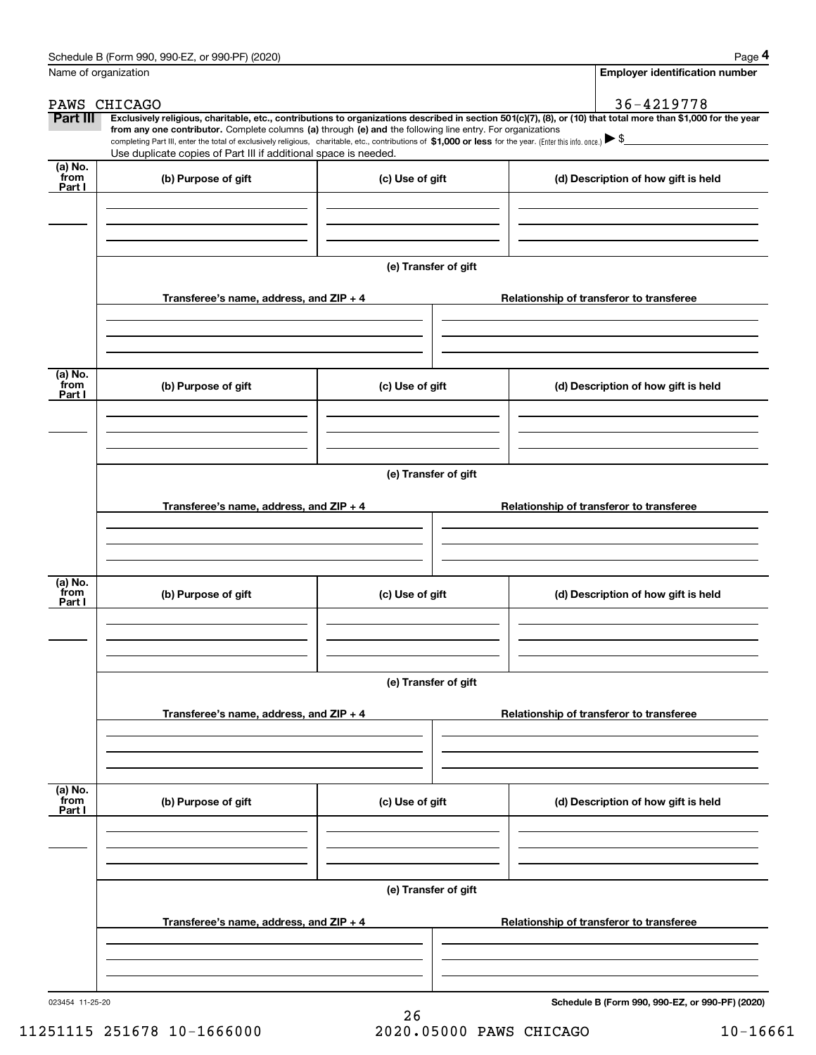Schedule B (Form 990, 990-EZ, or 990-PF) (2020)

Name of organization: PAWS CHICAGO

Employer identification number: 36-4219778

**Part III** **Exclusively religious, charitable, etc., contributions to organizations described in section 501(c)(7), (8), or (10) that total more than $1,000 for the year from any one contributor.** Complete columns **(a)** through **(e) and** the following line entry. For organizations completing Part III, enter the total of exclusively religious, charitable, etc., contributions of **$1,000 or less** for the year. (Enter this info. once.) ▶ $

Use duplicate copies of Part III if additional space is needed.

| (a) No. from Part I | (b) Purpose of gift | (c) Use of gift | (d) Description of how gift is held |
|---|---|---|---|
| | | | |

(e) Transfer of gift

| Transferee's name, address, and ZIP + 4 | Relationship of transferor to transferee |
|---|---|
| | |

| (a) No. from Part I | (b) Purpose of gift | (c) Use of gift | (d) Description of how gift is held |
|---|---|---|---|
| | | | |

(e) Transfer of gift

| Transferee's name, address, and ZIP + 4 | Relationship of transferor to transferee |
|---|---|
| | |

| (a) No. from Part I | (b) Purpose of gift | (c) Use of gift | (d) Description of how gift is held |
|---|---|---|---|
| | | | |

(e) Transfer of gift

| Transferee's name, address, and ZIP + 4 | Relationship of transferor to transferee |
|---|---|
| | |

| (a) No. from Part I | (b) Purpose of gift | (c) Use of gift | (d) Description of how gift is held |
|---|---|---|---|
| | | | |

(e) Transfer of gift

| Transferee's name, address, and ZIP + 4 | Relationship of transferor to transferee |
|---|---|
| | |

023454 11-25-20

Schedule B (Form 990, 990-EZ, or 990-PF) (2020)

11251115 251678 10-1666000 2020.05000 PAWS CHICAGO 10-16661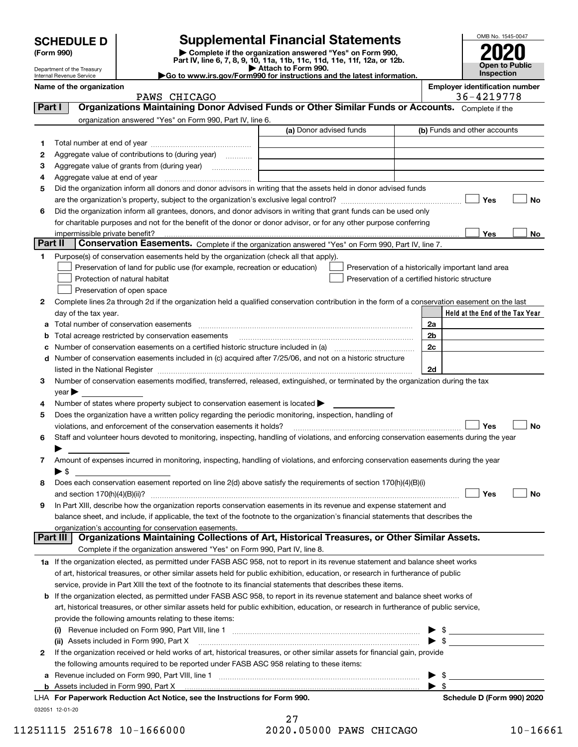# SCHEDULE D (Form 990)

Department of the Treasury
Internal Revenue Service

## Supplemental Financial Statements

▶ Complete if the organization answered "Yes" on Form 990, Part IV, line 6, 7, 8, 9, 10, 11a, 11b, 11c, 11d, 11e, 11f, 12a, or 12b.
▶ Attach to Form 990.
▶Go to www.irs.gov/Form990 for instructions and the latest information.

OMB No. 1545-0047

**2020**

**Open to Public Inspection**

**Name of the organization:** PAWS CHICAGO

**Employer identification number:** 36-4219778

### Part I — Organizations Maintaining Donor Advised Funds or Other Similar Funds or Accounts. Complete if the organization answered "Yes" on Form 990, Part IV, line 6.

| | | (a) Donor advised funds | (b) Funds and other accounts |
|---|---|---|---|
| 1 | Total number at end of year | | |
| 2 | Aggregate value of contributions to (during year) | | |
| 3 | Aggregate value of grants from (during year) | | |
| 4 | Aggregate value at end of year | | |

5 Did the organization inform all donors and donor advisors in writing that the assets held in donor advised funds are the organization's property, subject to the organization's exclusive legal control? ☐ Yes ☐ No

6 Did the organization inform all grantees, donors, and donor advisors in writing that grant funds can be used only for charitable purposes and not for the benefit of the donor or donor advisor, or for any other purpose conferring impermissible private benefit? ☐ Yes ☐ No

### Part II — Conservation Easements. Complete if the organization answered "Yes" on Form 990, Part IV, line 7.

1 Purpose(s) of conservation easements held by the organization (check all that apply).

- ☐ Preservation of land for public use (for example, recreation or education)
- ☐ Protection of natural habitat
- ☐ Preservation of open space
- ☐ Preservation of a historically important land area
- ☐ Preservation of a certified historic structure

2 Complete lines 2a through 2d if the organization held a qualified conservation contribution in the form of a conservation easement on the last day of the tax year.

| | | | Held at the End of the Tax Year |
|---|---|---|---|
| a | Total number of conservation easements | 2a | |
| b | Total acreage restricted by conservation easements | 2b | |
| c | Number of conservation easements on a certified historic structure included in (a) | 2c | |
| d | Number of conservation easements included in (c) acquired after 7/25/06, and not on a historic structure listed in the National Register | 2d | |

3 Number of conservation easements modified, transferred, released, extinguished, or terminated by the organization during the tax year ▶

4 Number of states where property subject to conservation easement is located ▶

5 Does the organization have a written policy regarding the periodic monitoring, inspection, handling of violations, and enforcement of the conservation easements it holds? ☐ Yes ☐ No

6 Staff and volunteer hours devoted to monitoring, inspecting, handling of violations, and enforcing conservation easements during the year ▶

7 Amount of expenses incurred in monitoring, inspecting, handling of violations, and enforcing conservation easements during the year ▶ $

8 Does each conservation easement reported on line 2(d) above satisfy the requirements of section 170(h)(4)(B)(i) and section 170(h)(4)(B)(ii)? ☐ Yes ☐ No

9 In Part XIII, describe how the organization reports conservation easements in its revenue and expense statement and balance sheet, and include, if applicable, the text of the footnote to the organization's financial statements that describes the organization's accounting for conservation easements.

### Part III — Organizations Maintaining Collections of Art, Historical Treasures, or Other Similar Assets. Complete if the organization answered "Yes" on Form 990, Part IV, line 8.

1a If the organization elected, as permitted under FASB ASC 958, not to report in its revenue statement and balance sheet works of art, historical treasures, or other similar assets held for public exhibition, education, or research in furtherance of public service, provide in Part XIII the text of the footnote to its financial statements that describes these items.

b If the organization elected, as permitted under FASB ASC 958, to report in its revenue statement and balance sheet works of art, historical treasures, or other similar assets held for public exhibition, education, or research in furtherance of public service, provide the following amounts relating to these items:

(i) Revenue included on Form 990, Part VIII, line 1 ▶ $

(ii) Assets included in Form 990, Part X ▶ $

2 If the organization received or held works of art, historical treasures, or other similar assets for financial gain, provide the following amounts required to be reported under FASB ASC 958 relating to these items:

a Revenue included on Form 990, Part VIII, line 1 ▶ $

b Assets included in Form 990, Part X ▶ $

LHA **For Paperwork Reduction Act Notice, see the Instructions for Form 990.** **Schedule D (Form 990) 2020**

032051 12-01-20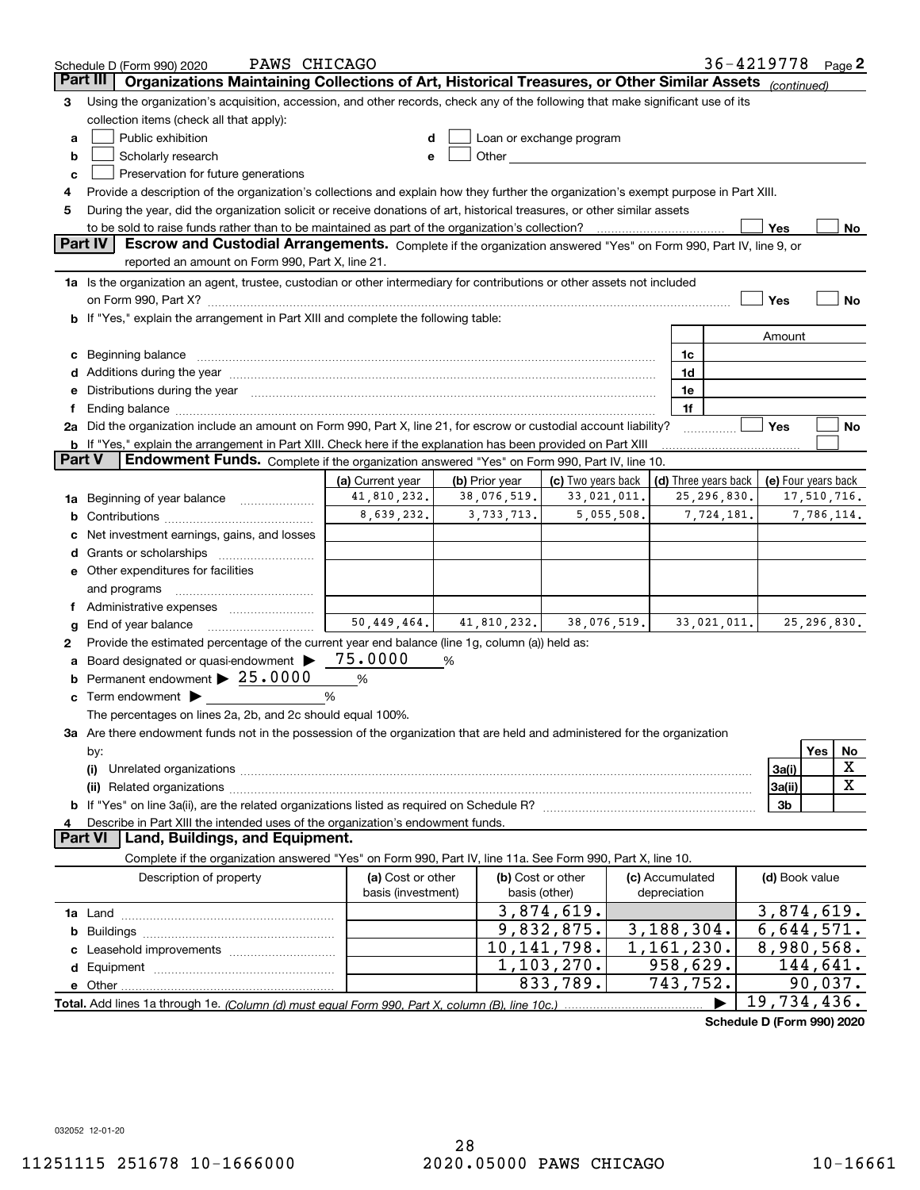Schedule D (Form 990) 2020 PAWS CHICAGO 36-4219778 Page 2

## Part III Organizations Maintaining Collections of Art, Historical Treasures, or Other Similar Assets *(continued)*

3 Using the organization's acquisition, accession, and other records, check any of the following that make significant use of its collection items (check all that apply):

a ☐ Public exhibition
b ☐ Scholarly research
c ☐ Preservation for future generations
d ☐ Loan or exchange program
e ☐ Other

4 Provide a description of the organization's collections and explain how they further the organization's exempt purpose in Part XIII.

5 During the year, did the organization solicit or receive donations of art, historical treasures, or other similar assets to be sold to raise funds rather than to be maintained as part of the organization's collection? ☐ Yes ☐ No

## Part IV Escrow and Custodial Arrangements.

Complete if the organization answered "Yes" on Form 990, Part IV, line 9, or reported an amount on Form 990, Part X, line 21.

1a Is the organization an agent, trustee, custodian or other intermediary for contributions or other assets not included on Form 990, Part X? ☐ Yes ☐ No

b If "Yes," explain the arrangement in Part XIII and complete the following table:

| | | Amount |
|---|---|---|
| c Beginning balance | 1c | |
| d Additions during the year | 1d | |
| e Distributions during the year | 1e | |
| f Ending balance | 1f | |

2a Did the organization include an amount on Form 990, Part X, line 21, for escrow or custodial account liability? ☐ Yes ☐ No

b If "Yes," explain the arrangement in Part XIII. Check here if the explanation has been provided on Part XIII ☐

## Part V Endowment Funds.

Complete if the organization answered "Yes" on Form 990, Part IV, line 10.

| | (a) Current year | (b) Prior year | (c) Two years back | (d) Three years back | (e) Four years back |
|---|---|---|---|---|---|
| 1a Beginning of year balance | 41,810,232. | 38,076,519. | 33,021,011. | 25,296,830. | 17,510,716. |
| b Contributions | 8,639,232. | 3,733,713. | 5,055,508. | 7,724,181. | 7,786,114. |
| c Net investment earnings, gains, and losses | | | | | |
| d Grants or scholarships | | | | | |
| e Other expenditures for facilities and programs | | | | | |
| f Administrative expenses | | | | | |
| g End of year balance | 50,449,464. | 41,810,232. | 38,076,519. | 33,021,011. | 25,296,830. |

2 Provide the estimated percentage of the current year end balance (line 1g, column (a)) held as:

a Board designated or quasi-endowment ▶ 75.0000 %

b Permanent endowment ▶ 25.0000 %

c Term endowment ▶ %

The percentages on lines 2a, 2b, and 2c should equal 100%.

3a Are there endowment funds not in the possession of the organization that are held and administered for the organization by:

| | | Yes | No |
|---|---|---|---|
| (i) Unrelated organizations | 3a(i) | | X |
| (ii) Related organizations | 3a(ii) | | X |
| b If "Yes" on line 3a(ii), are the related organizations listed as required on Schedule R? | 3b | | |

4 Describe in Part XIII the intended uses of the organization's endowment funds.

## Part VI Land, Buildings, and Equipment.

Complete if the organization answered "Yes" on Form 990, Part IV, line 11a. See Form 990, Part X, line 10.

| Description of property | (a) Cost or other basis (investment) | (b) Cost or other basis (other) | (c) Accumulated depreciation | (d) Book value |
|---|---|---|---|---|
| 1a Land | | 3,874,619. | | 3,874,619. |
| b Buildings | | 9,832,875. | 3,188,304. | 6,644,571. |
| c Leasehold improvements | | 10,141,798. | 1,161,230. | 8,980,568. |
| d Equipment | | 1,103,270. | 958,629. | 144,641. |
| e Other | | 833,789. | 743,752. | 90,037. |
| **Total.** Add lines 1a through 1e. *(Column (d) must equal Form 990, Part X, column (B), line 10c.)* | | | ▶ | 19,734,436. |

**Schedule D (Form 990) 2020**

032052 12-01-20

11251115 251678 10-1666000 2020.05000 PAWS CHICAGO 10-16661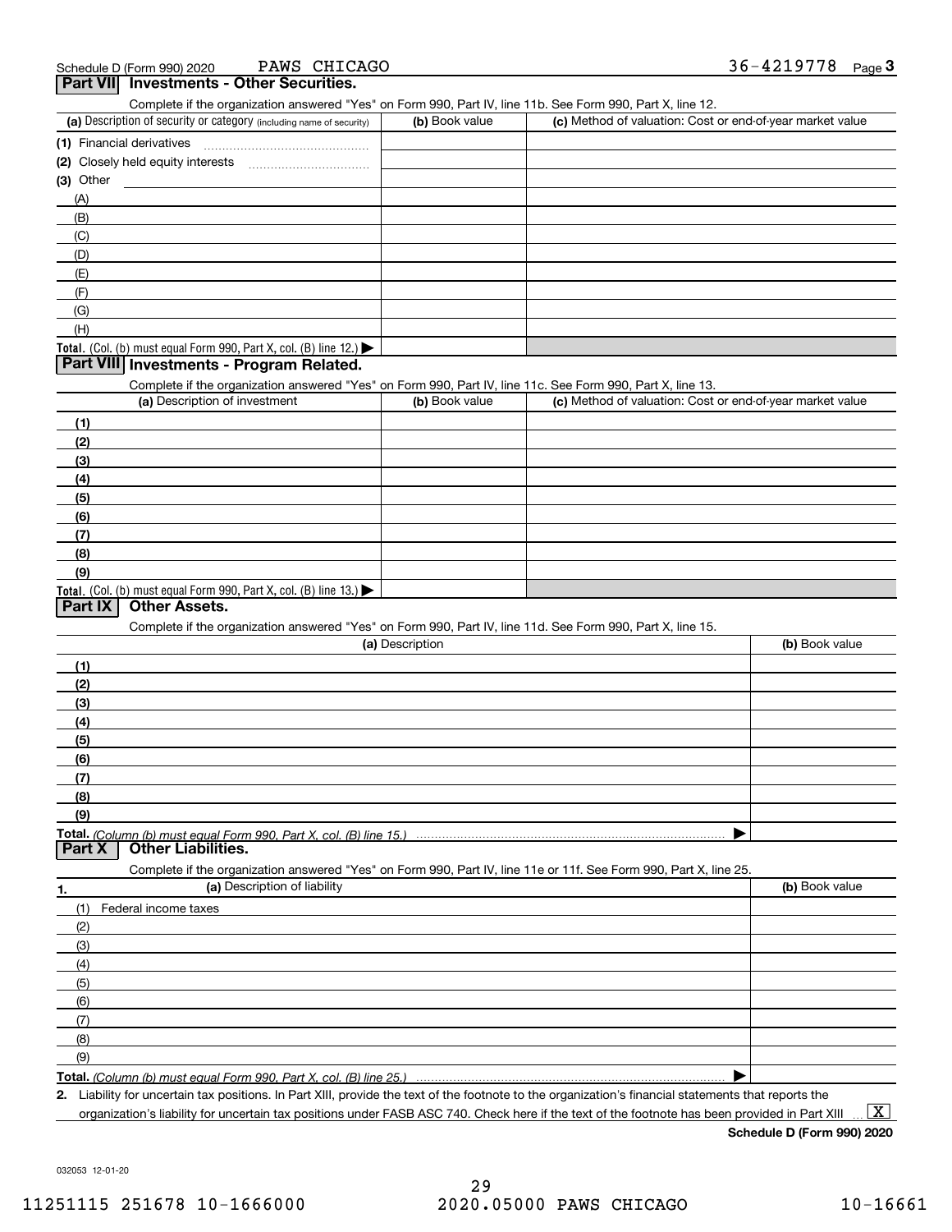Schedule D (Form 990) 2020 PAWS CHICAGO 36-4219778 Page 3

## Part VII Investments - Other Securities.

Complete if the organization answered "Yes" on Form 990, Part IV, line 11b. See Form 990, Part X, line 12.

| (a) Description of security or category (including name of security) | (b) Book value | (c) Method of valuation: Cost or end-of-year market value |
|---|---|---|
| (1) Financial derivatives | | |
| (2) Closely held equity interests | | |
| (3) Other | | |
| (A) | | |
| (B) | | |
| (C) | | |
| (D) | | |
| (E) | | |
| (F) | | |
| (G) | | |
| (H) | | |
| Total. (Col. (b) must equal Form 990, Part X, col. (B) line 12.) ▶ | | |

## Part VIII Investments - Program Related.

Complete if the organization answered "Yes" on Form 990, Part IV, line 11c. See Form 990, Part X, line 13.

| (a) Description of investment | (b) Book value | (c) Method of valuation: Cost or end-of-year market value |
|---|---|---|
| (1) | | |
| (2) | | |
| (3) | | |
| (4) | | |
| (5) | | |
| (6) | | |
| (7) | | |
| (8) | | |
| (9) | | |
| Total. (Col. (b) must equal Form 990, Part X, col. (B) line 13.) ▶ | | |

## Part IX Other Assets.

Complete if the organization answered "Yes" on Form 990, Part IV, line 11d. See Form 990, Part X, line 15.

| (a) Description | (b) Book value |
|---|---|
| (1) | |
| (2) | |
| (3) | |
| (4) | |
| (5) | |
| (6) | |
| (7) | |
| (8) | |
| (9) | |
| Total. *(Column (b) must equal Form 990, Part X, col. (B) line 15.)* ▶ | |

## Part X Other Liabilities.

Complete if the organization answered "Yes" on Form 990, Part IV, line 11e or 11f. See Form 990, Part X, line 25.

| 1. (a) Description of liability | (b) Book value |
|---|---|
| (1) Federal income taxes | |
| (2) | |
| (3) | |
| (4) | |
| (5) | |
| (6) | |
| (7) | |
| (8) | |
| (9) | |
| Total. *(Column (b) must equal Form 990, Part X, col. (B) line 25.)* ▶ | |

2. Liability for uncertain tax positions. In Part XIII, provide the text of the footnote to the organization's financial statements that reports the organization's liability for uncertain tax positions under FASB ASC 740. Check here if the text of the footnote has been provided in Part XIII ... [X]

Schedule D (Form 990) 2020

032053 12-01-20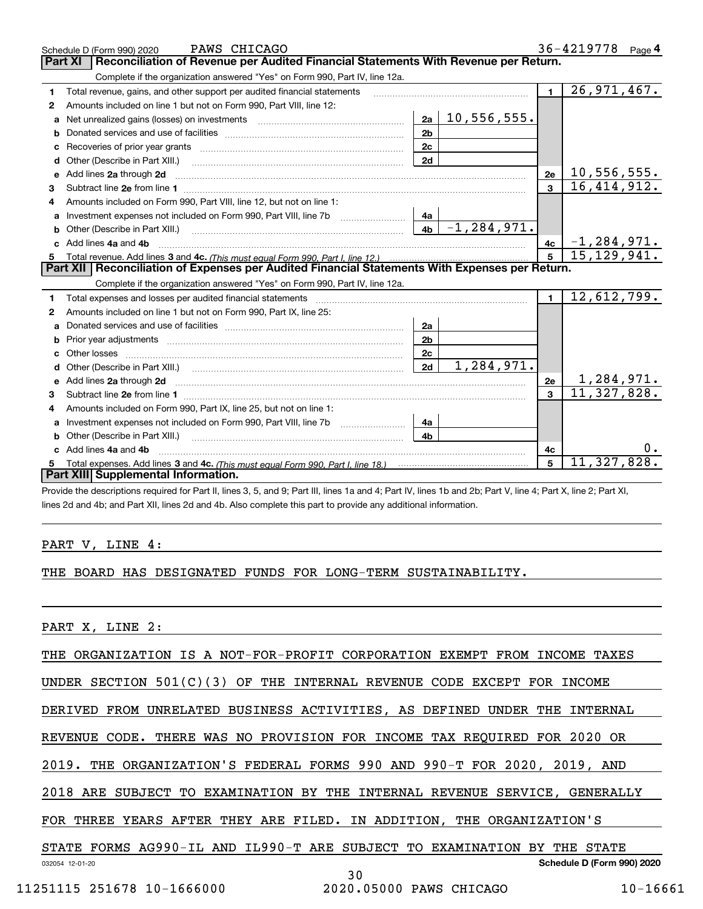Schedule D (Form 990) 2020 PAWS CHICAGO 36-4219778 Page 4

## Part XI Reconciliation of Revenue per Audited Financial Statements With Revenue per Return.

Complete if the organization answered "Yes" on Form 990, Part IV, line 12a.

| | | | | | |
|---|---|---|---|---|---|
| 1 | Total revenue, gains, and other support per audited financial statements | | | 1 | 26,971,467. |
| 2 | Amounts included on line 1 but not on Form 990, Part VIII, line 12: | | | | |
| a | Net unrealized gains (losses) on investments | 2a | 10,556,555. | | |
| b | Donated services and use of facilities | 2b | | | |
| c | Recoveries of prior year grants | 2c | | | |
| d | Other (Describe in Part XIII.) | 2d | | | |
| e | Add lines 2a through 2d | | | 2e | 10,556,555. |
| 3 | Subtract line 2e from line 1 | | | 3 | 16,414,912. |
| 4 | Amounts included on Form 990, Part VIII, line 12, but not on line 1: | | | | |
| a | Investment expenses not included on Form 990, Part VIII, line 7b | 4a | | | |
| b | Other (Describe in Part XIII.) | 4b | -1,284,971. | | |
| c | Add lines 4a and 4b | | | 4c | -1,284,971. |
| 5 | Total revenue. Add lines 3 and 4c. *(This must equal Form 990, Part I, line 12.)* | | | 5 | 15,129,941. |

## Part XII Reconciliation of Expenses per Audited Financial Statements With Expenses per Return.

Complete if the organization answered "Yes" on Form 990, Part IV, line 12a.

| | | | | | |
|---|---|---|---|---|---|
| 1 | Total expenses and losses per audited financial statements | | | 1 | 12,612,799. |
| 2 | Amounts included on line 1 but not on Form 990, Part IX, line 25: | | | | |
| a | Donated services and use of facilities | 2a | | | |
| b | Prior year adjustments | 2b | | | |
| c | Other losses | 2c | | | |
| d | Other (Describe in Part XIII.) | 2d | 1,284,971. | | |
| e | Add lines 2a through 2d | | | 2e | 1,284,971. |
| 3 | Subtract line 2e from line 1 | | | 3 | 11,327,828. |
| 4 | Amounts included on Form 990, Part IX, line 25, but not on line 1: | | | | |
| a | Investment expenses not included on Form 990, Part VIII, line 7b | 4a | | | |
| b | Other (Describe in Part XIII.) | 4b | | | |
| c | Add lines 4a and 4b | | | 4c | 0. |
| 5 | Total expenses. Add lines 3 and 4c. *(This must equal Form 990, Part I, line 18.)* | | | 5 | 11,327,828. |

## Part XIII Supplemental Information.

Provide the descriptions required for Part II, lines 3, 5, and 9; Part III, lines 1a and 4; Part IV, lines 1b and 2b; Part V, line 4; Part X, line 2; Part XI, lines 2d and 4b; and Part XII, lines 2d and 4b. Also complete this part to provide any additional information.

PART V, LINE 4:

THE BOARD HAS DESIGNATED FUNDS FOR LONG-TERM SUSTAINABILITY.

PART X, LINE 2:

THE ORGANIZATION IS A NOT-FOR-PROFIT CORPORATION EXEMPT FROM INCOME TAXES UNDER SECTION 501(C)(3) OF THE INTERNAL REVENUE CODE EXCEPT FOR INCOME DERIVED FROM UNRELATED BUSINESS ACTIVITIES, AS DEFINED UNDER THE INTERNAL REVENUE CODE. THERE WAS NO PROVISION FOR INCOME TAX REQUIRED FOR 2020 OR 2019. THE ORGANIZATION'S FEDERAL FORMS 990 AND 990-T FOR 2020, 2019, AND 2018 ARE SUBJECT TO EXAMINATION BY THE INTERNAL REVENUE SERVICE, GENERALLY FOR THREE YEARS AFTER THEY ARE FILED. IN ADDITION, THE ORGANIZATION'S STATE FORMS AG990-IL AND IL990-T ARE SUBJECT TO EXAMINATION BY THE STATE

032054 12-01-20 Schedule D (Form 990) 2020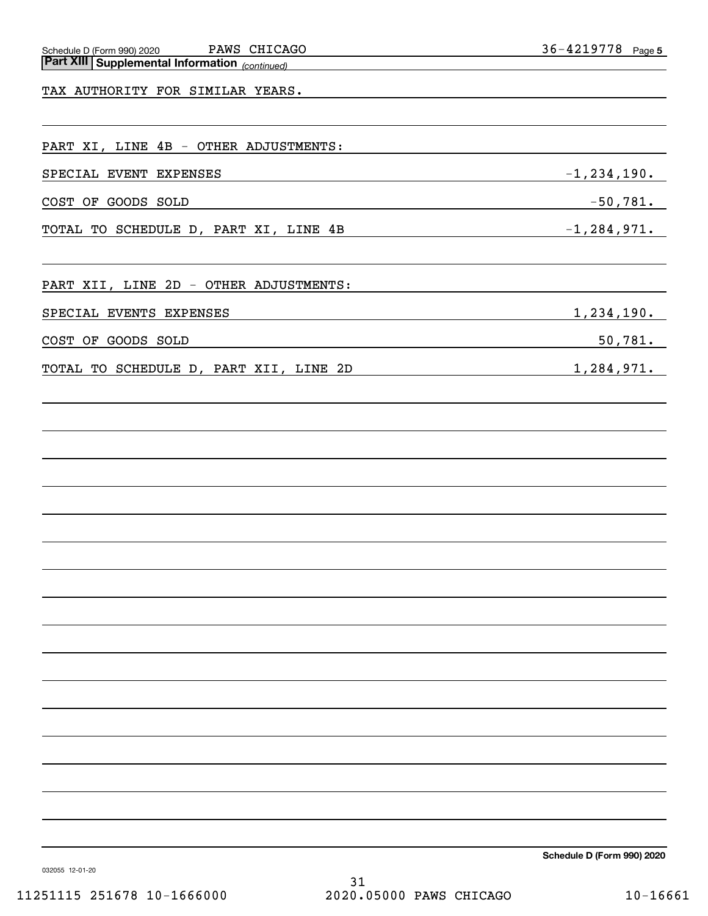**Part XIII | Supplemental Information** *(continued)*

TAX AUTHORITY FOR SIMILAR YEARS.

PART XI, LINE 4B - OTHER ADJUSTMENTS:

| | |
|---|---|
| SPECIAL EVENT EXPENSES | -1,234,190. |
| COST OF GOODS SOLD | -50,781. |
| TOTAL TO SCHEDULE D, PART XI, LINE 4B | -1,284,971. |

PART XII, LINE 2D - OTHER ADJUSTMENTS:

| | |
|---|---|
| SPECIAL EVENTS EXPENSES | 1,234,190. |
| COST OF GOODS SOLD | 50,781. |
| TOTAL TO SCHEDULE D, PART XII, LINE 2D | 1,284,971. |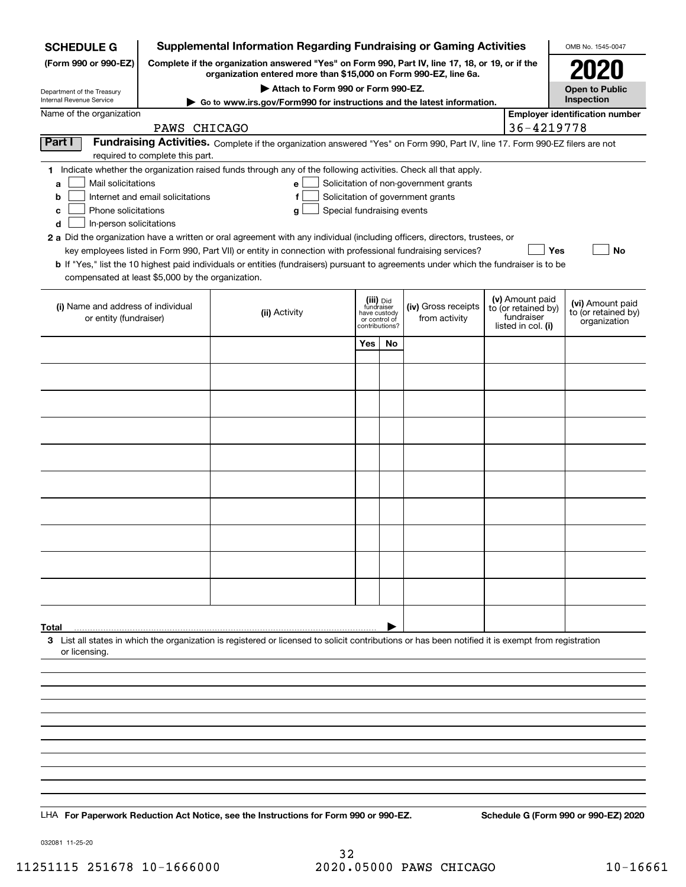**SCHEDULE G** **(Form 990 or 990-EZ)**

Department of the Treasury
Internal Revenue Service

# Supplemental Information Regarding Fundraising or Gaming Activities

**Complete if the organization answered "Yes" on Form 990, Part IV, line 17, 18, or 19, or if the organization entered more than $15,000 on Form 990-EZ, line 6a.**

**▶ Attach to Form 990 or Form 990-EZ.**

**▶ Go to www.irs.gov/Form990 for instructions and the latest information.**

OMB No. 1545-0047

**2020**

**Open to Public Inspection**

Name of the organization: PAWS CHICAGO

**Employer identification number:** 36-4219778

**Part I** **Fundraising Activities.** Complete if the organization answered "Yes" on Form 990, Part IV, line 17. Form 990-EZ filers are not required to complete this part.

**1** Indicate whether the organization raised funds through any of the following activities. Check all that apply.

- **a** ☐ Mail solicitations
- **b** ☐ Internet and email solicitations
- **c** ☐ Phone solicitations
- **d** ☐ In-person solicitations
- **e** ☐ Solicitation of non-government grants
- **f** ☐ Solicitation of government grants
- **g** ☐ Special fundraising events

**2 a** Did the organization have a written or oral agreement with any individual (including officers, directors, trustees, or key employees listed in Form 990, Part VII) or entity in connection with professional fundraising services? ☐ **Yes** ☐ **No**

**b** If "Yes," list the 10 highest paid individuals or entities (fundraisers) pursuant to agreements under which the fundraiser is to be compensated at least $5,000 by the organization.

| (i) Name and address of individual or entity (fundraiser) | (ii) Activity | (iii) Did fundraiser have custody or control of contributions? Yes | No | (iv) Gross receipts from activity | (v) Amount paid to (or retained by) fundraiser listed in col. (i) | (vi) Amount paid to (or retained by) organization |
|---|---|---|---|---|---|---|
| | | | | | | |
| | | | | | | |
| | | | | | | |
| | | | | | | |
| | | | | | | |
| | | | | | | |
| | | | | | | |
| | | | | | | |
| | | | | | | |
| | | | | | | |
| **Total** ▶ | | | | | | |

**3** List all states in which the organization is registered or licensed to solicit contributions or has been notified it is exempt from registration or licensing.

LHA **For Paperwork Reduction Act Notice, see the Instructions for Form 990 or 990-EZ.** **Schedule G (Form 990 or 990-EZ) 2020**

032081 11-25-20

11251115 251678 10-1666000 2020.05000 PAWS CHICAGO 10-16661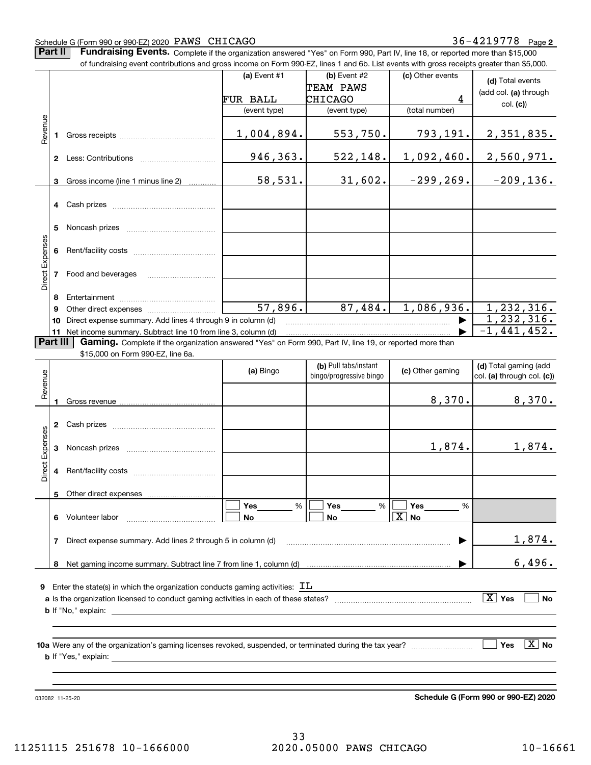Schedule G (Form 990 or 990-EZ) 2020 PAWS CHICAGO 36-4219778 Page 2

**Part II** **Fundraising Events.** Complete if the organization answered "Yes" on Form 990, Part IV, line 18, or reported more than $15,000 of fundraising event contributions and gross income on Form 990-EZ, lines 1 and 6b. List events with gross receipts greater than $5,000.

| | | (a) Event #1 | (b) Event #2 | (c) Other events | (d) Total events (add col. (a) through col. (c)) |
|---|---|---|---|---|---|
| | | FUR BALL | TEAM PAWS CHICAGO | 4 | |
| | | (event type) | (event type) | (total number) | |
| Revenue | 1 Gross receipts | 1,004,894. | 553,750. | 793,191. | 2,351,835. |
| | 2 Less: Contributions | 946,363. | 522,148. | 1,092,460. | 2,560,971. |
| | 3 Gross income (line 1 minus line 2) | 58,531. | 31,602. | -299,269. | -209,136. |
| Direct Expenses | 4 Cash prizes | | | | |
| | 5 Noncash prizes | | | | |
| | 6 Rent/facility costs | | | | |
| | 7 Food and beverages | | | | |
| | 8 Entertainment | | | | |
| | 9 Other direct expenses | 57,896. | 87,484. | 1,086,936. | 1,232,316. |
| | 10 Direct expense summary. Add lines 4 through 9 in column (d) | | | | 1,232,316. |
| | 11 Net income summary. Subtract line 10 from line 3, column (d) | | | | -1,441,452. |

**Part III** **Gaming.** Complete if the organization answered "Yes" on Form 990, Part IV, line 19, or reported more than $15,000 on Form 990-EZ, line 6a.

| | | (a) Bingo | (b) Pull tabs/instant bingo/progressive bingo | (c) Other gaming | (d) Total gaming (add col. (a) through col. (c)) |
|---|---|---|---|---|---|
| Revenue | 1 Gross revenue | | | 8,370. | 8,370. |
| Direct Expenses | 2 Cash prizes | | | | |
| | 3 Noncash prizes | | | 1,874. | 1,874. |
| | 4 Rent/facility costs | | | | |
| | 5 Other direct expenses | | | | |
| | 6 Volunteer labor | ☐ Yes ___ % ☐ No | ☐ Yes ___ % ☐ No | ☐ Yes ___ % ☒ No | |
| | 7 Direct expense summary. Add lines 2 through 5 in column (d) | | | | 1,874. |
| | 8 Net gaming income summary. Subtract line 7 from line 1, column (d) | | | | 6,496. |

9 Enter the state(s) in which the organization conducts gaming activities: IL

a Is the organization licensed to conduct gaming activities in each of these states? ☒ Yes ☐ No

b If "No," explain:

10a Were any of the organization's gaming licenses revoked, suspended, or terminated during the tax year? ☐ Yes ☒ No

b If "Yes," explain:

032082 11-25-20 **Schedule G (Form 990 or 990-EZ) 2020**

11251115 251678 10-1666000 2020.05000 PAWS CHICAGO 10-16661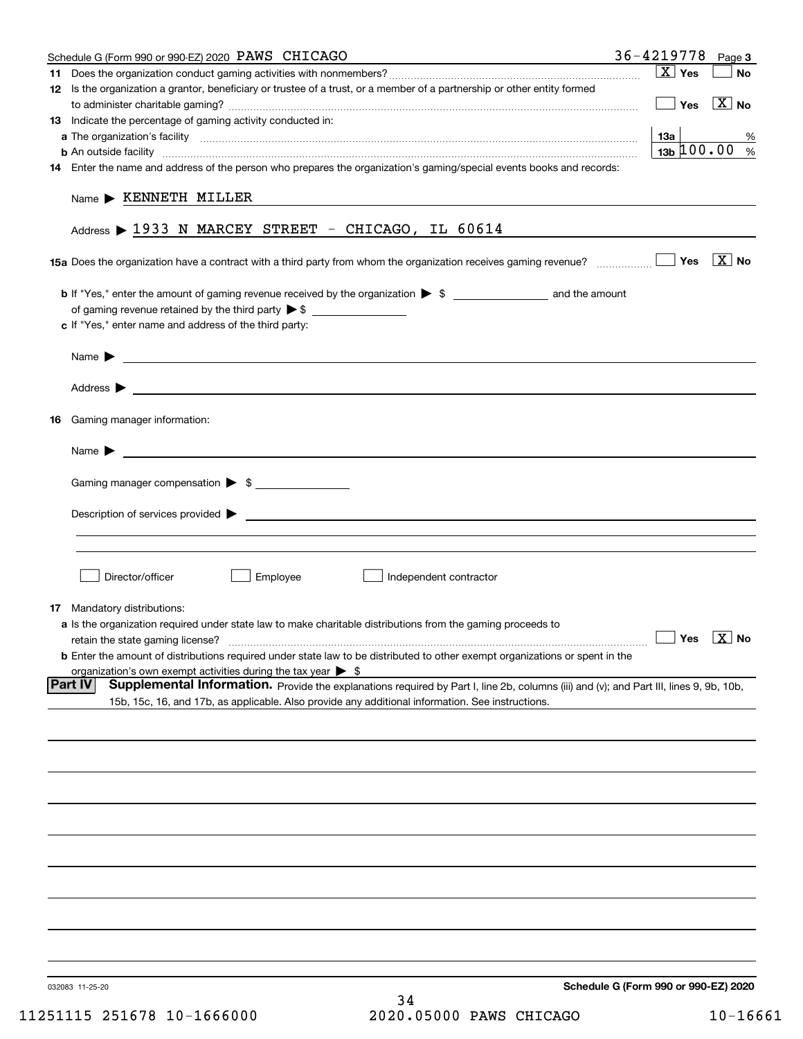Schedule G (Form 990 or 990-EZ) 2020 PAWS CHICAGO 36-4219778 Page 3

**11** Does the organization conduct gaming activities with nonmembers? ☒ Yes ☐ No

**12** Is the organization a grantor, beneficiary or trustee of a trust, or a member of a partnership or other entity formed to administer charitable gaming? ☐ Yes ☒ No

**13** Indicate the percentage of gaming activity conducted in:

**a** The organization's facility ..... **13a** %

**b** An outside facility ..... **13b** 100.00 %

**14** Enter the name and address of the person who prepares the organization's gaming/special events books and records:

Name ▶ KENNETH MILLER

Address ▶ 1933 N MARCEY STREET - CHICAGO, IL 60614

**15a** Does the organization have a contract with a third party from whom the organization receives gaming revenue? ☐ Yes ☒ No

**b** If "Yes," enter the amount of gaming revenue received by the organization ▶ $ ______ and the amount of gaming revenue retained by the third party ▶ $ ______

**c** If "Yes," enter name and address of the third party:

Name ▶

Address ▶

**16** Gaming manager information:

Name ▶

Gaming manager compensation ▶ $

Description of services provided ▶

☐ Director/officer ☐ Employee ☐ Independent contractor

**17** Mandatory distributions:

**a** Is the organization required under state law to make charitable distributions from the gaming proceeds to retain the state gaming license? ☐ Yes ☒ No

**b** Enter the amount of distributions required under state law to be distributed to other exempt organizations or spent in the organization's own exempt activities during the tax year ▶ $

**Part IV** **Supplemental Information.** Provide the explanations required by Part I, line 2b, columns (iii) and (v); and Part III, lines 9, 9b, 10b, 15b, 15c, 16, and 17b, as applicable. Also provide any additional information. See instructions.

032083 11-25-20 **Schedule G (Form 990 or 990-EZ) 2020**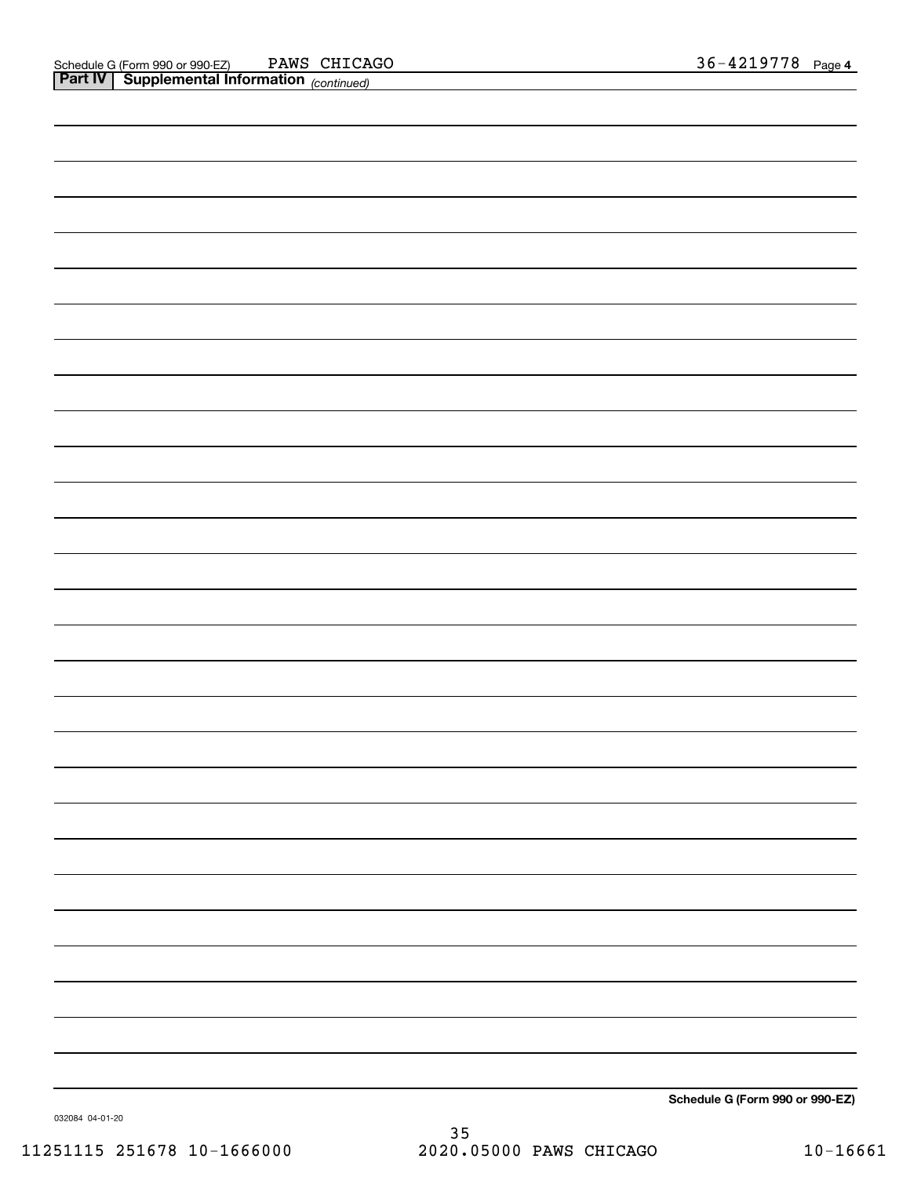Schedule G (Form 990 or 990-EZ) PAWS CHICAGO 36-4219778 Page 4

**Part IV | Supplemental Information** *(continued)*

**Schedule G (Form 990 or 990-EZ)**

032084 04-01-20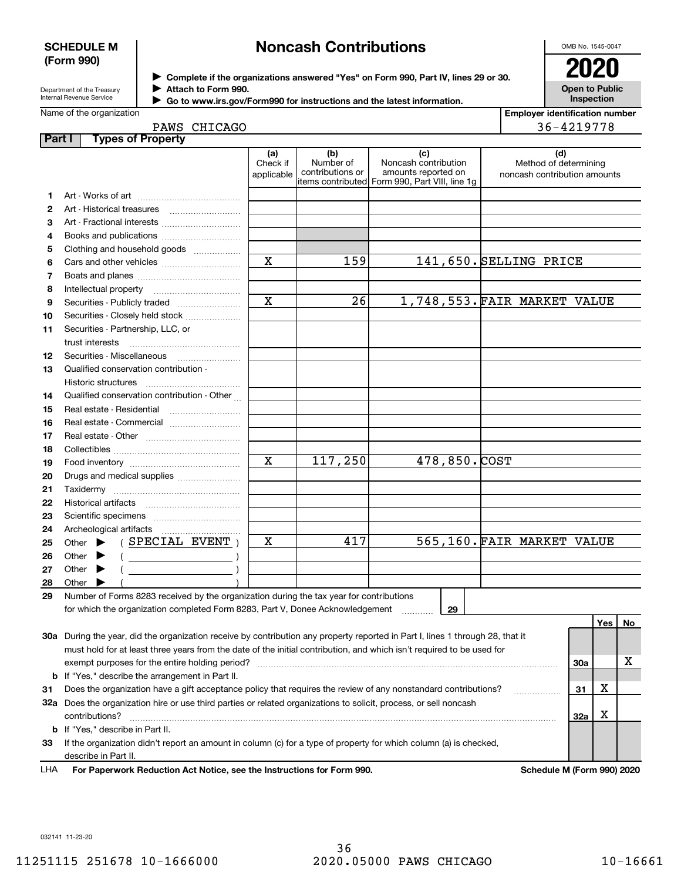**SCHEDULE M (Form 990)**

Department of the Treasury
Internal Revenue Service

# Noncash Contributions

▶ Complete if the organizations answered "Yes" on Form 990, Part IV, lines 29 or 30.
▶ Attach to Form 990.
▶ Go to www.irs.gov/Form990 for instructions and the latest information.

OMB No. 1545-0047

**2020**

**Open to Public Inspection**

Name of the organization: PAWS CHICAGO

Employer identification number: 36-4219778

## Part I Types of Property

| | | (a) Check if applicable | (b) Number of contributions or items contributed | (c) Noncash contribution amounts reported on Form 990, Part VIII, line 1g | (d) Method of determining noncash contribution amounts |
|---|---|---|---|---|---|
| 1 | Art - Works of art | | | | |
| 2 | Art - Historical treasures | | | | |
| 3 | Art - Fractional interests | | | | |
| 4 | Books and publications | | | | |
| 5 | Clothing and household goods | | | | |
| 6 | Cars and other vehicles | X | 159 | 141,650. | SELLING PRICE |
| 7 | Boats and planes | | | | |
| 8 | Intellectual property | | | | |
| 9 | Securities - Publicly traded | X | 26 | 1,748,553. | FAIR MARKET VALUE |
| 10 | Securities - Closely held stock | | | | |
| 11 | Securities - Partnership, LLC, or trust interests | | | | |
| 12 | Securities - Miscellaneous | | | | |
| 13 | Qualified conservation contribution - Historic structures | | | | |
| 14 | Qualified conservation contribution - Other | | | | |
| 15 | Real estate - Residential | | | | |
| 16 | Real estate - Commercial | | | | |
| 17 | Real estate - Other | | | | |
| 18 | Collectibles | | | | |
| 19 | Food inventory | X | 117,250 | 478,850. | COST |
| 20 | Drugs and medical supplies | | | | |
| 21 | Taxidermy | | | | |
| 22 | Historical artifacts | | | | |
| 23 | Scientific specimens | | | | |
| 24 | Archeological artifacts | | | | |
| 25 | Other ▶ ( SPECIAL EVENT ) | X | 417 | 565,160. | FAIR MARKET VALUE |
| 26 | Other ▶ ( ) | | | | |
| 27 | Other ▶ ( ) | | | | |
| 28 | Other ▶ ( ) | | | | |

29 Number of Forms 8283 received by the organization during the tax year for contributions for which the organization completed Form 8283, Part V, Donee Acknowledgement ........ 29

| | | | Yes | No |
|---|---|---|---|---|
| 30a | During the year, did the organization receive by contribution any property reported in Part I, lines 1 through 28, that it must hold for at least three years from the date of the initial contribution, and which isn't required to be used for exempt purposes for the entire holding period? | 30a | | X |
| b | If "Yes," describe the arrangement in Part II. | | | |
| 31 | Does the organization have a gift acceptance policy that requires the review of any nonstandard contributions? | 31 | X | |
| 32a | Does the organization hire or use third parties or related organizations to solicit, process, or sell noncash contributions? | 32a | X | |
| b | If "Yes," describe in Part II. | | | |
| 33 | If the organization didn't report an amount in column (c) for a type of property for which column (a) is checked, describe in Part II. | | | |

LHA For Paperwork Reduction Act Notice, see the Instructions for Form 990. Schedule M (Form 990) 2020

032141 11-23-20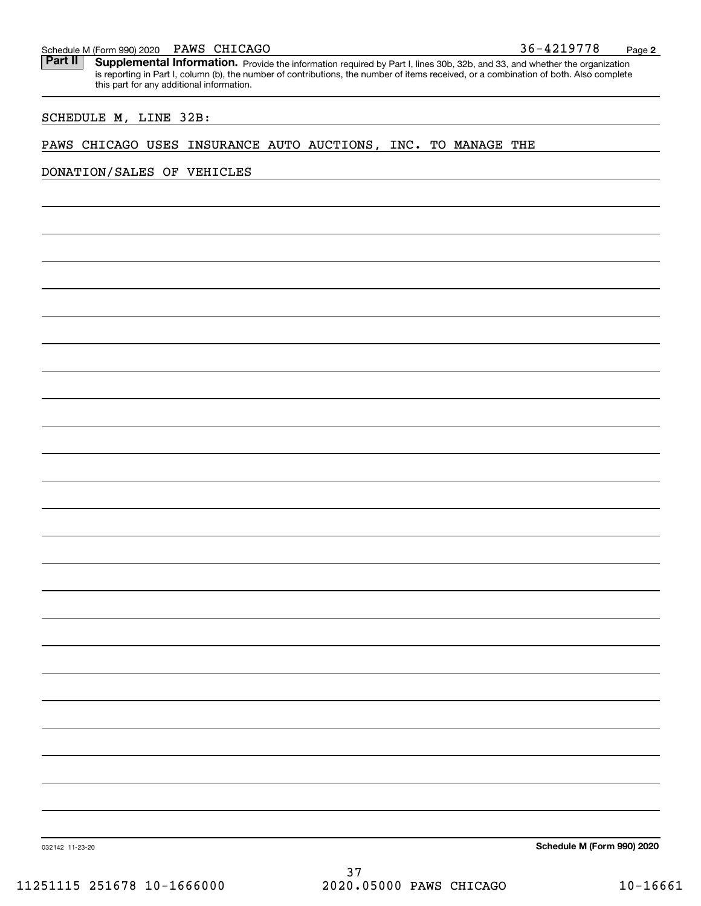**Part II** **Supplemental Information.** Provide the information required by Part I, lines 30b, 32b, and 33, and whether the organization is reporting in Part I, column (b), the number of contributions, the number of items received, or a combination of both. Also complete this part for any additional information.

SCHEDULE M, LINE 32B:

PAWS CHICAGO USES INSURANCE AUTO AUCTIONS, INC. TO MANAGE THE DONATION/SALES OF VEHICLES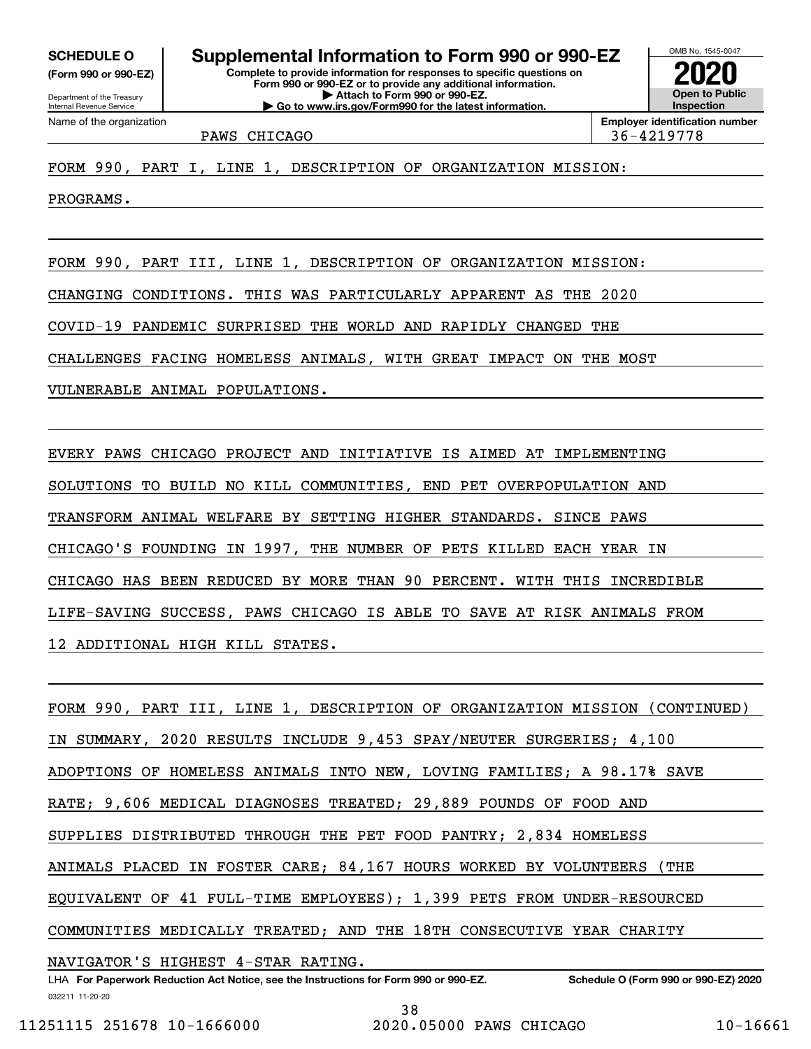**SCHEDULE O**
**(Form 990 or 990-EZ)**

Department of the Treasury
Internal Revenue Service

# Supplemental Information to Form 990 or 990-EZ

**Complete to provide information for responses to specific questions on Form 990 or 990-EZ or to provide any additional information.**
**▶ Attach to Form 990 or 990-EZ.**
**▶ Go to www.irs.gov/Form990 for the latest information.**

OMB No. 1545-0047
**2020**
**Open to Public Inspection**

Name of the organization: PAWS CHICAGO

**Employer identification number:** 36-4219778

FORM 990, PART I, LINE 1, DESCRIPTION OF ORGANIZATION MISSION:

PROGRAMS.

FORM 990, PART III, LINE 1, DESCRIPTION OF ORGANIZATION MISSION:

CHANGING CONDITIONS. THIS WAS PARTICULARLY APPARENT AS THE 2020 COVID-19 PANDEMIC SURPRISED THE WORLD AND RAPIDLY CHANGED THE CHALLENGES FACING HOMELESS ANIMALS, WITH GREAT IMPACT ON THE MOST VULNERABLE ANIMAL POPULATIONS.

EVERY PAWS CHICAGO PROJECT AND INITIATIVE IS AIMED AT IMPLEMENTING SOLUTIONS TO BUILD NO KILL COMMUNITIES, END PET OVERPOPULATION AND TRANSFORM ANIMAL WELFARE BY SETTING HIGHER STANDARDS. SINCE PAWS CHICAGO'S FOUNDING IN 1997, THE NUMBER OF PETS KILLED EACH YEAR IN CHICAGO HAS BEEN REDUCED BY MORE THAN 90 PERCENT. WITH THIS INCREDIBLE LIFE-SAVING SUCCESS, PAWS CHICAGO IS ABLE TO SAVE AT RISK ANIMALS FROM 12 ADDITIONAL HIGH KILL STATES.

FORM 990, PART III, LINE 1, DESCRIPTION OF ORGANIZATION MISSION (CONTINUED)

IN SUMMARY, 2020 RESULTS INCLUDE 9,453 SPAY/NEUTER SURGERIES; 4,100 ADOPTIONS OF HOMELESS ANIMALS INTO NEW, LOVING FAMILIES; A 98.17% SAVE RATE; 9,606 MEDICAL DIAGNOSES TREATED; 29,889 POUNDS OF FOOD AND SUPPLIES DISTRIBUTED THROUGH THE PET FOOD PANTRY; 2,834 HOMELESS ANIMALS PLACED IN FOSTER CARE; 84,167 HOURS WORKED BY VOLUNTEERS (THE EQUIVALENT OF 41 FULL-TIME EMPLOYEES); 1,399 PETS FROM UNDER-RESOURCED COMMUNITIES MEDICALLY TREATED; AND THE 18TH CONSECUTIVE YEAR CHARITY NAVIGATOR'S HIGHEST 4-STAR RATING.

LHA **For Paperwork Reduction Act Notice, see the Instructions for Form 990 or 990-EZ.** **Schedule O (Form 990 or 990-EZ) 2020**

032211 11-20-20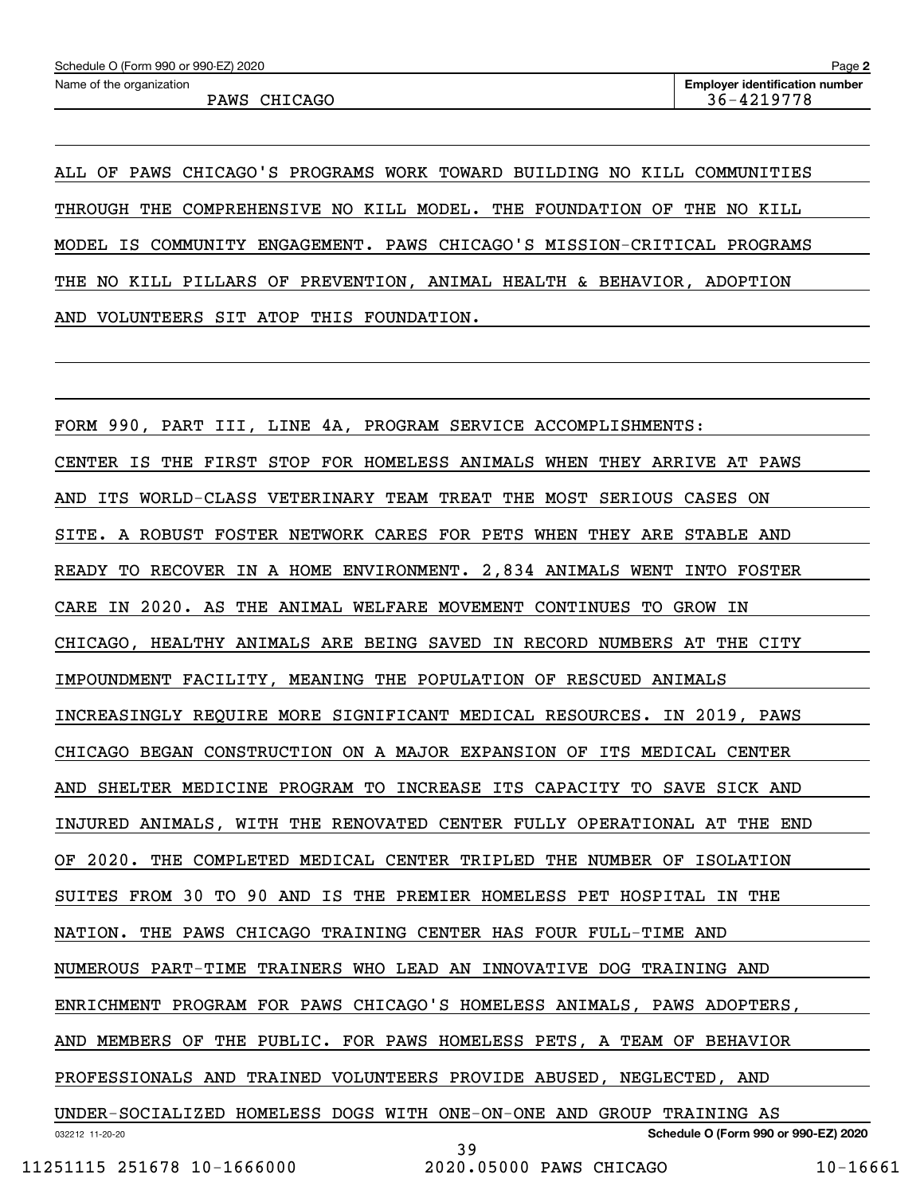Schedule O (Form 990 or 990-EZ) 2020

Name of the organization: PAWS CHICAGO

Employer identification number: 36-4219778

ALL OF PAWS CHICAGO'S PROGRAMS WORK TOWARD BUILDING NO KILL COMMUNITIES THROUGH THE COMPREHENSIVE NO KILL MODEL. THE FOUNDATION OF THE NO KILL MODEL IS COMMUNITY ENGAGEMENT. PAWS CHICAGO'S MISSION-CRITICAL PROGRAMS THE NO KILL PILLARS OF PREVENTION, ANIMAL HEALTH & BEHAVIOR, ADOPTION AND VOLUNTEERS SIT ATOP THIS FOUNDATION.

FORM 990, PART III, LINE 4A, PROGRAM SERVICE ACCOMPLISHMENTS:

CENTER IS THE FIRST STOP FOR HOMELESS ANIMALS WHEN THEY ARRIVE AT PAWS AND ITS WORLD-CLASS VETERINARY TEAM TREAT THE MOST SERIOUS CASES ON SITE. A ROBUST FOSTER NETWORK CARES FOR PETS WHEN THEY ARE STABLE AND READY TO RECOVER IN A HOME ENVIRONMENT. 2,834 ANIMALS WENT INTO FOSTER CARE IN 2020. AS THE ANIMAL WELFARE MOVEMENT CONTINUES TO GROW IN CHICAGO, HEALTHY ANIMALS ARE BEING SAVED IN RECORD NUMBERS AT THE CITY IMPOUNDMENT FACILITY, MEANING THE POPULATION OF RESCUED ANIMALS INCREASINGLY REQUIRE MORE SIGNIFICANT MEDICAL RESOURCES. IN 2019, PAWS CHICAGO BEGAN CONSTRUCTION ON A MAJOR EXPANSION OF ITS MEDICAL CENTER AND SHELTER MEDICINE PROGRAM TO INCREASE ITS CAPACITY TO SAVE SICK AND INJURED ANIMALS, WITH THE RENOVATED CENTER FULLY OPERATIONAL AT THE END OF 2020. THE COMPLETED MEDICAL CENTER TRIPLED THE NUMBER OF ISOLATION SUITES FROM 30 TO 90 AND IS THE PREMIER HOMELESS PET HOSPITAL IN THE NATION. THE PAWS CHICAGO TRAINING CENTER HAS FOUR FULL-TIME AND NUMEROUS PART-TIME TRAINERS WHO LEAD AN INNOVATIVE DOG TRAINING AND ENRICHMENT PROGRAM FOR PAWS CHICAGO'S HOMELESS ANIMALS, PAWS ADOPTERS, AND MEMBERS OF THE PUBLIC. FOR PAWS HOMELESS PETS, A TEAM OF BEHAVIOR PROFESSIONALS AND TRAINED VOLUNTEERS PROVIDE ABUSED, NEGLECTED, AND UNDER-SOCIALIZED HOMELESS DOGS WITH ONE-ON-ONE AND GROUP TRAINING AS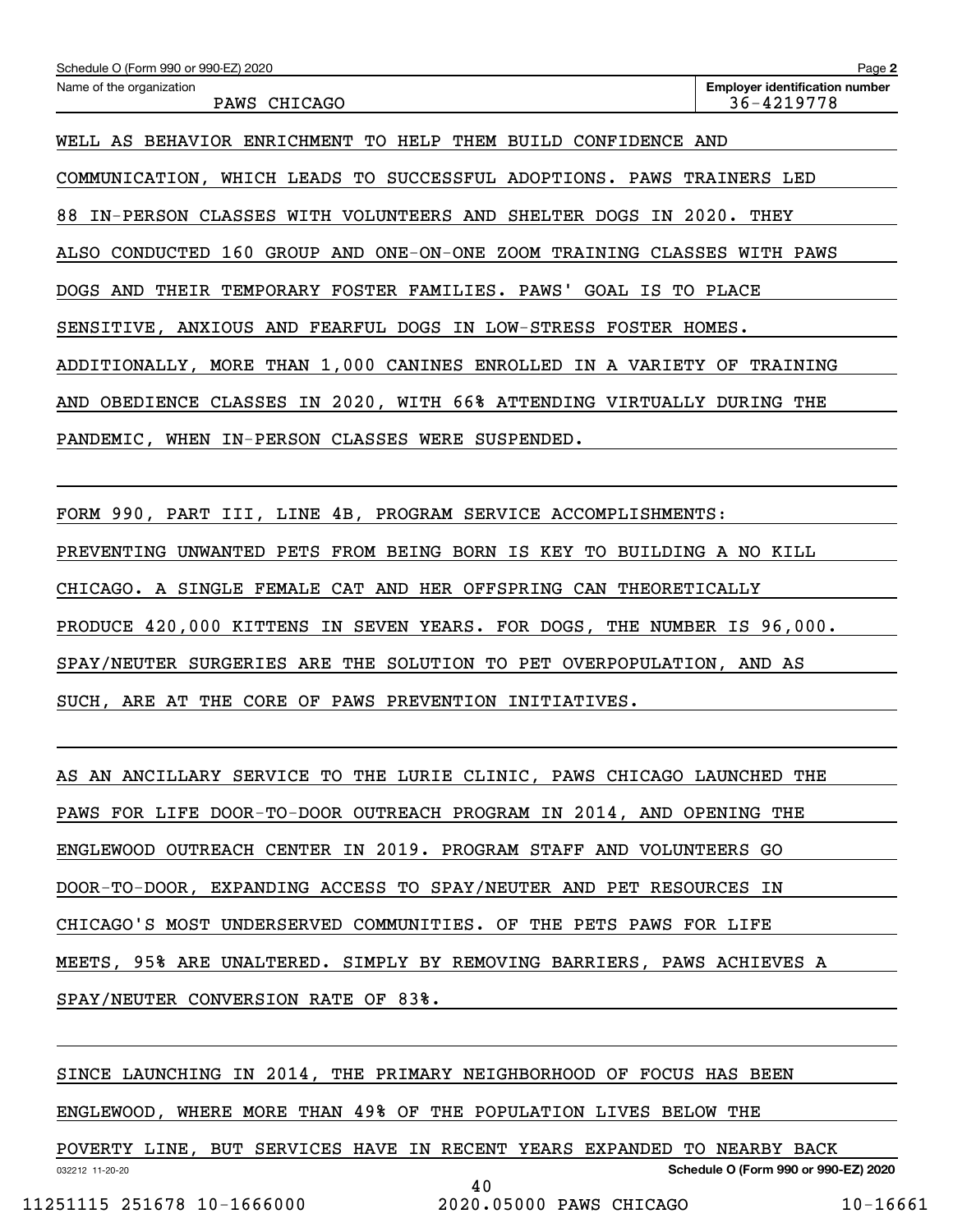Schedule O (Form 990 or 990-EZ) 2020

Name of the organization: PAWS CHICAGO

Employer identification number: 36-4219778

WELL AS BEHAVIOR ENRICHMENT TO HELP THEM BUILD CONFIDENCE AND COMMUNICATION, WHICH LEADS TO SUCCESSFUL ADOPTIONS. PAWS TRAINERS LED 88 IN-PERSON CLASSES WITH VOLUNTEERS AND SHELTER DOGS IN 2020. THEY ALSO CONDUCTED 160 GROUP AND ONE-ON-ONE ZOOM TRAINING CLASSES WITH PAWS DOGS AND THEIR TEMPORARY FOSTER FAMILIES. PAWS' GOAL IS TO PLACE SENSITIVE, ANXIOUS AND FEARFUL DOGS IN LOW-STRESS FOSTER HOMES. ADDITIONALLY, MORE THAN 1,000 CANINES ENROLLED IN A VARIETY OF TRAINING AND OBEDIENCE CLASSES IN 2020, WITH 66% ATTENDING VIRTUALLY DURING THE PANDEMIC, WHEN IN-PERSON CLASSES WERE SUSPENDED.

FORM 990, PART III, LINE 4B, PROGRAM SERVICE ACCOMPLISHMENTS:
PREVENTING UNWANTED PETS FROM BEING BORN IS KEY TO BUILDING A NO KILL CHICAGO. A SINGLE FEMALE CAT AND HER OFFSPRING CAN THEORETICALLY PRODUCE 420,000 KITTENS IN SEVEN YEARS. FOR DOGS, THE NUMBER IS 96,000. SPAY/NEUTER SURGERIES ARE THE SOLUTION TO PET OVERPOPULATION, AND AS SUCH, ARE AT THE CORE OF PAWS PREVENTION INITIATIVES.

AS AN ANCILLARY SERVICE TO THE LURIE CLINIC, PAWS CHICAGO LAUNCHED THE PAWS FOR LIFE DOOR-TO-DOOR OUTREACH PROGRAM IN 2014, AND OPENING THE ENGLEWOOD OUTREACH CENTER IN 2019. PROGRAM STAFF AND VOLUNTEERS GO DOOR-TO-DOOR, EXPANDING ACCESS TO SPAY/NEUTER AND PET RESOURCES IN CHICAGO'S MOST UNDERSERVED COMMUNITIES. OF THE PETS PAWS FOR LIFE MEETS, 95% ARE UNALTERED. SIMPLY BY REMOVING BARRIERS, PAWS ACHIEVES A SPAY/NEUTER CONVERSION RATE OF 83%.

SINCE LAUNCHING IN 2014, THE PRIMARY NEIGHBORHOOD OF FOCUS HAS BEEN ENGLEWOOD, WHERE MORE THAN 49% OF THE POPULATION LIVES BELOW THE POVERTY LINE, BUT SERVICES HAVE IN RECENT YEARS EXPANDED TO NEARBY BACK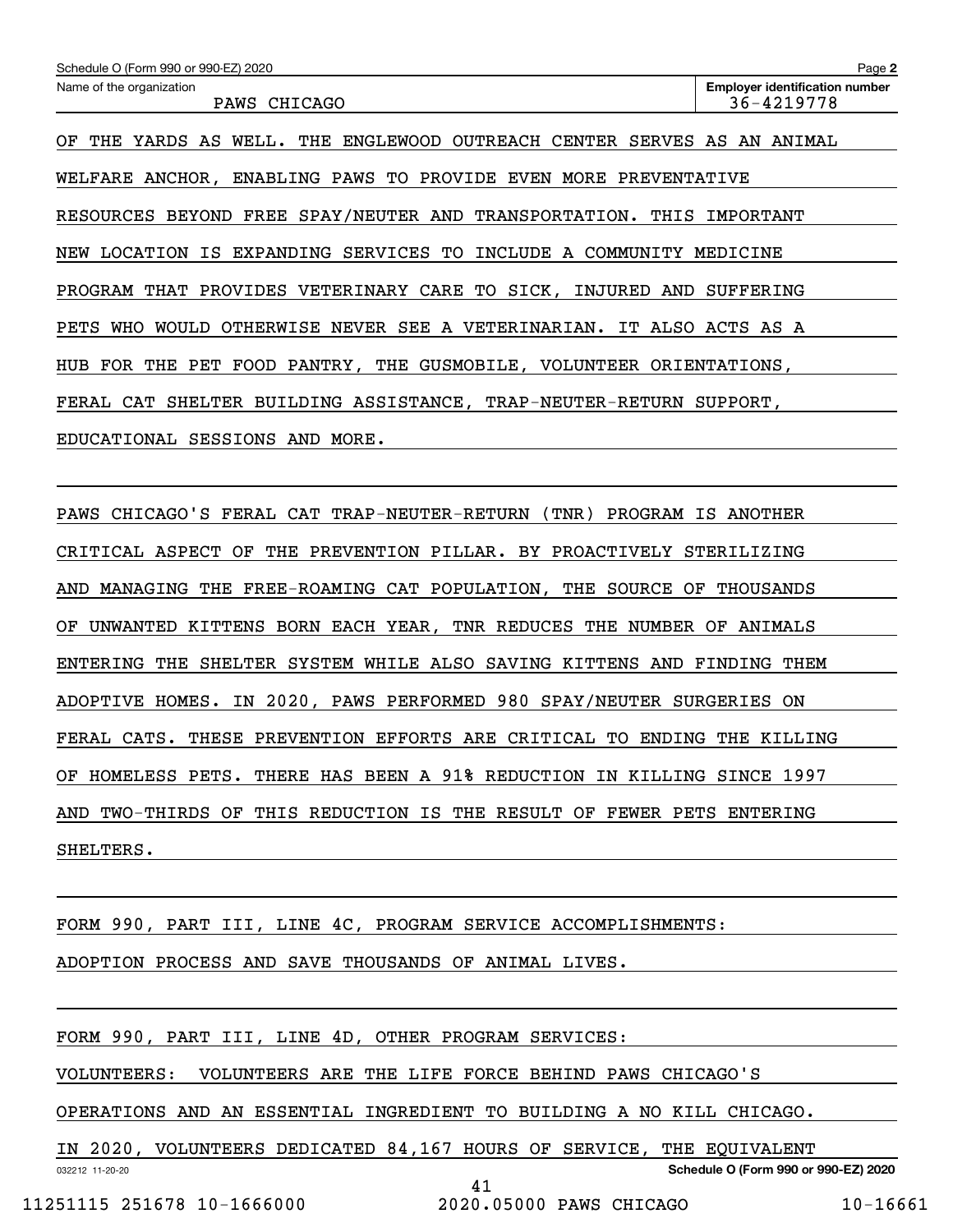Schedule O (Form 990 or 990-EZ) 2020 Page **2**

| Name of the organization | Employer identification number |
| --- | --- |
| PAWS CHICAGO | 36-4219778 |

OF THE YARDS AS WELL. THE ENGLEWOOD OUTREACH CENTER SERVES AS AN ANIMAL WELFARE ANCHOR, ENABLING PAWS TO PROVIDE EVEN MORE PREVENTATIVE RESOURCES BEYOND FREE SPAY/NEUTER AND TRANSPORTATION. THIS IMPORTANT NEW LOCATION IS EXPANDING SERVICES TO INCLUDE A COMMUNITY MEDICINE PROGRAM THAT PROVIDES VETERINARY CARE TO SICK, INJURED AND SUFFERING PETS WHO WOULD OTHERWISE NEVER SEE A VETERINARIAN. IT ALSO ACTS AS A HUB FOR THE PET FOOD PANTRY, THE GUSMOBILE, VOLUNTEER ORIENTATIONS, FERAL CAT SHELTER BUILDING ASSISTANCE, TRAP-NEUTER-RETURN SUPPORT, EDUCATIONAL SESSIONS AND MORE.

PAWS CHICAGO'S FERAL CAT TRAP-NEUTER-RETURN (TNR) PROGRAM IS ANOTHER CRITICAL ASPECT OF THE PREVENTION PILLAR. BY PROACTIVELY STERILIZING AND MANAGING THE FREE-ROAMING CAT POPULATION, THE SOURCE OF THOUSANDS OF UNWANTED KITTENS BORN EACH YEAR, TNR REDUCES THE NUMBER OF ANIMALS ENTERING THE SHELTER SYSTEM WHILE ALSO SAVING KITTENS AND FINDING THEM ADOPTIVE HOMES. IN 2020, PAWS PERFORMED 980 SPAY/NEUTER SURGERIES ON FERAL CATS. THESE PREVENTION EFFORTS ARE CRITICAL TO ENDING THE KILLING OF HOMELESS PETS. THERE HAS BEEN A 91% REDUCTION IN KILLING SINCE 1997 AND TWO-THIRDS OF THIS REDUCTION IS THE RESULT OF FEWER PETS ENTERING SHELTERS.

FORM 990, PART III, LINE 4C, PROGRAM SERVICE ACCOMPLISHMENTS:

ADOPTION PROCESS AND SAVE THOUSANDS OF ANIMAL LIVES.

FORM 990, PART III, LINE 4D, OTHER PROGRAM SERVICES:

VOLUNTEERS: VOLUNTEERS ARE THE LIFE FORCE BEHIND PAWS CHICAGO'S OPERATIONS AND AN ESSENTIAL INGREDIENT TO BUILDING A NO KILL CHICAGO. IN 2020, VOLUNTEERS DEDICATED 84,167 HOURS OF SERVICE, THE EQUIVALENT

032212 11-20-20 **Schedule O (Form 990 or 990-EZ) 2020**

11251115 251678 10-1666000 2020.05000 PAWS CHICAGO 10-16661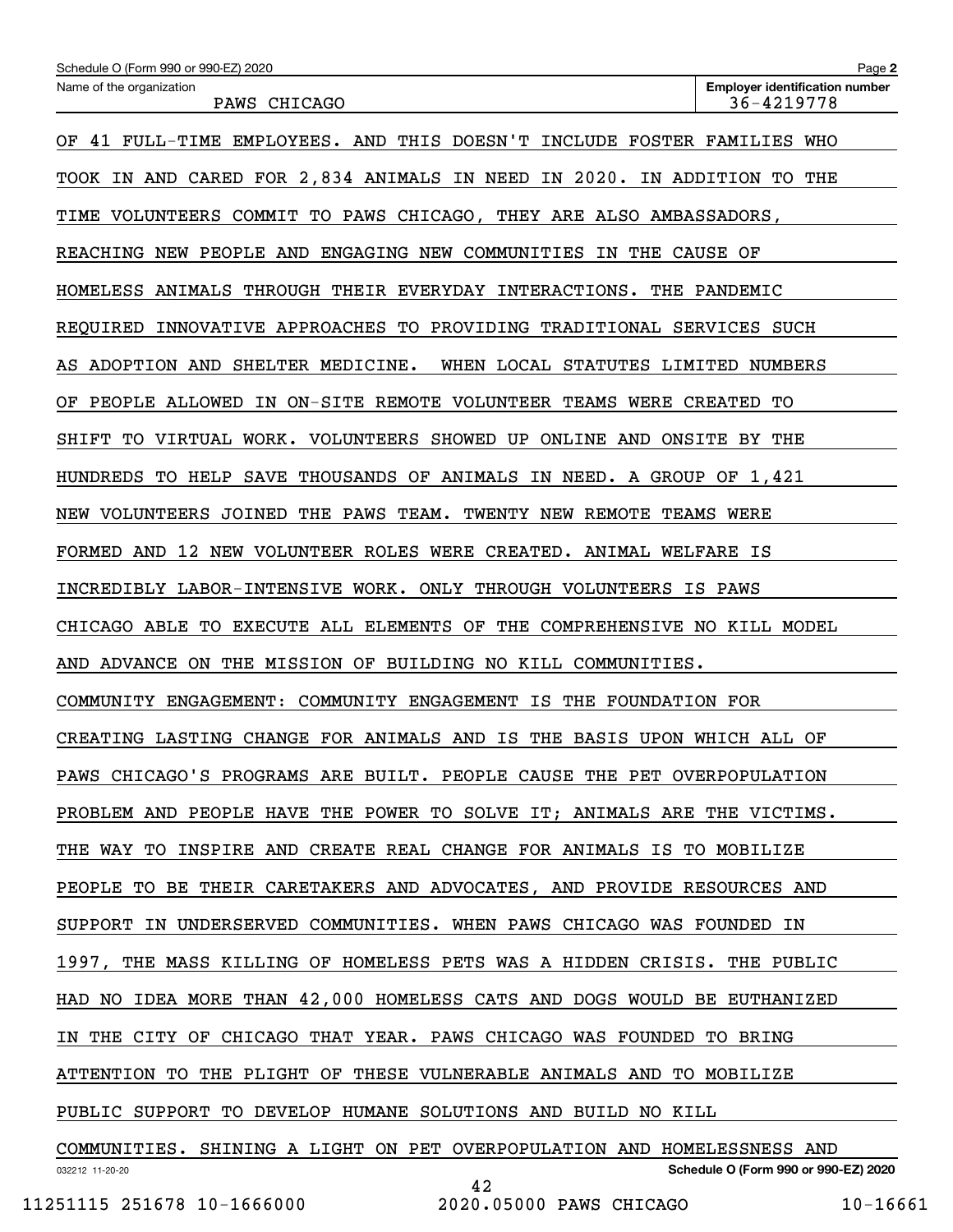OF 41 FULL-TIME EMPLOYEES. AND THIS DOESN'T INCLUDE FOSTER FAMILIES WHO TOOK IN AND CARED FOR 2,834 ANIMALS IN NEED IN 2020. IN ADDITION TO THE TIME VOLUNTEERS COMMIT TO PAWS CHICAGO, THEY ARE ALSO AMBASSADORS, REACHING NEW PEOPLE AND ENGAGING NEW COMMUNITIES IN THE CAUSE OF HOMELESS ANIMALS THROUGH THEIR EVERYDAY INTERACTIONS. THE PANDEMIC REQUIRED INNOVATIVE APPROACHES TO PROVIDING TRADITIONAL SERVICES SUCH AS ADOPTION AND SHELTER MEDICINE. WHEN LOCAL STATUTES LIMITED NUMBERS OF PEOPLE ALLOWED IN ON-SITE REMOTE VOLUNTEER TEAMS WERE CREATED TO SHIFT TO VIRTUAL WORK. VOLUNTEERS SHOWED UP ONLINE AND ONSITE BY THE HUNDREDS TO HELP SAVE THOUSANDS OF ANIMALS IN NEED. A GROUP OF 1,421 NEW VOLUNTEERS JOINED THE PAWS TEAM. TWENTY NEW REMOTE TEAMS WERE FORMED AND 12 NEW VOLUNTEER ROLES WERE CREATED. ANIMAL WELFARE IS INCREDIBLY LABOR-INTENSIVE WORK. ONLY THROUGH VOLUNTEERS IS PAWS CHICAGO ABLE TO EXECUTE ALL ELEMENTS OF THE COMPREHENSIVE NO KILL MODEL AND ADVANCE ON THE MISSION OF BUILDING NO KILL COMMUNITIES.

COMMUNITY ENGAGEMENT: COMMUNITY ENGAGEMENT IS THE FOUNDATION FOR CREATING LASTING CHANGE FOR ANIMALS AND IS THE BASIS UPON WHICH ALL OF PAWS CHICAGO'S PROGRAMS ARE BUILT. PEOPLE CAUSE THE PET OVERPOPULATION PROBLEM AND PEOPLE HAVE THE POWER TO SOLVE IT; ANIMALS ARE THE VICTIMS. THE WAY TO INSPIRE AND CREATE REAL CHANGE FOR ANIMALS IS TO MOBILIZE PEOPLE TO BE THEIR CARETAKERS AND ADVOCATES, AND PROVIDE RESOURCES AND SUPPORT IN UNDERSERVED COMMUNITIES. WHEN PAWS CHICAGO WAS FOUNDED IN 1997, THE MASS KILLING OF HOMELESS PETS WAS A HIDDEN CRISIS. THE PUBLIC HAD NO IDEA MORE THAN 42,000 HOMELESS CATS AND DOGS WOULD BE EUTHANIZED IN THE CITY OF CHICAGO THAT YEAR. PAWS CHICAGO WAS FOUNDED TO BRING ATTENTION TO THE PLIGHT OF THESE VULNERABLE ANIMALS AND TO MOBILIZE PUBLIC SUPPORT TO DEVELOP HUMANE SOLUTIONS AND BUILD NO KILL COMMUNITIES. SHINING A LIGHT ON PET OVERPOPULATION AND HOMELESSNESS AND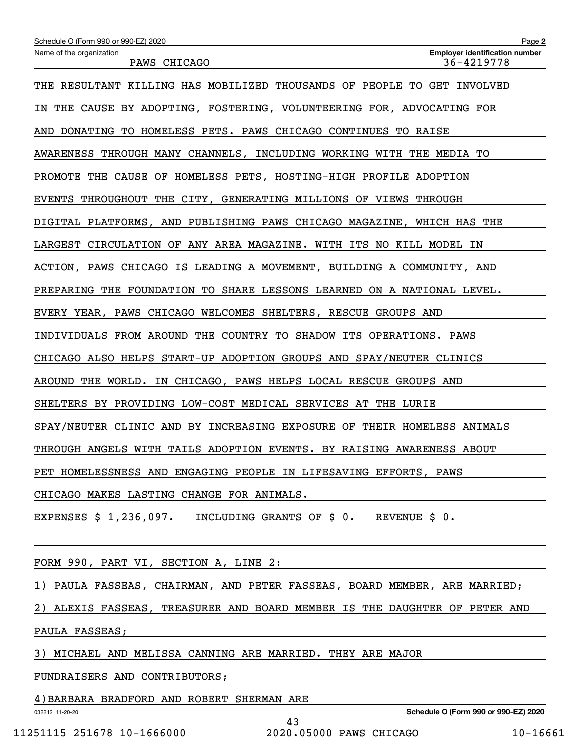THE RESULTANT KILLING HAS MOBILIZED THOUSANDS OF PEOPLE TO GET INVOLVED IN THE CAUSE BY ADOPTING, FOSTERING, VOLUNTEERING FOR, ADVOCATING FOR AND DONATING TO HOMELESS PETS. PAWS CHICAGO CONTINUES TO RAISE AWARENESS THROUGH MANY CHANNELS, INCLUDING WORKING WITH THE MEDIA TO PROMOTE THE CAUSE OF HOMELESS PETS, HOSTING-HIGH PROFILE ADOPTION EVENTS THROUGHOUT THE CITY, GENERATING MILLIONS OF VIEWS THROUGH DIGITAL PLATFORMS, AND PUBLISHING PAWS CHICAGO MAGAZINE, WHICH HAS THE LARGEST CIRCULATION OF ANY AREA MAGAZINE. WITH ITS NO KILL MODEL IN ACTION, PAWS CHICAGO IS LEADING A MOVEMENT, BUILDING A COMMUNITY, AND PREPARING THE FOUNDATION TO SHARE LESSONS LEARNED ON A NATIONAL LEVEL. EVERY YEAR, PAWS CHICAGO WELCOMES SHELTERS, RESCUE GROUPS AND INDIVIDUALS FROM AROUND THE COUNTRY TO SHADOW ITS OPERATIONS. PAWS CHICAGO ALSO HELPS START-UP ADOPTION GROUPS AND SPAY/NEUTER CLINICS AROUND THE WORLD. IN CHICAGO, PAWS HELPS LOCAL RESCUE GROUPS AND SHELTERS BY PROVIDING LOW-COST MEDICAL SERVICES AT THE LURIE SPAY/NEUTER CLINIC AND BY INCREASING EXPOSURE OF THEIR HOMELESS ANIMALS THROUGH ANGELS WITH TAILS ADOPTION EVENTS. BY RAISING AWARENESS ABOUT PET HOMELESSNESS AND ENGAGING PEOPLE IN LIFESAVING EFFORTS, PAWS CHICAGO MAKES LASTING CHANGE FOR ANIMALS.

EXPENSES $ 1,236,097. INCLUDING GRANTS OF $ 0. REVENUE $ 0.

FORM 990, PART VI, SECTION A, LINE 2:

1) PAULA FASSEAS, CHAIRMAN, AND PETER FASSEAS, BOARD MEMBER, ARE MARRIED;

2) ALEXIS FASSEAS, TREASURER AND BOARD MEMBER IS THE DAUGHTER OF PETER AND PAULA FASSEAS;

3) MICHAEL AND MELISSA CANNING ARE MARRIED. THEY ARE MAJOR FUNDRAISERS AND CONTRIBUTORS;

4)BARBARA BRADFORD AND ROBERT SHERMAN ARE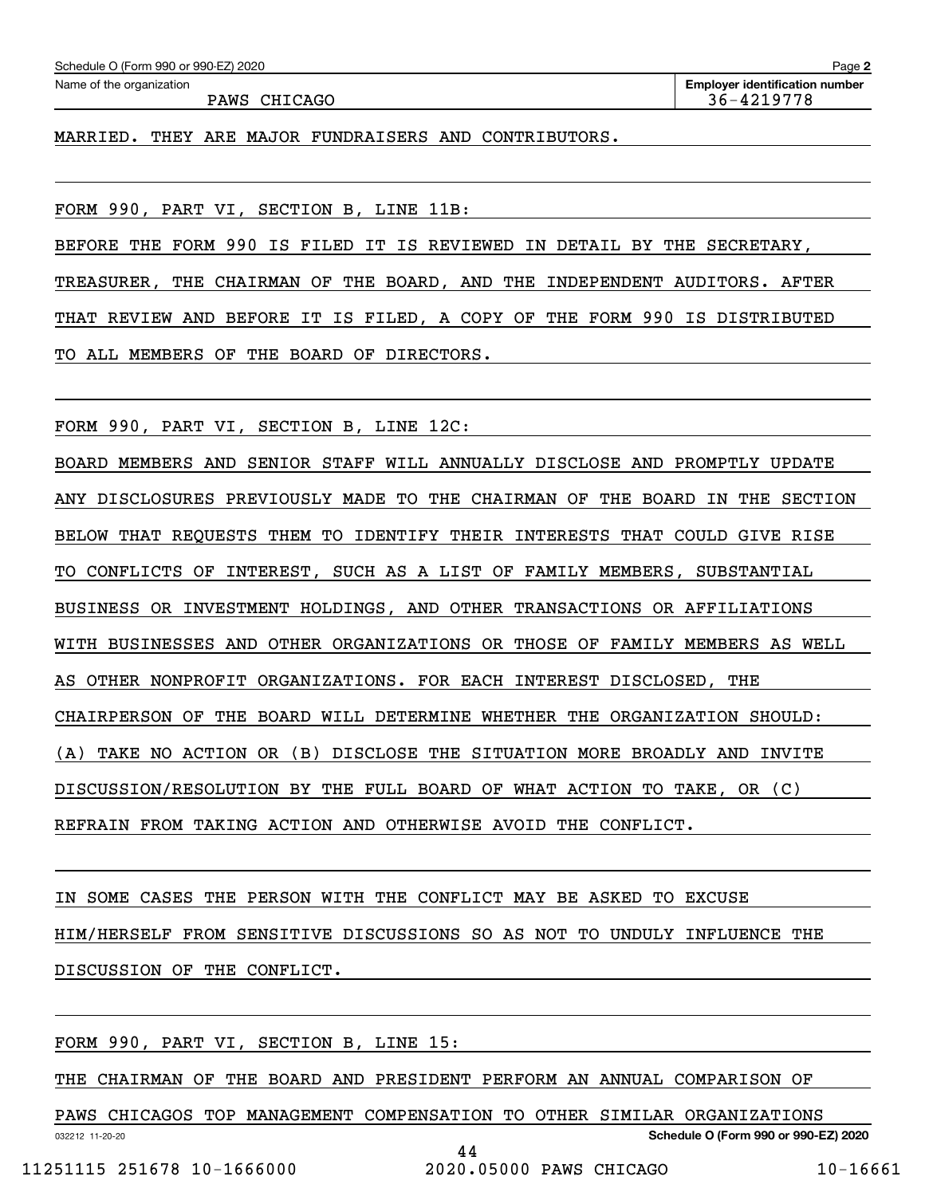Name of the organization: PAWS CHICAGO

Employer identification number: 36-4219778

MARRIED. THEY ARE MAJOR FUNDRAISERS AND CONTRIBUTORS.

FORM 990, PART VI, SECTION B, LINE 11B:

BEFORE THE FORM 990 IS FILED IT IS REVIEWED IN DETAIL BY THE SECRETARY, TREASURER, THE CHAIRMAN OF THE BOARD, AND THE INDEPENDENT AUDITORS. AFTER THAT REVIEW AND BEFORE IT IS FILED, A COPY OF THE FORM 990 IS DISTRIBUTED TO ALL MEMBERS OF THE BOARD OF DIRECTORS.

FORM 990, PART VI, SECTION B, LINE 12C:

BOARD MEMBERS AND SENIOR STAFF WILL ANNUALLY DISCLOSE AND PROMPTLY UPDATE ANY DISCLOSURES PREVIOUSLY MADE TO THE CHAIRMAN OF THE BOARD IN THE SECTION BELOW THAT REQUESTS THEM TO IDENTIFY THEIR INTERESTS THAT COULD GIVE RISE TO CONFLICTS OF INTEREST, SUCH AS A LIST OF FAMILY MEMBERS, SUBSTANTIAL BUSINESS OR INVESTMENT HOLDINGS, AND OTHER TRANSACTIONS OR AFFILIATIONS WITH BUSINESSES AND OTHER ORGANIZATIONS OR THOSE OF FAMILY MEMBERS AS WELL AS OTHER NONPROFIT ORGANIZATIONS. FOR EACH INTEREST DISCLOSED, THE CHAIRPERSON OF THE BOARD WILL DETERMINE WHETHER THE ORGANIZATION SHOULD: (A) TAKE NO ACTION OR (B) DISCLOSE THE SITUATION MORE BROADLY AND INVITE DISCUSSION/RESOLUTION BY THE FULL BOARD OF WHAT ACTION TO TAKE, OR (C) REFRAIN FROM TAKING ACTION AND OTHERWISE AVOID THE CONFLICT.

IN SOME CASES THE PERSON WITH THE CONFLICT MAY BE ASKED TO EXCUSE HIM/HERSELF FROM SENSITIVE DISCUSSIONS SO AS NOT TO UNDULY INFLUENCE THE DISCUSSION OF THE CONFLICT.

FORM 990, PART VI, SECTION B, LINE 15:

THE CHAIRMAN OF THE BOARD AND PRESIDENT PERFORM AN ANNUAL COMPARISON OF PAWS CHICAGOS TOP MANAGEMENT COMPENSATION TO OTHER SIMILAR ORGANIZATIONS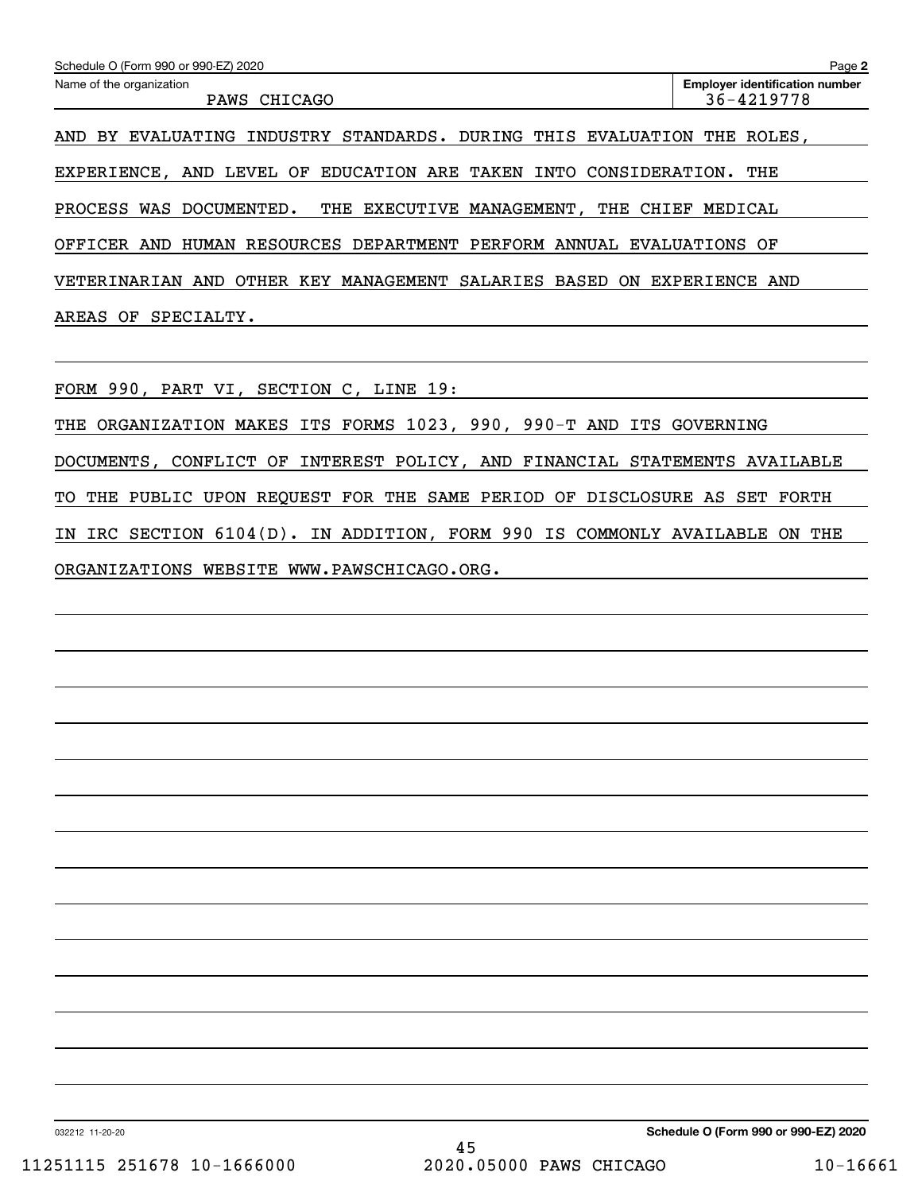Schedule O (Form 990 or 990-EZ) 2020

Name of the organization: PAWS CHICAGO

Employer identification number: 36-4219778

AND BY EVALUATING INDUSTRY STANDARDS. DURING THIS EVALUATION THE ROLES, EXPERIENCE, AND LEVEL OF EDUCATION ARE TAKEN INTO CONSIDERATION. THE PROCESS WAS DOCUMENTED. THE EXECUTIVE MANAGEMENT, THE CHIEF MEDICAL OFFICER AND HUMAN RESOURCES DEPARTMENT PERFORM ANNUAL EVALUATIONS OF VETERINARIAN AND OTHER KEY MANAGEMENT SALARIES BASED ON EXPERIENCE AND AREAS OF SPECIALTY.

FORM 990, PART VI, SECTION C, LINE 19:

THE ORGANIZATION MAKES ITS FORMS 1023, 990, 990-T AND ITS GOVERNING DOCUMENTS, CONFLICT OF INTEREST POLICY, AND FINANCIAL STATEMENTS AVAILABLE TO THE PUBLIC UPON REQUEST FOR THE SAME PERIOD OF DISCLOSURE AS SET FORTH IN IRC SECTION 6104(D). IN ADDITION, FORM 990 IS COMMONLY AVAILABLE ON THE ORGANIZATIONS WEBSITE WWW.PAWSCHICAGO.ORG.